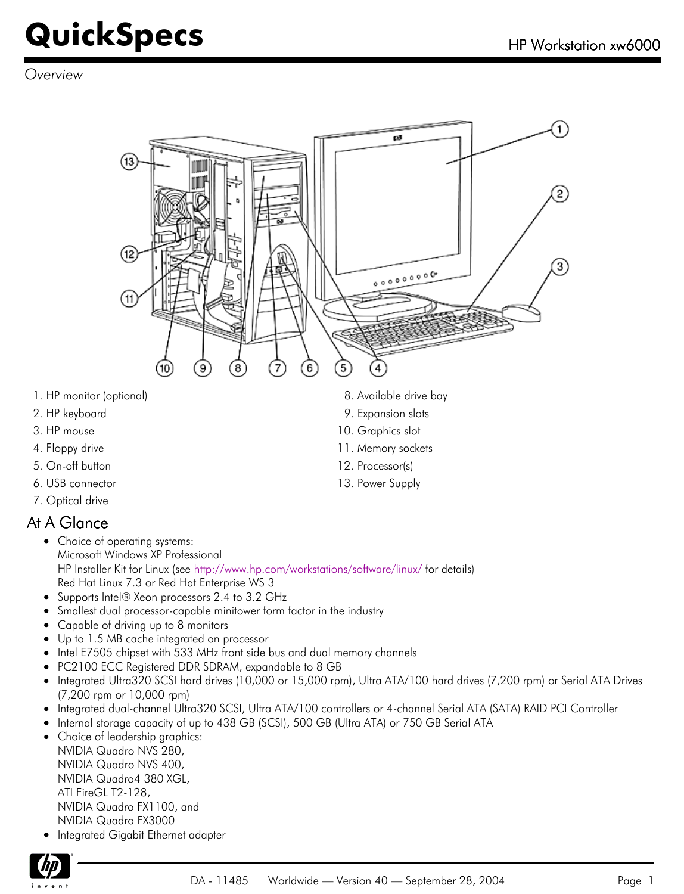# QuickSpecs

HP Workstation xw6000

*Overview*

1. HP monitor (optional)
2. HP keyboard
3. HP mouse
4. Floppy drive
5. On-off button
6. USB connector
7. Optical drive
8. Available drive bay
9. Expansion slots
10. Graphics slot
11. Memory sockets
12. Processor(s)
13. Power Supply

## At A Glance

- Choice of operating systems:
  Microsoft Windows XP Professional
  HP Installer Kit for Linux (see http://www.hp.com/workstations/software/linux/ for details)
  Red Hat Linux 7.3 or Red Hat Enterprise WS 3
- Supports Intel® Xeon processors 2.4 to 3.2 GHz
- Smallest dual processor-capable minitower form factor in the industry
- Capable of driving up to 8 monitors
- Up to 1.5 MB cache integrated on processor
- Intel E7505 chipset with 533 MHz front side bus and dual memory channels
- PC2100 ECC Registered DDR SDRAM, expandable to 8 GB
- Integrated Ultra320 SCSI hard drives (10,000 or 15,000 rpm), Ultra ATA/100 hard drives (7,200 rpm) or Serial ATA Drives (7,200 rpm or 10,000 rpm)
- Integrated dual-channel Ultra320 SCSI, Ultra ATA/100 controllers or 4-channel Serial ATA (SATA) RAID PCI Controller
- Internal storage capacity of up to 438 GB (SCSI), 500 GB (Ultra ATA) or 750 GB Serial ATA
- Choice of leadership graphics:
  NVIDIA Quadro NVS 280,
  NVIDIA Quadro NVS 400,
  NVIDIA Quadro4 380 XGL,
  ATI FireGL T2-128,
  NVIDIA Quadro FX1100, and
  NVIDIA Quadro FX3000
- Integrated Gigabit Ethernet adapter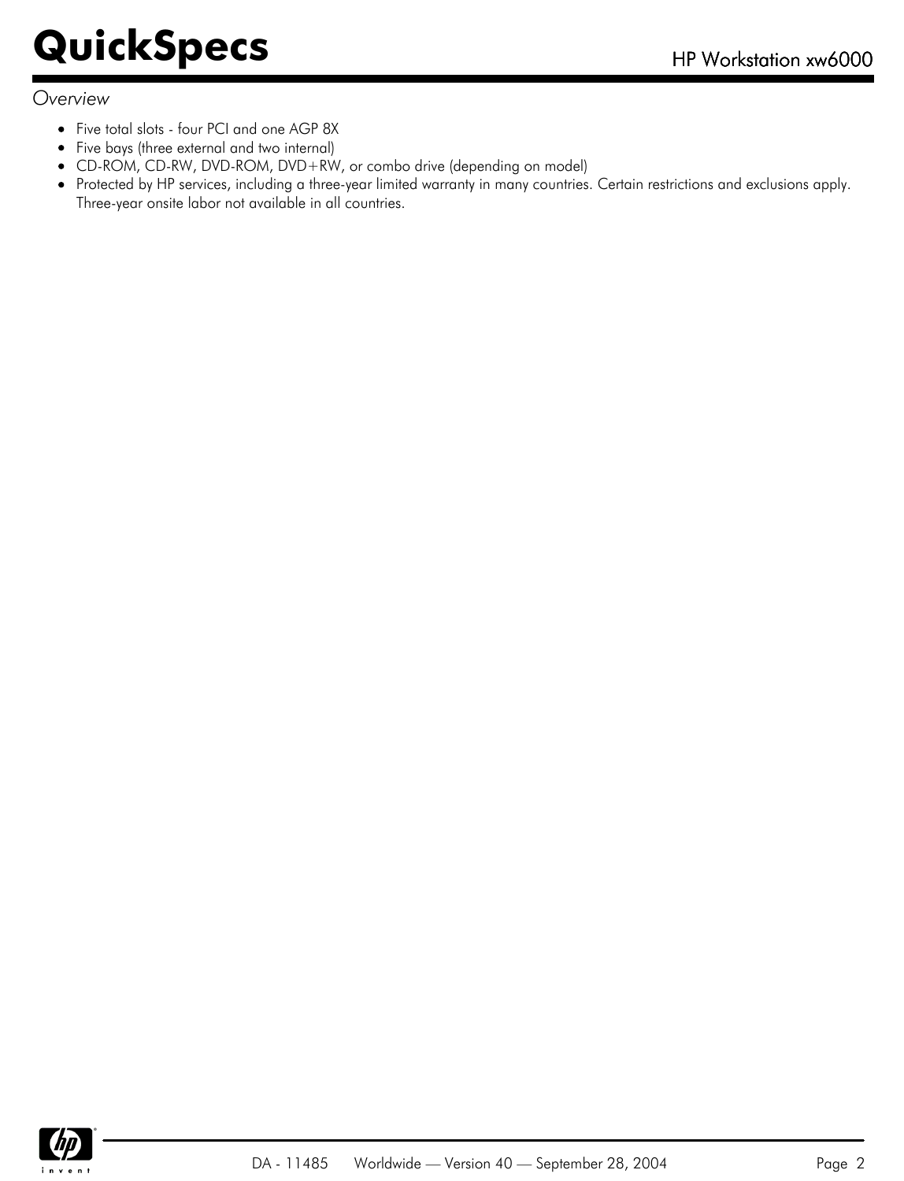*Overview*

- Five total slots - four PCI and one AGP 8X
- Five bays (three external and two internal)
- CD-ROM, CD-RW, DVD-ROM, DVD+RW, or combo drive (depending on model)
- Protected by HP services, including a three-year limited warranty in many countries. Certain restrictions and exclusions apply. Three-year onsite labor not available in all countries.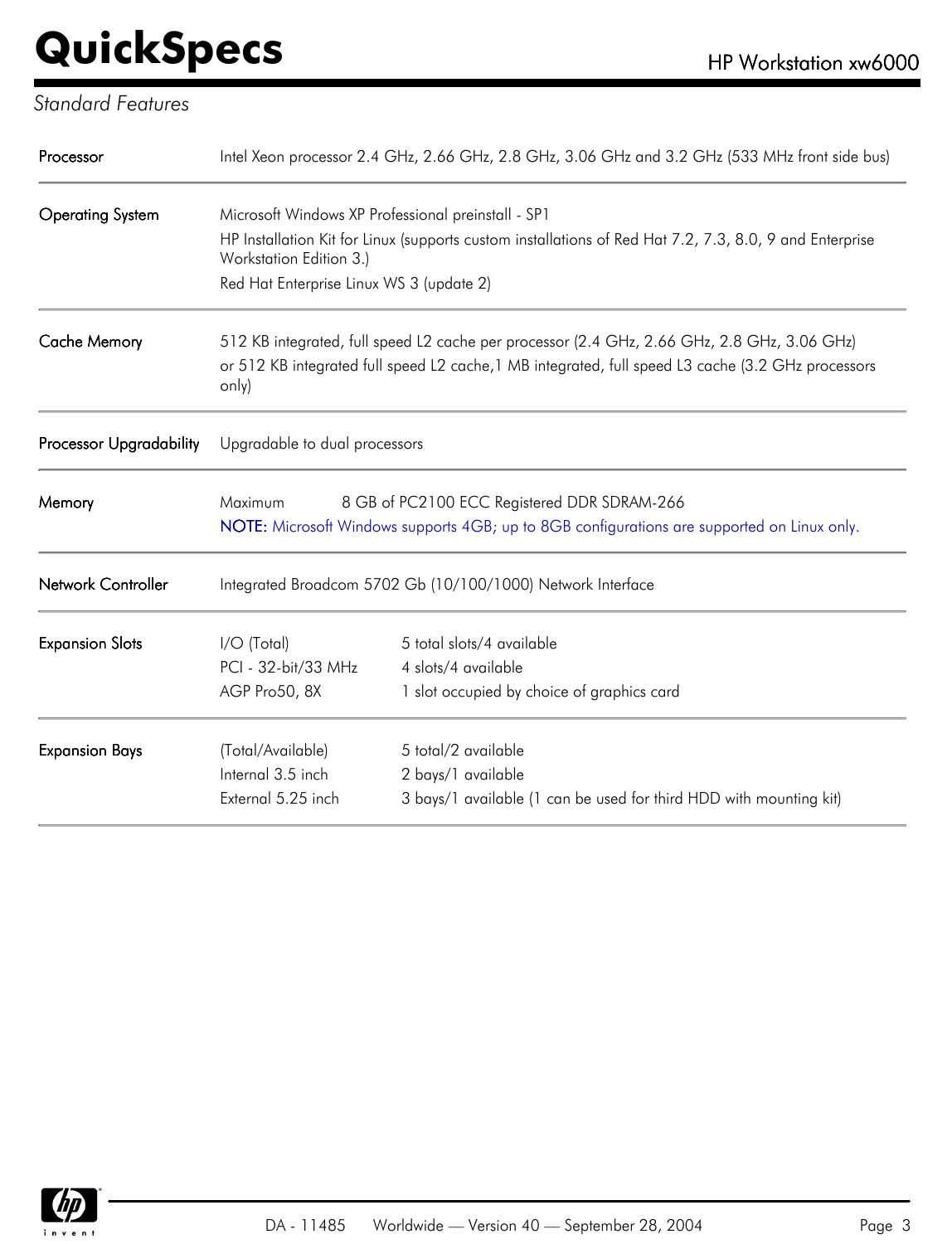# QuickSpecs

## Standard Features

| | | |
|---|---|---|
| **Processor** | Intel Xeon processor 2.4 GHz, 2.66 GHz, 2.8 GHz, 3.06 GHz and 3.2 GHz (533 MHz front side bus) | |
| **Operating System** | Microsoft Windows XP Professional preinstall - SP1<br>HP Installation Kit for Linux (supports custom installations of Red Hat 7.2, 7.3, 8.0, 9 and Enterprise Workstation Edition 3.)<br>Red Hat Enterprise Linux WS 3 (update 2) | |
| **Cache Memory** | 512 KB integrated, full speed L2 cache per processor (2.4 GHz, 2.66 GHz, 2.8 GHz, 3.06 GHz)<br>or 512 KB integrated full speed L2 cache,1 MB integrated, full speed L3 cache (3.2 GHz processors only) | |
| **Processor Upgradability** | Upgradable to dual processors | |
| **Memory** | Maximum | 8 GB of PC2100 ECC Registered DDR SDRAM-266<br>NOTE: Microsoft Windows supports 4GB; up to 8GB configurations are supported on Linux only. |
| **Network Controller** | Integrated Broadcom 5702 Gb (10/100/1000) Network Interface | |
| **Expansion Slots** | I/O (Total) | 5 total slots/4 available |
| | PCI - 32-bit/33 MHz | 4 slots/4 available |
| | AGP Pro50, 8X | 1 slot occupied by choice of graphics card |
| **Expansion Bays** | (Total/Available) | 5 total/2 available |
| | Internal 3.5 inch | 2 bays/1 available |
| | External 5.25 inch | 3 bays/1 available (1 can be used for third HDD with mounting kit) |

DA - 11485 Worldwide — Version 40 — September 28, 2004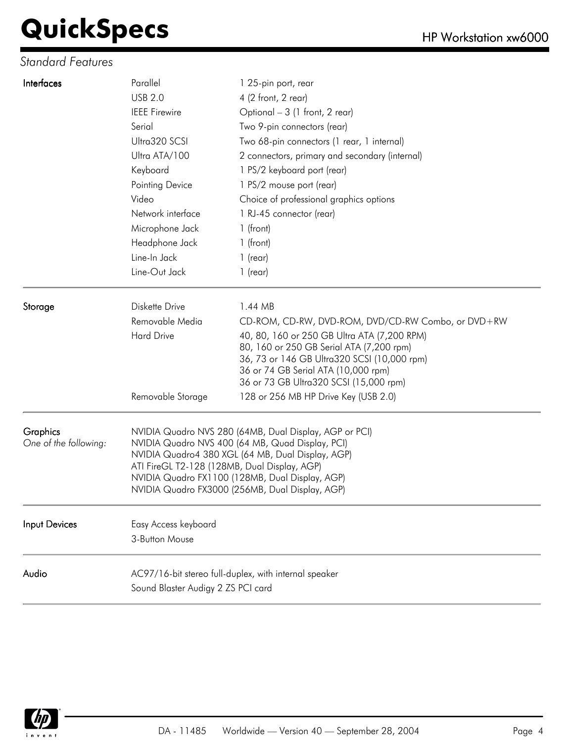*Standard Features*

| | | |
|---|---|---|
| **Interfaces** | Parallel | 1 25-pin port, rear |
| | USB 2.0 | 4 (2 front, 2 rear) |
| | IEEE Firewire | Optional – 3 (1 front, 2 rear) |
| | Serial | Two 9-pin connectors (rear) |
| | Ultra320 SCSI | Two 68-pin connectors (1 rear, 1 internal) |
| | Ultra ATA/100 | 2 connectors, primary and secondary (internal) |
| | Keyboard | 1 PS/2 keyboard port (rear) |
| | Pointing Device | 1 PS/2 mouse port (rear) |
| | Video | Choice of professional graphics options |
| | Network interface | 1 RJ-45 connector (rear) |
| | Microphone Jack | 1 (front) |
| | Headphone Jack | 1 (front) |
| | Line-In Jack | 1 (rear) |
| | Line-Out Jack | 1 (rear) |
| **Storage** | Diskette Drive | 1.44 MB |
| | Removable Media | CD-ROM, CD-RW, DVD-ROM, DVD/CD-RW Combo, or DVD+RW |
| | Hard Drive | 40, 80, 160 or 250 GB Ultra ATA (7,200 RPM)<br>80, 160 or 250 GB Serial ATA (7,200 rpm)<br>36, 73 or 146 GB Ultra320 SCSI (10,000 rpm)<br>36 or 74 GB Serial ATA (10,000 rpm)<br>36 or 73 GB Ultra320 SCSI (15,000 rpm) |
| | Removable Storage | 128 or 256 MB HP Drive Key (USB 2.0) |

**Graphics**
*One of the following:*

NVIDIA Quadro NVS 280 (64MB, Dual Display, AGP or PCI)
NVIDIA Quadro NVS 400 (64 MB, Quad Display, PCI)
NVIDIA Quadro4 380 XGL (64 MB, Dual Display, AGP)
ATI FireGL T2-128 (128MB, Dual Display, AGP)
NVIDIA Quadro FX1100 (128MB, Dual Display, AGP)
NVIDIA Quadro FX3000 (256MB, Dual Display, AGP)

**Input Devices**

Easy Access keyboard
3-Button Mouse

**Audio**

AC97/16-bit stereo full-duplex, with internal speaker
Sound Blaster Audigy 2 ZS PCI card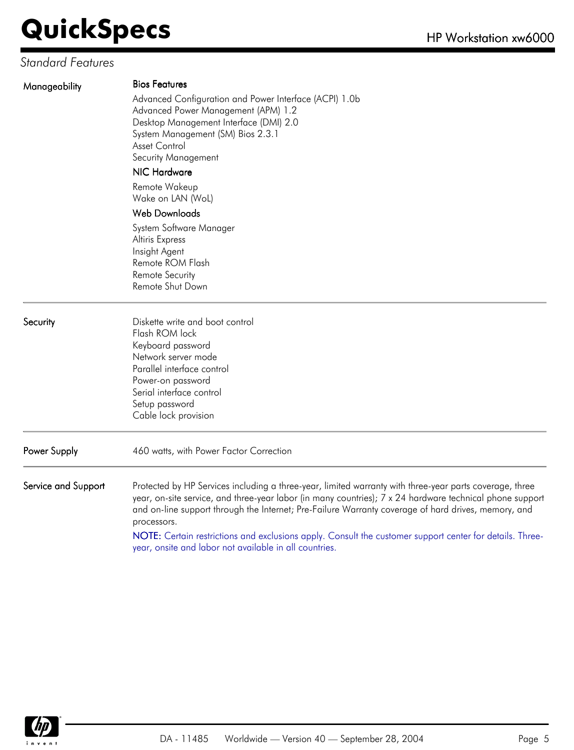## Standard Features

### Manageability

**Bios Features**

Advanced Configuration and Power Interface (ACPI) 1.0b
Advanced Power Management (APM) 1.2
Desktop Management Interface (DMI) 2.0
System Management (SM) Bios 2.3.1
Asset Control
Security Management

**NIC Hardware**

Remote Wakeup
Wake on LAN (WoL)

**Web Downloads**

System Software Manager
Altiris Express
Insight Agent
Remote ROM Flash
Remote Security
Remote Shut Down

### Security

Diskette write and boot control
Flash ROM lock
Keyboard password
Network server mode
Parallel interface control
Power-on password
Serial interface control
Setup password
Cable lock provision

### Power Supply

460 watts, with Power Factor Correction

### Service and Support

Protected by HP Services including a three-year, limited warranty with three-year parts coverage, three year, on-site service, and three-year labor (in many countries); 7 x 24 hardware technical phone support and on-line support through the Internet; Pre-Failure Warranty coverage of hard drives, memory, and processors.

NOTE: Certain restrictions and exclusions apply. Consult the customer support center for details. Three-year, onsite and labor not available in all countries.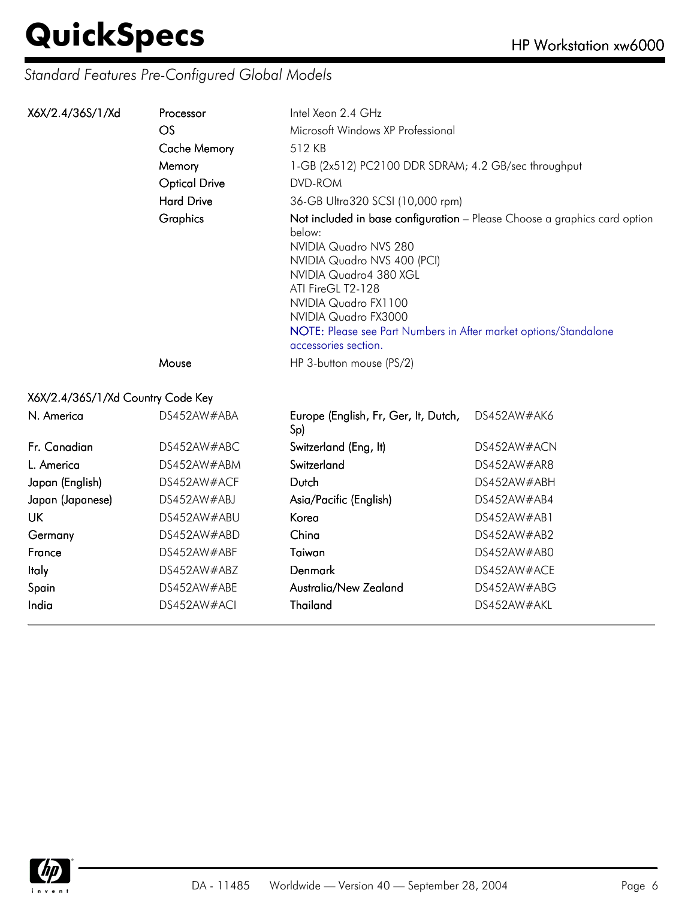## Standard Features Pre-Configured Global Models

| X6X/2.4/36S/1/Xd | | |
|---|---|---|
| | Processor | Intel Xeon 2.4 GHz |
| | OS | Microsoft Windows XP Professional |
| | Cache Memory | 512 KB |
| | Memory | 1-GB (2x512) PC2100 DDR SDRAM; 4.2 GB/sec throughput |
| | Optical Drive | DVD-ROM |
| | Hard Drive | 36-GB Ultra320 SCSI (10,000 rpm) |
| | Graphics | Not included in base configuration – Please Choose a graphics card option below:<br>NVIDIA Quadro NVS 280<br>NVIDIA Quadro NVS 400 (PCI)<br>NVIDIA Quadro4 380 XGL<br>ATI FireGL T2-128<br>NVIDIA Quadro FX1100<br>NVIDIA Quadro FX3000<br>NOTE: Please see Part Numbers in After market options/Standalone accessories section. |
| | Mouse | HP 3-button mouse (PS/2) |

### X6X/2.4/36S/1/Xd Country Code Key

| | | | |
|---|---|---|---|
| N. America | DS452AW#ABA | Europe (English, Fr, Ger, It, Dutch, Sp) | DS452AW#AK6 |
| Fr. Canadian | DS452AW#ABC | Switzerland (Eng, It) | DS452AW#ACN |
| L. America | DS452AW#ABM | Switzerland | DS452AW#AR8 |
| Japan (English) | DS452AW#ACF | Dutch | DS452AW#ABH |
| Japan (Japanese) | DS452AW#ABJ | Asia/Pacific (English) | DS452AW#AB4 |
| UK | DS452AW#ABU | Korea | DS452AW#AB1 |
| Germany | DS452AW#ABD | China | DS452AW#AB2 |
| France | DS452AW#ABF | Taiwan | DS452AW#AB0 |
| Italy | DS452AW#ABZ | Denmark | DS452AW#ACE |
| Spain | DS452AW#ABE | Australia/New Zealand | DS452AW#ABG |
| India | DS452AW#ACI | Thailand | DS452AW#AKL |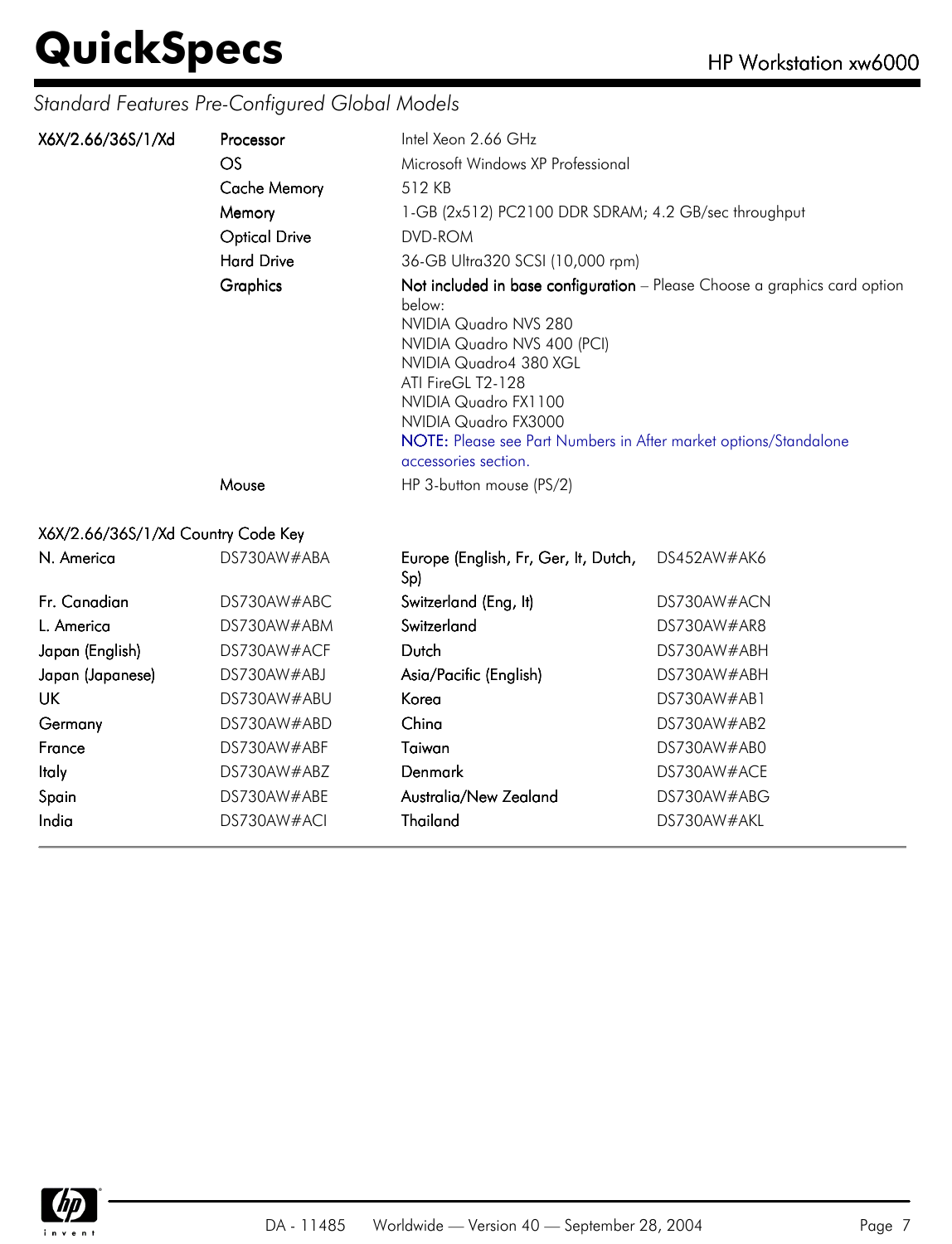*Standard Features Pre-Configured Global Models*

| X6X/2.66/36S/1/Xd | | |
|---|---|---|
| | Processor | Intel Xeon 2.66 GHz |
| | OS | Microsoft Windows XP Professional |
| | Cache Memory | 512 KB |
| | Memory | 1-GB (2x512) PC2100 DDR SDRAM; 4.2 GB/sec throughput |
| | Optical Drive | DVD-ROM |
| | Hard Drive | 36-GB Ultra320 SCSI (10,000 rpm) |
| | Graphics | Not included in base configuration – Please Choose a graphics card option below:<br>NVIDIA Quadro NVS 280<br>NVIDIA Quadro NVS 400 (PCI)<br>NVIDIA Quadro4 380 XGL<br>ATI FireGL T2-128<br>NVIDIA Quadro FX1100<br>NVIDIA Quadro FX3000<br>NOTE: Please see Part Numbers in After market options/Standalone accessories section. |
| | Mouse | HP 3-button mouse (PS/2) |

X6X/2.66/36S/1/Xd Country Code Key

| | | | |
|---|---|---|---|
| N. America | DS730AW#ABA | Europe (English, Fr, Ger, It, Dutch, Sp) | DS452AW#AK6 |
| Fr. Canadian | DS730AW#ABC | Switzerland (Eng, It) | DS730AW#ACN |
| L. America | DS730AW#ABM | Switzerland | DS730AW#AR8 |
| Japan (English) | DS730AW#ACF | Dutch | DS730AW#ABH |
| Japan (Japanese) | DS730AW#ABJ | Asia/Pacific (English) | DS730AW#ABH |
| UK | DS730AW#ABU | Korea | DS730AW#AB1 |
| Germany | DS730AW#ABD | China | DS730AW#AB2 |
| France | DS730AW#ABF | Taiwan | DS730AW#AB0 |
| Italy | DS730AW#ABZ | Denmark | DS730AW#ACE |
| Spain | DS730AW#ABE | Australia/New Zealand | DS730AW#ABG |
| India | DS730AW#ACI | Thailand | DS730AW#AKL |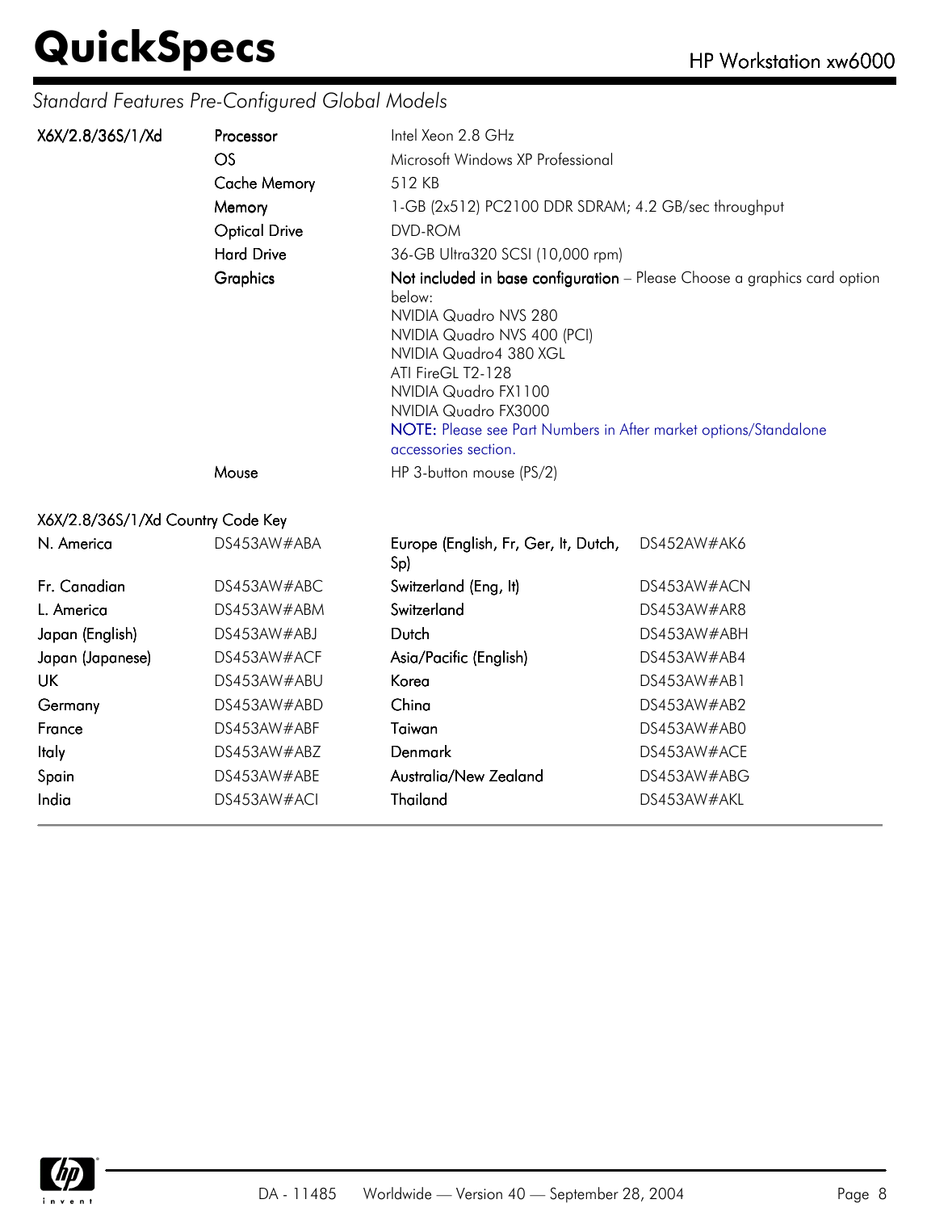*Standard Features Pre-Configured Global Models*

| X6X/2.8/36S/1/Xd | | |
|---|---|---|
| | Processor | Intel Xeon 2.8 GHz |
| | OS | Microsoft Windows XP Professional |
| | Cache Memory | 512 KB |
| | Memory | 1-GB (2x512) PC2100 DDR SDRAM; 4.2 GB/sec throughput |
| | Optical Drive | DVD-ROM |
| | Hard Drive | 36-GB Ultra320 SCSI (10,000 rpm) |
| | Graphics | Not included in base configuration – Please Choose a graphics card option below:<br>NVIDIA Quadro NVS 280<br>NVIDIA Quadro NVS 400 (PCI)<br>NVIDIA Quadro4 380 XGL<br>ATI FireGL T2-128<br>NVIDIA Quadro FX1100<br>NVIDIA Quadro FX3000<br>NOTE: Please see Part Numbers in After market options/Standalone accessories section. |
| | Mouse | HP 3-button mouse (PS/2) |

X6X/2.8/36S/1/Xd Country Code Key

| | | | |
|---|---|---|---|
| N. America | DS453AW#ABA | Europe (English, Fr, Ger, It, Dutch, Sp) | DS452AW#AK6 |
| Fr. Canadian | DS453AW#ABC | Switzerland (Eng, It) | DS453AW#ACN |
| L. America | DS453AW#ABM | Switzerland | DS453AW#AR8 |
| Japan (English) | DS453AW#ABJ | Dutch | DS453AW#ABH |
| Japan (Japanese) | DS453AW#ACF | Asia/Pacific (English) | DS453AW#AB4 |
| UK | DS453AW#ABU | Korea | DS453AW#AB1 |
| Germany | DS453AW#ABD | China | DS453AW#AB2 |
| France | DS453AW#ABF | Taiwan | DS453AW#AB0 |
| Italy | DS453AW#ABZ | Denmark | DS453AW#ACE |
| Spain | DS453AW#ABE | Australia/New Zealand | DS453AW#ABG |
| India | DS453AW#ACI | Thailand | DS453AW#AKL |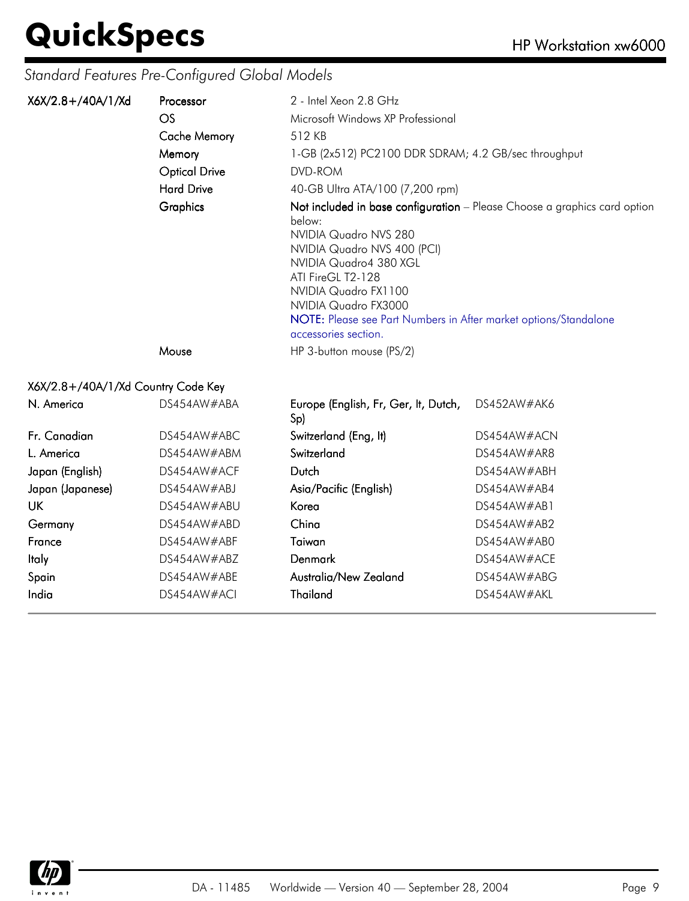*Standard Features Pre-Configured Global Models*

| X6X/2.8+/40A/1/Xd | Processor | 2 - Intel Xeon 2.8 GHz |
|---|---|---|
| | OS | Microsoft Windows XP Professional |
| | Cache Memory | 512 KB |
| | Memory | 1-GB (2x512) PC2100 DDR SDRAM; 4.2 GB/sec throughput |
| | Optical Drive | DVD-ROM |
| | Hard Drive | 40-GB Ultra ATA/100 (7,200 rpm) |
| | Graphics | **Not included in base configuration** – Please Choose a graphics card option below:<br>NVIDIA Quadro NVS 280<br>NVIDIA Quadro NVS 400 (PCI)<br>NVIDIA Quadro4 380 XGL<br>ATI FireGL T2-128<br>NVIDIA Quadro FX1100<br>NVIDIA Quadro FX3000<br>NOTE: Please see Part Numbers in After market options/Standalone accessories section. |
| | Mouse | HP 3-button mouse (PS/2) |

**X6X/2.8+/40A/1/Xd Country Code Key**

| | | | |
|---|---|---|---|
| N. America | DS454AW#ABA | Europe (English, Fr, Ger, It, Dutch, Sp) | DS452AW#AK6 |
| Fr. Canadian | DS454AW#ABC | Switzerland (Eng, It) | DS454AW#ACN |
| L. America | DS454AW#ABM | Switzerland | DS454AW#AR8 |
| Japan (English) | DS454AW#ACF | Dutch | DS454AW#ABH |
| Japan (Japanese) | DS454AW#ABJ | Asia/Pacific (English) | DS454AW#AB4 |
| UK | DS454AW#ABU | Korea | DS454AW#AB1 |
| Germany | DS454AW#ABD | China | DS454AW#AB2 |
| France | DS454AW#ABF | Taiwan | DS454AW#AB0 |
| Italy | DS454AW#ABZ | Denmark | DS454AW#ACE |
| Spain | DS454AW#ABE | Australia/New Zealand | DS454AW#ABG |
| India | DS454AW#ACI | Thailand | DS454AW#AKL |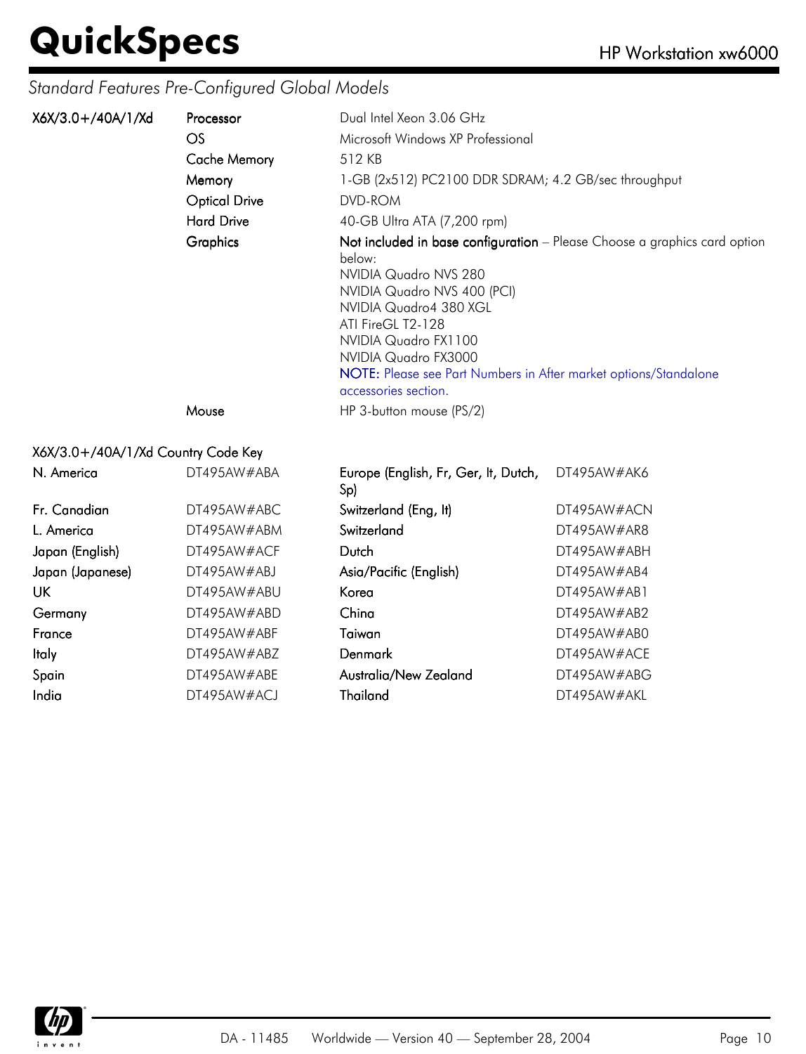## Standard Features Pre-Configured Global Models

| X6X/3.0+/40A/1/Xd | | |
|---|---|---|
| | Processor | Dual Intel Xeon 3.06 GHz |
| | OS | Microsoft Windows XP Professional |
| | Cache Memory | 512 KB |
| | Memory | 1-GB (2x512) PC2100 DDR SDRAM; 4.2 GB/sec throughput |
| | Optical Drive | DVD-ROM |
| | Hard Drive | 40-GB Ultra ATA (7,200 rpm) |
| | Graphics | **Not included in base configuration** – Please Choose a graphics card option below:<br>NVIDIA Quadro NVS 280<br>NVIDIA Quadro NVS 400 (PCI)<br>NVIDIA Quadro4 380 XGL<br>ATI FireGL T2-128<br>NVIDIA Quadro FX1100<br>NVIDIA Quadro FX3000<br>NOTE: Please see Part Numbers in After market options/Standalone accessories section. |
| | Mouse | HP 3-button mouse (PS/2) |

### X6X/3.0+/40A/1/Xd Country Code Key

| | | | |
|---|---|---|---|
| N. America | DT495AW#ABA | Europe (English, Fr, Ger, It, Dutch, Sp) | DT495AW#AK6 |
| Fr. Canadian | DT495AW#ABC | Switzerland (Eng, It) | DT495AW#ACN |
| L. America | DT495AW#ABM | Switzerland | DT495AW#AR8 |
| Japan (English) | DT495AW#ACF | Dutch | DT495AW#ABH |
| Japan (Japanese) | DT495AW#ABJ | Asia/Pacific (English) | DT495AW#AB4 |
| UK | DT495AW#ABU | Korea | DT495AW#AB1 |
| Germany | DT495AW#ABD | China | DT495AW#AB2 |
| France | DT495AW#ABF | Taiwan | DT495AW#AB0 |
| Italy | DT495AW#ABZ | Denmark | DT495AW#ACE |
| Spain | DT495AW#ABE | Australia/New Zealand | DT495AW#ABG |
| India | DT495AW#ACJ | Thailand | DT495AW#AKL |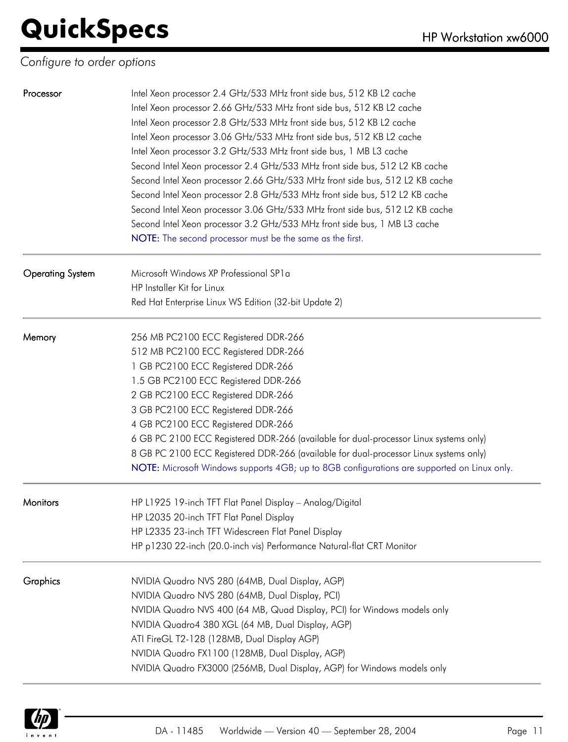*Configure to order options*

| | |
|---|---|
| Processor | Intel Xeon processor 2.4 GHz/533 MHz front side bus, 512 KB L2 cache<br>Intel Xeon processor 2.66 GHz/533 MHz front side bus, 512 KB L2 cache<br>Intel Xeon processor 2.8 GHz/533 MHz front side bus, 512 KB L2 cache<br>Intel Xeon processor 3.06 GHz/533 MHz front side bus, 512 KB L2 cache<br>Intel Xeon processor 3.2 GHz/533 MHz front side bus, 1 MB L3 cache<br>Second Intel Xeon processor 2.4 GHz/533 MHz front side bus, 512 L2 KB cache<br>Second Intel Xeon processor 2.66 GHz/533 MHz front side bus, 512 L2 KB cache<br>Second Intel Xeon processor 2.8 GHz/533 MHz front side bus, 512 L2 KB cache<br>Second Intel Xeon processor 3.06 GHz/533 MHz front side bus, 512 L2 KB cache<br>Second Intel Xeon processor 3.2 GHz/533 MHz front side bus, 1 MB L3 cache<br>NOTE: The second processor must be the same as the first. |
| Operating System | Microsoft Windows XP Professional SP1a<br>HP Installer Kit for Linux<br>Red Hat Enterprise Linux WS Edition (32-bit Update 2) |
| Memory | 256 MB PC2100 ECC Registered DDR-266<br>512 MB PC2100 ECC Registered DDR-266<br>1 GB PC2100 ECC Registered DDR-266<br>1.5 GB PC2100 ECC Registered DDR-266<br>2 GB PC2100 ECC Registered DDR-266<br>3 GB PC2100 ECC Registered DDR-266<br>4 GB PC2100 ECC Registered DDR-266<br>6 GB PC 2100 ECC Registered DDR-266 (available for dual-processor Linux systems only)<br>8 GB PC 2100 ECC Registered DDR-266 (available for dual-processor Linux systems only)<br>NOTE: Microsoft Windows supports 4GB; up to 8GB configurations are supported on Linux only. |
| Monitors | HP L1925 19-inch TFT Flat Panel Display – Analog/Digital<br>HP L2035 20-inch TFT Flat Panel Display<br>HP L2335 23-inch TFT Widescreen Flat Panel Display<br>HP p1230 22-inch (20.0-inch vis) Performance Natural-flat CRT Monitor |
| Graphics | NVIDIA Quadro NVS 280 (64MB, Dual Display, AGP)<br>NVIDIA Quadro NVS 280 (64MB, Dual Display, PCI)<br>NVIDIA Quadro NVS 400 (64 MB, Quad Display, PCI) for Windows models only<br>NVIDIA Quadro4 380 XGL (64 MB, Dual Display, AGP)<br>ATI FireGL T2-128 (128MB, Dual Display AGP)<br>NVIDIA Quadro FX1100 (128MB, Dual Display, AGP)<br>NVIDIA Quadro FX3000 (256MB, Dual Display, AGP) for Windows models only |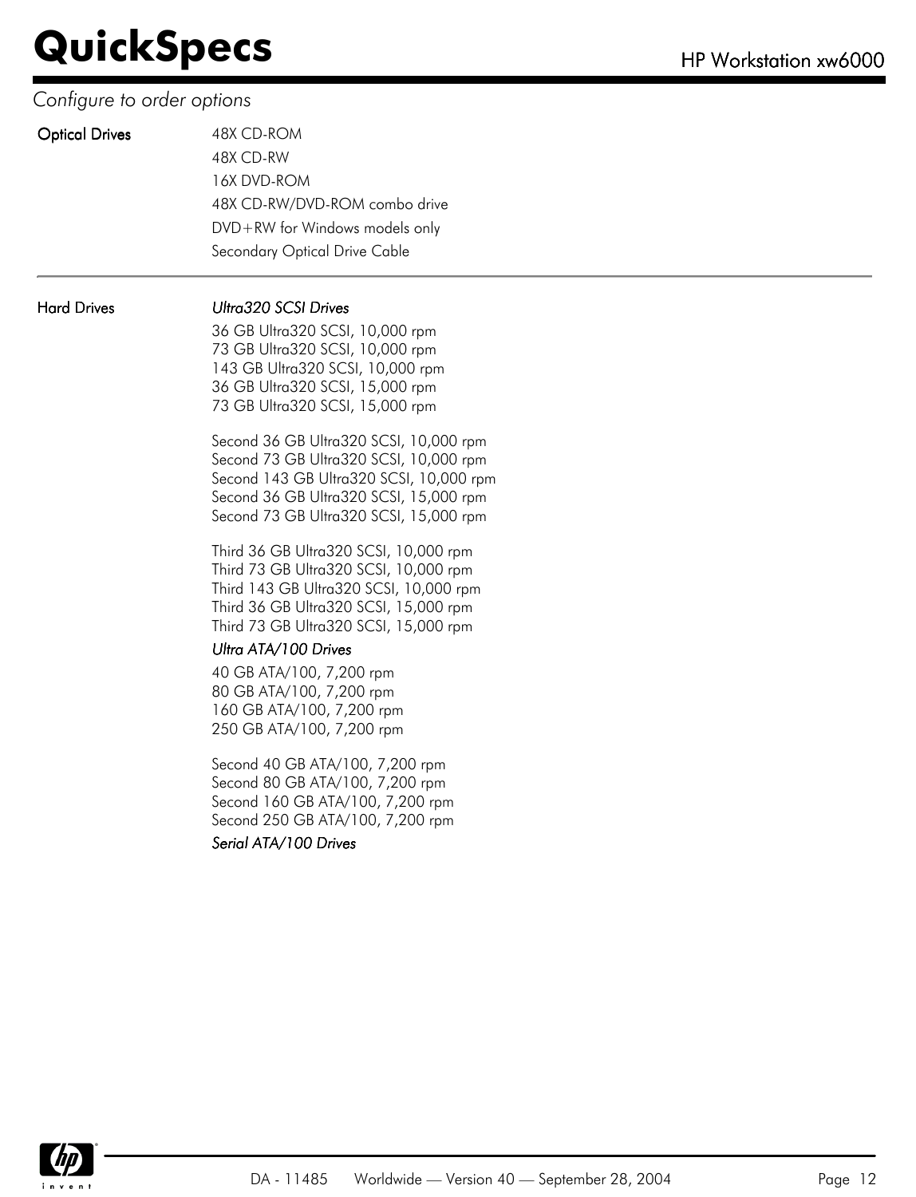## Configure to order options

**Optical Drives**

48X CD-ROM
48X CD-RW
16X DVD-ROM
48X CD-RW/DVD-ROM combo drive
DVD+RW for Windows models only
Secondary Optical Drive Cable

---

**Hard Drives**

*Ultra320 SCSI Drives*

36 GB Ultra320 SCSI, 10,000 rpm
73 GB Ultra320 SCSI, 10,000 rpm
143 GB Ultra320 SCSI, 10,000 rpm
36 GB Ultra320 SCSI, 15,000 rpm
73 GB Ultra320 SCSI, 15,000 rpm

Second 36 GB Ultra320 SCSI, 10,000 rpm
Second 73 GB Ultra320 SCSI, 10,000 rpm
Second 143 GB Ultra320 SCSI, 10,000 rpm
Second 36 GB Ultra320 SCSI, 15,000 rpm
Second 73 GB Ultra320 SCSI, 15,000 rpm

Third 36 GB Ultra320 SCSI, 10,000 rpm
Third 73 GB Ultra320 SCSI, 10,000 rpm
Third 143 GB Ultra320 SCSI, 10,000 rpm
Third 36 GB Ultra320 SCSI, 15,000 rpm
Third 73 GB Ultra320 SCSI, 15,000 rpm

*Ultra ATA/100 Drives*

40 GB ATA/100, 7,200 rpm
80 GB ATA/100, 7,200 rpm
160 GB ATA/100, 7,200 rpm
250 GB ATA/100, 7,200 rpm

Second 40 GB ATA/100, 7,200 rpm
Second 80 GB ATA/100, 7,200 rpm
Second 160 GB ATA/100, 7,200 rpm
Second 250 GB ATA/100, 7,200 rpm

*Serial ATA/100 Drives*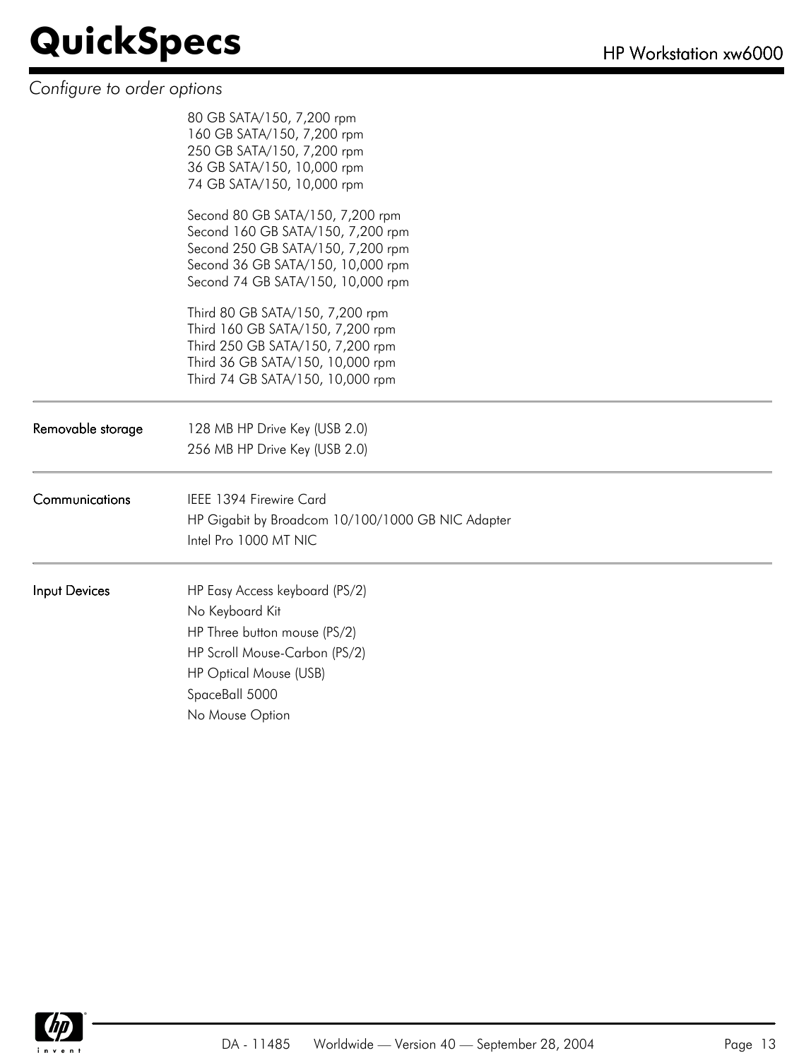*Configure to order options*

80 GB SATA/150, 7,200 rpm
160 GB SATA/150, 7,200 rpm
250 GB SATA/150, 7,200 rpm
36 GB SATA/150, 10,000 rpm
74 GB SATA/150, 10,000 rpm

Second 80 GB SATA/150, 7,200 rpm
Second 160 GB SATA/150, 7,200 rpm
Second 250 GB SATA/150, 7,200 rpm
Second 36 GB SATA/150, 10,000 rpm
Second 74 GB SATA/150, 10,000 rpm

Third 80 GB SATA/150, 7,200 rpm
Third 160 GB SATA/150, 7,200 rpm
Third 250 GB SATA/150, 7,200 rpm
Third 36 GB SATA/150, 10,000 rpm
Third 74 GB SATA/150, 10,000 rpm

| | |
|---|---|
| **Removable storage** | 128 MB HP Drive Key (USB 2.0)<br>256 MB HP Drive Key (USB 2.0) |
| **Communications** | IEEE 1394 Firewire Card<br>HP Gigabit by Broadcom 10/100/1000 GB NIC Adapter<br>Intel Pro 1000 MT NIC |
| **Input Devices** | HP Easy Access keyboard (PS/2)<br>No Keyboard Kit<br>HP Three button mouse (PS/2)<br>HP Scroll Mouse-Carbon (PS/2)<br>HP Optical Mouse (USB)<br>SpaceBall 5000<br>No Mouse Option |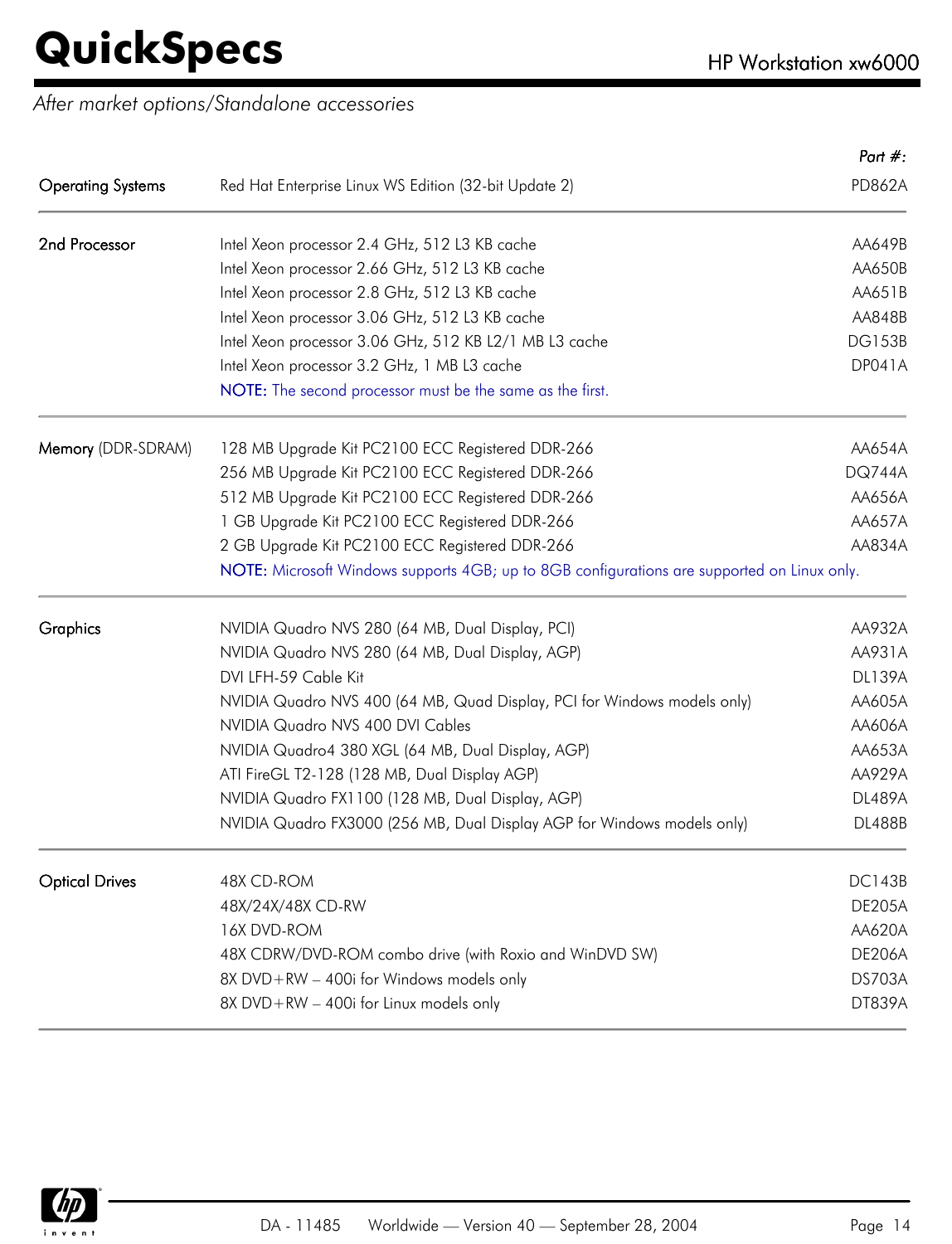*After market options/Standalone accessories*

| | | *Part #:* |
|---|---|---|
| Operating Systems | Red Hat Enterprise Linux WS Edition (32-bit Update 2) | PD862A |
| 2nd Processor | Intel Xeon processor 2.4 GHz, 512 L3 KB cache | AA649B |
| | Intel Xeon processor 2.66 GHz, 512 L3 KB cache | AA650B |
| | Intel Xeon processor 2.8 GHz, 512 L3 KB cache | AA651B |
| | Intel Xeon processor 3.06 GHz, 512 L3 KB cache | AA848B |
| | Intel Xeon processor 3.06 GHz, 512 KB L2/1 MB L3 cache | DG153B |
| | Intel Xeon processor 3.2 GHz, 1 MB L3 cache | DP041A |
| | NOTE: The second processor must be the same as the first. | |
| Memory (DDR-SDRAM) | 128 MB Upgrade Kit PC2100 ECC Registered DDR-266 | AA654A |
| | 256 MB Upgrade Kit PC2100 ECC Registered DDR-266 | DQ744A |
| | 512 MB Upgrade Kit PC2100 ECC Registered DDR-266 | AA656A |
| | 1 GB Upgrade Kit PC2100 ECC Registered DDR-266 | AA657A |
| | 2 GB Upgrade Kit PC2100 ECC Registered DDR-266 | AA834A |
| | NOTE: Microsoft Windows supports 4GB; up to 8GB configurations are supported on Linux only. | |
| Graphics | NVIDIA Quadro NVS 280 (64 MB, Dual Display, PCI) | AA932A |
| | NVIDIA Quadro NVS 280 (64 MB, Dual Display, AGP) | AA931A |
| | DVI LFH-59 Cable Kit | DL139A |
| | NVIDIA Quadro NVS 400 (64 MB, Quad Display, PCI for Windows models only) | AA605A |
| | NVIDIA Quadro NVS 400 DVI Cables | AA606A |
| | NVIDIA Quadro4 380 XGL (64 MB, Dual Display, AGP) | AA653A |
| | ATI FireGL T2-128 (128 MB, Dual Display AGP) | AA929A |
| | NVIDIA Quadro FX1100 (128 MB, Dual Display, AGP) | DL489A |
| | NVIDIA Quadro FX3000 (256 MB, Dual Display AGP for Windows models only) | DL488B |
| Optical Drives | 48X CD-ROM | DC143B |
| | 48X/24X/48X CD-RW | DE205A |
| | 16X DVD-ROM | AA620A |
| | 48X CDRW/DVD-ROM combo drive (with Roxio and WinDVD SW) | DE206A |
| | 8X DVD+RW – 400i for Windows models only | DS703A |
| | 8X DVD+RW – 400i for Linux models only | DT839A |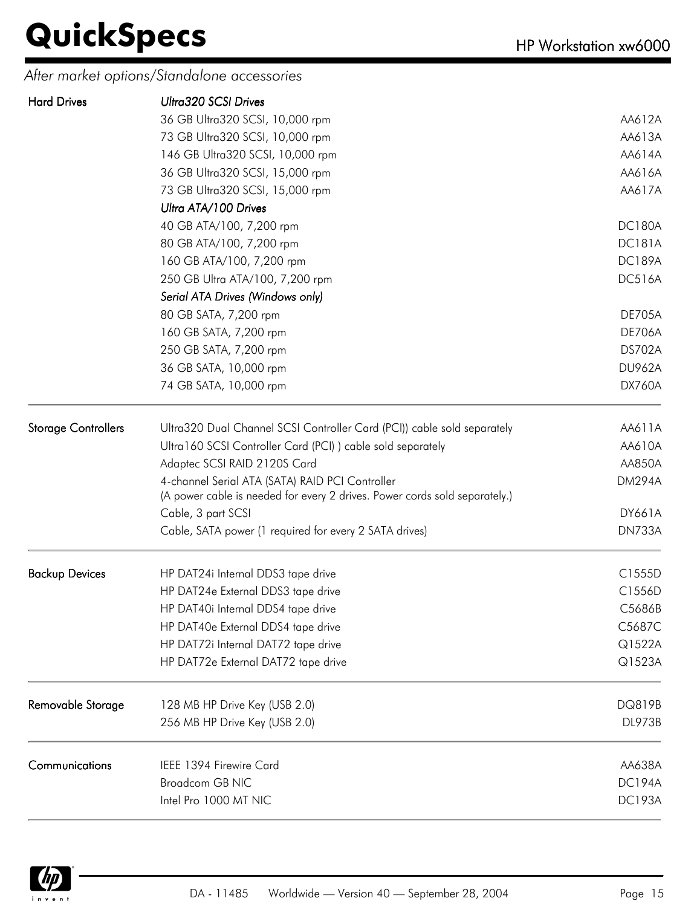## After market options/Standalone accessories

| Category | Description | Part Number |
|---|---|---|
| **Hard Drives** | *Ultra320 SCSI Drives* | |
| | 36 GB Ultra320 SCSI, 10,000 rpm | AA612A |
| | 73 GB Ultra320 SCSI, 10,000 rpm | AA613A |
| | 146 GB Ultra320 SCSI, 10,000 rpm | AA614A |
| | 36 GB Ultra320 SCSI, 15,000 rpm | AA616A |
| | 73 GB Ultra320 SCSI, 15,000 rpm | AA617A |
| | *Ultra ATA/100 Drives* | |
| | 40 GB ATA/100, 7,200 rpm | DC180A |
| | 80 GB ATA/100, 7,200 rpm | DC181A |
| | 160 GB ATA/100, 7,200 rpm | DC189A |
| | 250 GB Ultra ATA/100, 7,200 rpm | DC516A |
| | *Serial ATA Drives (Windows only)* | |
| | 80 GB SATA, 7,200 rpm | DE705A |
| | 160 GB SATA, 7,200 rpm | DE706A |
| | 250 GB SATA, 7,200 rpm | DS702A |
| | 36 GB SATA, 10,000 rpm | DU962A |
| | 74 GB SATA, 10,000 rpm | DX760A |
| **Storage Controllers** | Ultra320 Dual Channel SCSI Controller Card (PCI)) cable sold separately | AA611A |
| | Ultra160 SCSI Controller Card (PCI) ) cable sold separately | AA610A |
| | Adaptec SCSI RAID 2120S Card | AA850A |
| | 4-channel Serial ATA (SATA) RAID PCI Controller (A power cable is needed for every 2 drives. Power cords sold separately.) | DM294A |
| | Cable, 3 part SCSI | DY661A |
| | Cable, SATA power (1 required for every 2 SATA drives) | DN733A |
| **Backup Devices** | HP DAT24i Internal DDS3 tape drive | C1555D |
| | HP DAT24e External DDS3 tape drive | C1556D |
| | HP DAT40i Internal DDS4 tape drive | C5686B |
| | HP DAT40e External DDS4 tape drive | C5687C |
| | HP DAT72i Internal DAT72 tape drive | Q1522A |
| | HP DAT72e External DAT72 tape drive | Q1523A |
| **Removable Storage** | 128 MB HP Drive Key (USB 2.0) | DQ819B |
| | 256 MB HP Drive Key (USB 2.0) | DL973B |
| **Communications** | IEEE 1394 Firewire Card | AA638A |
| | Broadcom GB NIC | DC194A |
| | Intel Pro 1000 MT NIC | DC193A |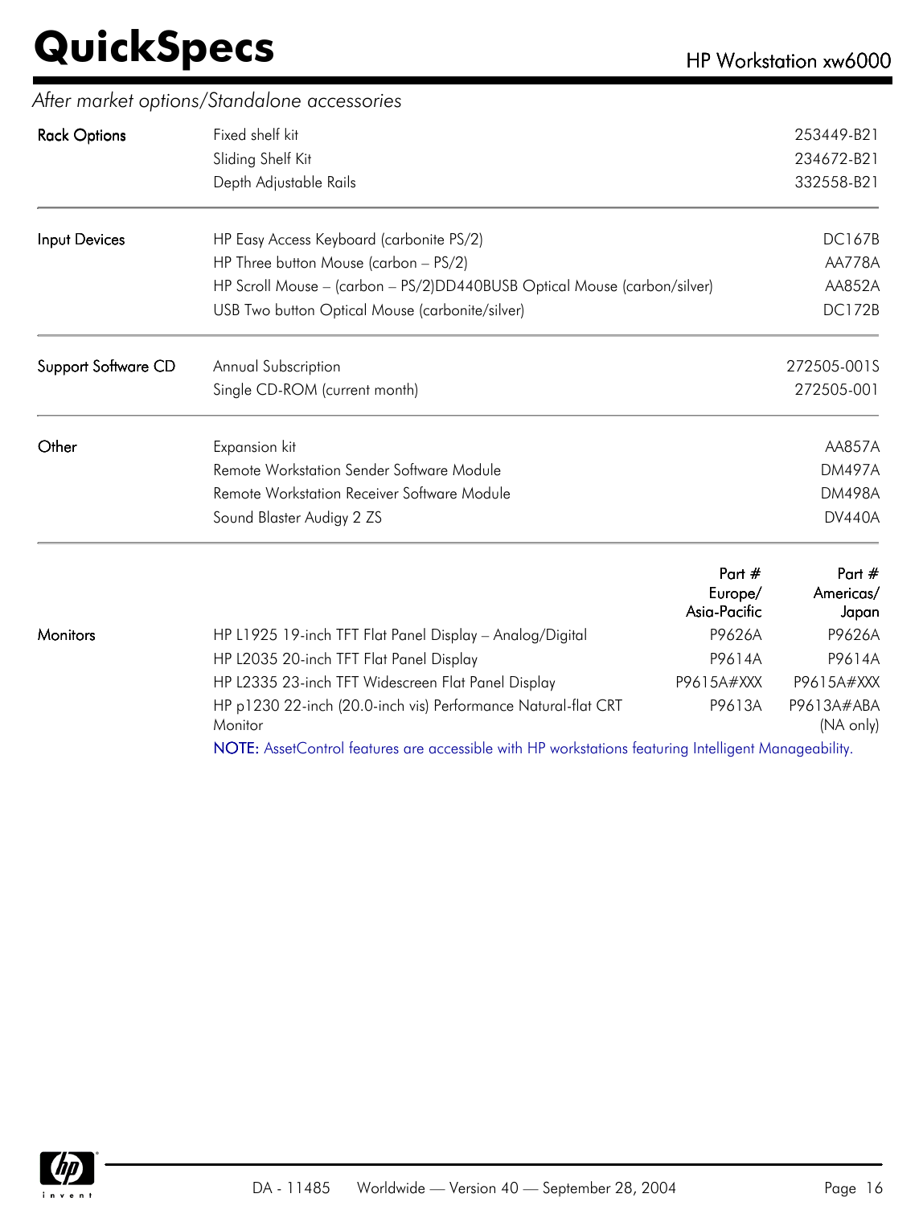## After market options/Standalone accessories

| | | |
|---|---|---|
| Rack Options | Fixed shelf kit | 253449-B21 |
| | Sliding Shelf Kit | 234672-B21 |
| | Depth Adjustable Rails | 332558-B21 |
| Input Devices | HP Easy Access Keyboard (carbonite PS/2) | DC167B |
| | HP Three button Mouse (carbon – PS/2) | AA778A |
| | HP Scroll Mouse – (carbon – PS/2)DD440BUSB Optical Mouse (carbon/silver) | AA852A |
| | USB Two button Optical Mouse (carbonite/silver) | DC172B |
| Support Software CD | Annual Subscription | 272505-001S |
| | Single CD-ROM (current month) | 272505-001 |
| Other | Expansion kit | AA857A |
| | Remote Workstation Sender Software Module | DM497A |
| | Remote Workstation Receiver Software Module | DM498A |
| | Sound Blaster Audigy 2 ZS | DV440A |

| | | Part # Europe/ Asia-Pacific | Part # Americas/ Japan |
|---|---|---|---|
| Monitors | HP L1925 19-inch TFT Flat Panel Display – Analog/Digital | P9626A | P9626A |
| | HP L2035 20-inch TFT Flat Panel Display | P9614A | P9614A |
| | HP L2335 23-inch TFT Widescreen Flat Panel Display | P9615A#XXX | P9615A#XXX |
| | HP p1230 22-inch (20.0-inch vis) Performance Natural-flat CRT Monitor | P9613A | P9613A#ABA (NA only) |

NOTE: AssetControl features are accessible with HP workstations featuring Intelligent Manageability.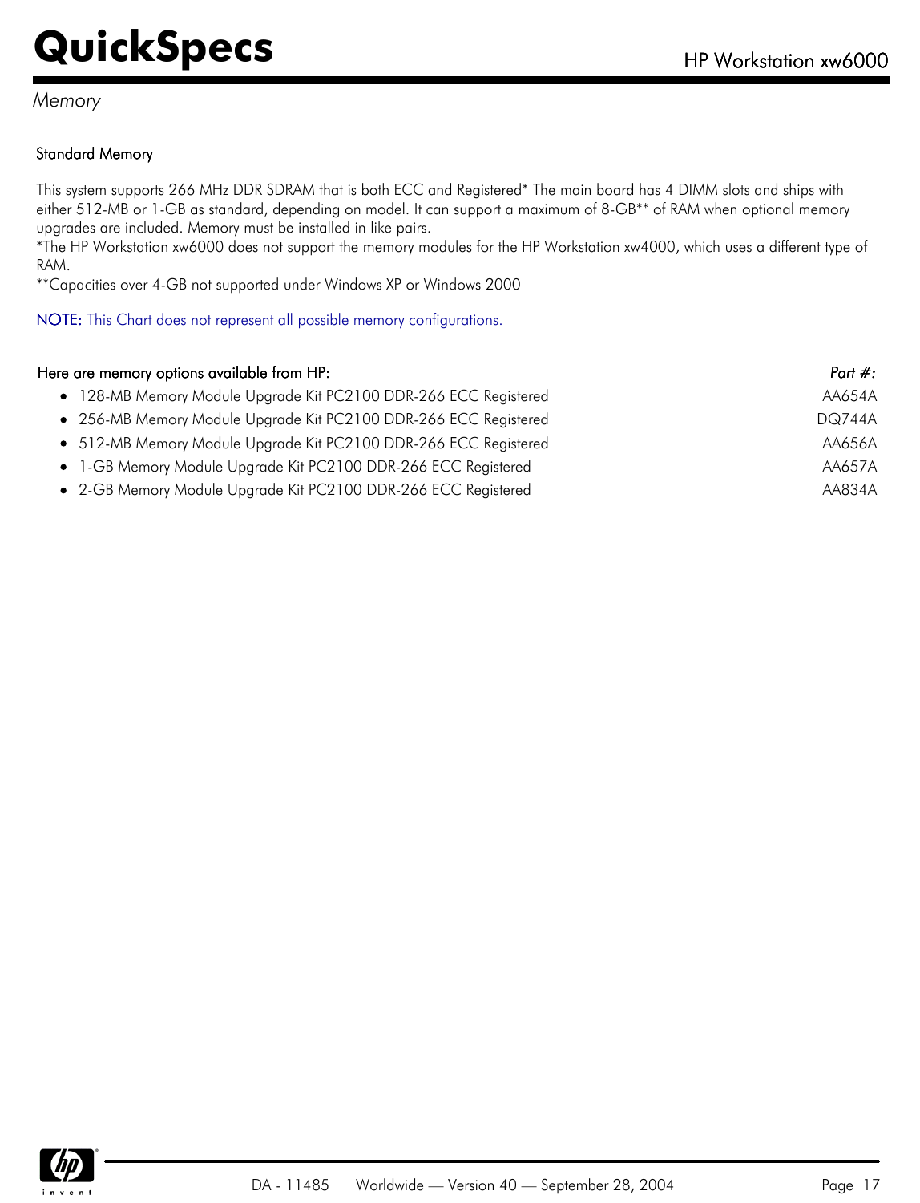## Memory

### Standard Memory

This system supports 266 MHz DDR SDRAM that is both ECC and Registered* The main board has 4 DIMM slots and ships with either 512-MB or 1-GB as standard, depending on model. It can support a maximum of 8-GB** of RAM when optional memory upgrades are included. Memory must be installed in like pairs.

*The HP Workstation xw6000 does not support the memory modules for the HP Workstation xw4000, which uses a different type of RAM.

**Capacities over 4-GB not supported under Windows XP or Windows 2000

NOTE: This Chart does not represent all possible memory configurations.

| Here are memory options available from HP: | *Part #:* |
|---|---|
| • 128-MB Memory Module Upgrade Kit PC2100 DDR-266 ECC Registered | AA654A |
| • 256-MB Memory Module Upgrade Kit PC2100 DDR-266 ECC Registered | DQ744A |
| • 512-MB Memory Module Upgrade Kit PC2100 DDR-266 ECC Registered | AA656A |
| • 1-GB Memory Module Upgrade Kit PC2100 DDR-266 ECC Registered | AA657A |
| • 2-GB Memory Module Upgrade Kit PC2100 DDR-266 ECC Registered | AA834A |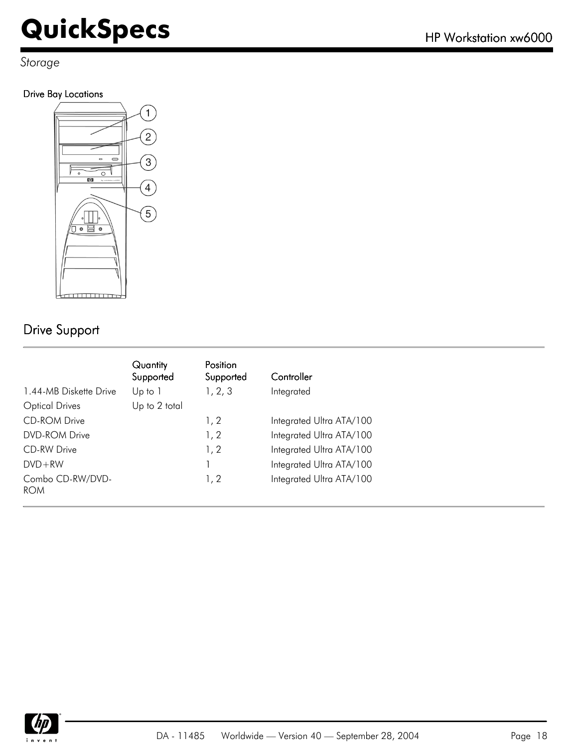*Storage*

**Drive Bay Locations**

## Drive Support

| | Quantity Supported | Position Supported | Controller |
|---|---|---|---|
| 1.44-MB Diskette Drive | Up to 1 | 1, 2, 3 | Integrated |
| Optical Drives | Up to 2 total | | |
| CD-ROM Drive | | 1, 2 | Integrated Ultra ATA/100 |
| DVD-ROM Drive | | 1, 2 | Integrated Ultra ATA/100 |
| CD-RW Drive | | 1, 2 | Integrated Ultra ATA/100 |
| DVD+RW | | 1 | Integrated Ultra ATA/100 |
| Combo CD-RW/DVD-ROM | | 1, 2 | Integrated Ultra ATA/100 |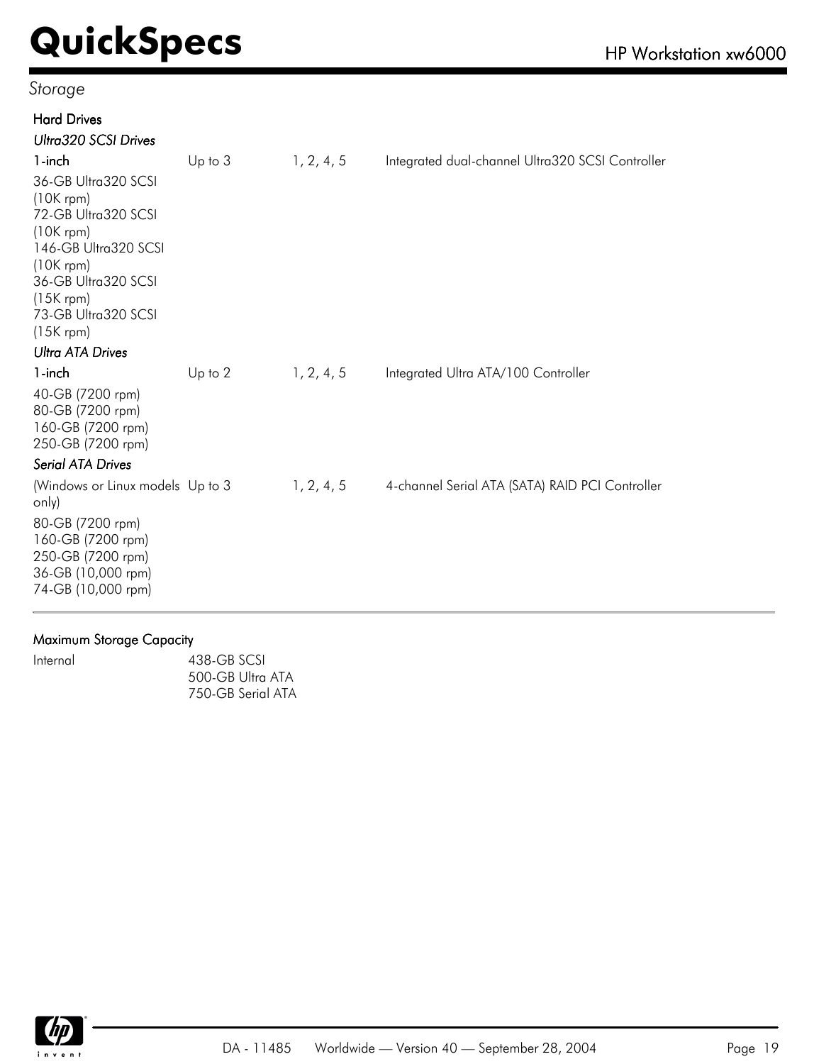## Storage

### Hard Drives

| *Ultra320 SCSI Drives* | | | |
|---|---|---|---|
| 1-inch | Up to 3 | 1, 2, 4, 5 | Integrated dual-channel Ultra320 SCSI Controller |
| 36-GB Ultra320 SCSI (10K rpm)<br>72-GB Ultra320 SCSI (10K rpm)<br>146-GB Ultra320 SCSI (10K rpm)<br>36-GB Ultra320 SCSI (15K rpm)<br>73-GB Ultra320 SCSI (15K rpm) | | | |
| *Ultra ATA Drives* | | | |
| 1-inch | Up to 2 | 1, 2, 4, 5 | Integrated Ultra ATA/100 Controller |
| 40-GB (7200 rpm)<br>80-GB (7200 rpm)<br>160-GB (7200 rpm)<br>250-GB (7200 rpm) | | | |
| *Serial ATA Drives* | | | |
| (Windows or Linux models only) | Up to 3 | 1, 2, 4, 5 | 4-channel Serial ATA (SATA) RAID PCI Controller |
| 80-GB (7200 rpm)<br>160-GB (7200 rpm)<br>250-GB (7200 rpm)<br>36-GB (10,000 rpm)<br>74-GB (10,000 rpm) | | | |

### Maximum Storage Capacity

| Internal | 438-GB SCSI<br>500-GB Ultra ATA<br>750-GB Serial ATA |
|---|---|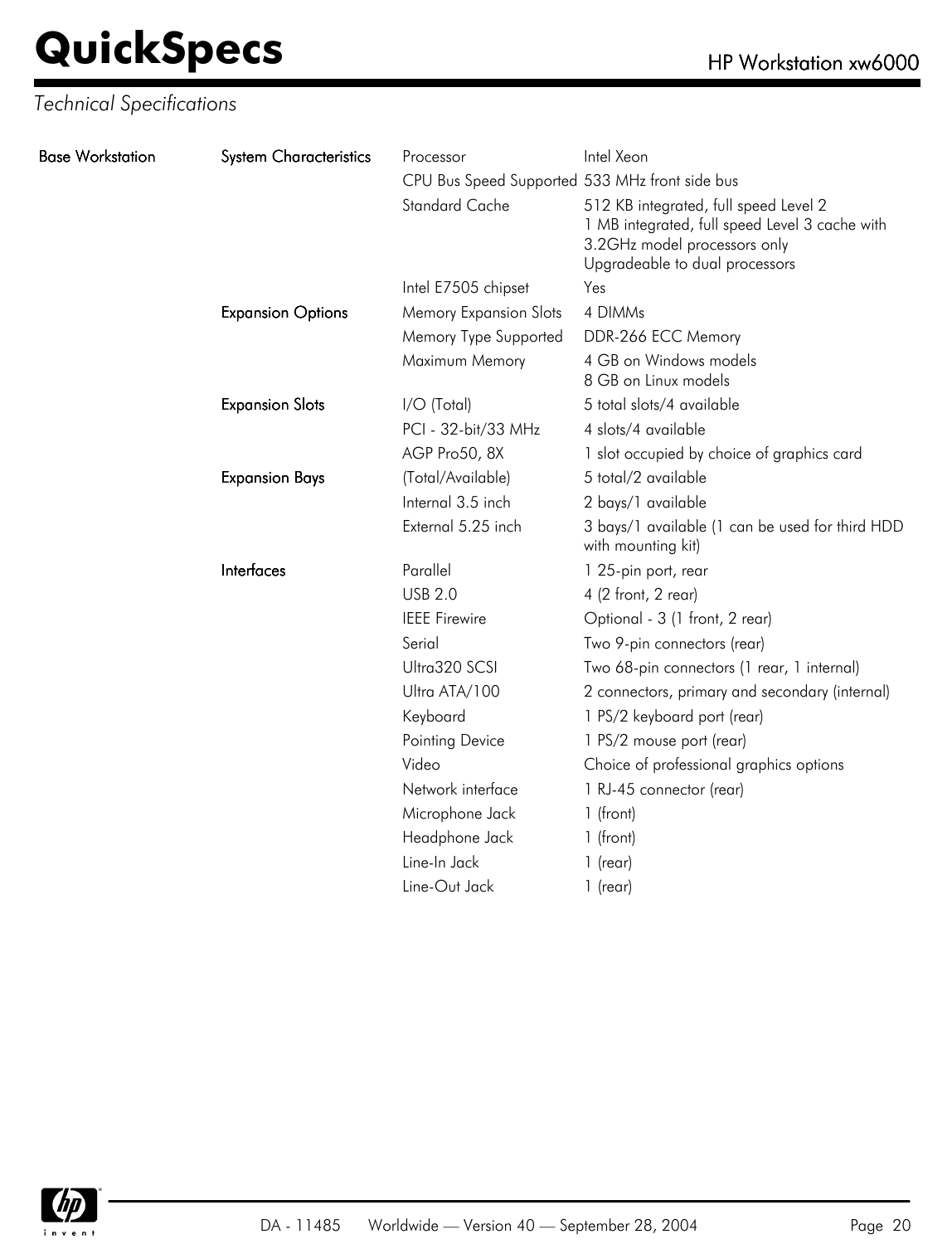*Technical Specifications*

| | | | |
|---|---|---|---|
| Base Workstation | System Characteristics | Processor | Intel Xeon |
| | | CPU Bus Speed Supported | 533 MHz front side bus |
| | | Standard Cache | 512 KB integrated, full speed Level 2<br>1 MB integrated, full speed Level 3 cache with 3.2GHz model processors only<br>Upgradeable to dual processors |
| | | Intel E7505 chipset | Yes |
| | Expansion Options | Memory Expansion Slots | 4 DIMMs |
| | | Memory Type Supported | DDR-266 ECC Memory |
| | | Maximum Memory | 4 GB on Windows models<br>8 GB on Linux models |
| | Expansion Slots | I/O (Total) | 5 total slots/4 available |
| | | PCI - 32-bit/33 MHz | 4 slots/4 available |
| | | AGP Pro50, 8X | 1 slot occupied by choice of graphics card |
| | Expansion Bays | (Total/Available) | 5 total/2 available |
| | | Internal 3.5 inch | 2 bays/1 available |
| | | External 5.25 inch | 3 bays/1 available (1 can be used for third HDD with mounting kit) |
| | Interfaces | Parallel | 1 25-pin port, rear |
| | | USB 2.0 | 4 (2 front, 2 rear) |
| | | IEEE Firewire | Optional - 3 (1 front, 2 rear) |
| | | Serial | Two 9-pin connectors (rear) |
| | | Ultra320 SCSI | Two 68-pin connectors (1 rear, 1 internal) |
| | | Ultra ATA/100 | 2 connectors, primary and secondary (internal) |
| | | Keyboard | 1 PS/2 keyboard port (rear) |
| | | Pointing Device | 1 PS/2 mouse port (rear) |
| | | Video | Choice of professional graphics options |
| | | Network interface | 1 RJ-45 connector (rear) |
| | | Microphone Jack | 1 (front) |
| | | Headphone Jack | 1 (front) |
| | | Line-In Jack | 1 (rear) |
| | | Line-Out Jack | 1 (rear) |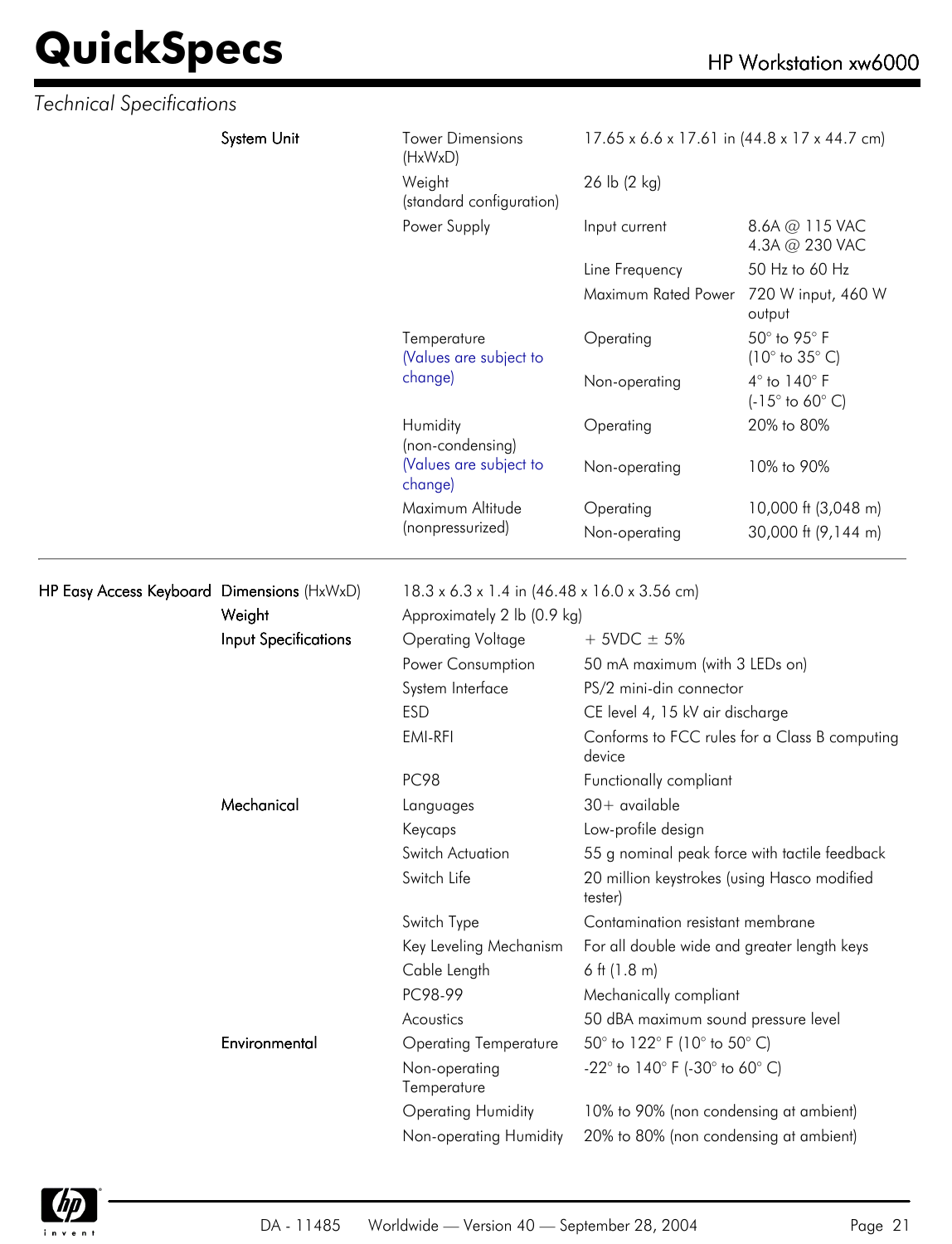## Technical Specifications

| | | | | |
|---|---|---|---|---|
| System Unit | Tower Dimensions (HxWxD) | 17.65 x 6.6 x 17.61 in (44.8 x 17 x 44.7 cm) | | |
| | Weight (standard configuration) | 26 lb (2 kg) | | |
| | Power Supply | Input current | 8.6A @ 115 VAC<br>4.3A @ 230 VAC | |
| | | Line Frequency | 50 Hz to 60 Hz | |
| | | Maximum Rated Power | 720 W input, 460 W output | |
| | Temperature (Values are subject to change) | Operating | 50° to 95° F (10° to 35° C) | |
| | | Non-operating | 4° to 140° F (-15° to 60° C) | |
| | Humidity (non-condensing) (Values are subject to change) | Operating | 20% to 80% | |
| | | Non-operating | 10% to 90% | |
| | Maximum Altitude (nonpressurized) | Operating | 10,000 ft (3,048 m) | |
| | | Non-operating | 30,000 ft (9,144 m) | |

| | | | |
|---|---|---|---|
| HP Easy Access Keyboard | Dimensions (HxWxD) | 18.3 x 6.3 x 1.4 in (46.48 x 16.0 x 3.56 cm) | |
| | Weight | Approximately 2 lb (0.9 kg) | |
| | Input Specifications | Operating Voltage | + 5VDC ± 5% |
| | | Power Consumption | 50 mA maximum (with 3 LEDs on) |
| | | System Interface | PS/2 mini-din connector |
| | | ESD | CE level 4, 15 kV air discharge |
| | | EMI-RFI | Conforms to FCC rules for a Class B computing device |
| | | PC98 | Functionally compliant |
| | Mechanical | Languages | 30+ available |
| | | Keycaps | Low-profile design |
| | | Switch Actuation | 55 g nominal peak force with tactile feedback |
| | | Switch Life | 20 million keystrokes (using Hasco modified tester) |
| | | Switch Type | Contamination resistant membrane |
| | | Key Leveling Mechanism | For all double wide and greater length keys |
| | | Cable Length | 6 ft (1.8 m) |
| | | PC98-99 | Mechanically compliant |
| | | Acoustics | 50 dBA maximum sound pressure level |
| | Environmental | Operating Temperature | 50° to 122° F (10° to 50° C) |
| | | Non-operating Temperature | -22° to 140° F (-30° to 60° C) |
| | | Operating Humidity | 10% to 90% (non condensing at ambient) |
| | | Non-operating Humidity | 20% to 80% (non condensing at ambient) |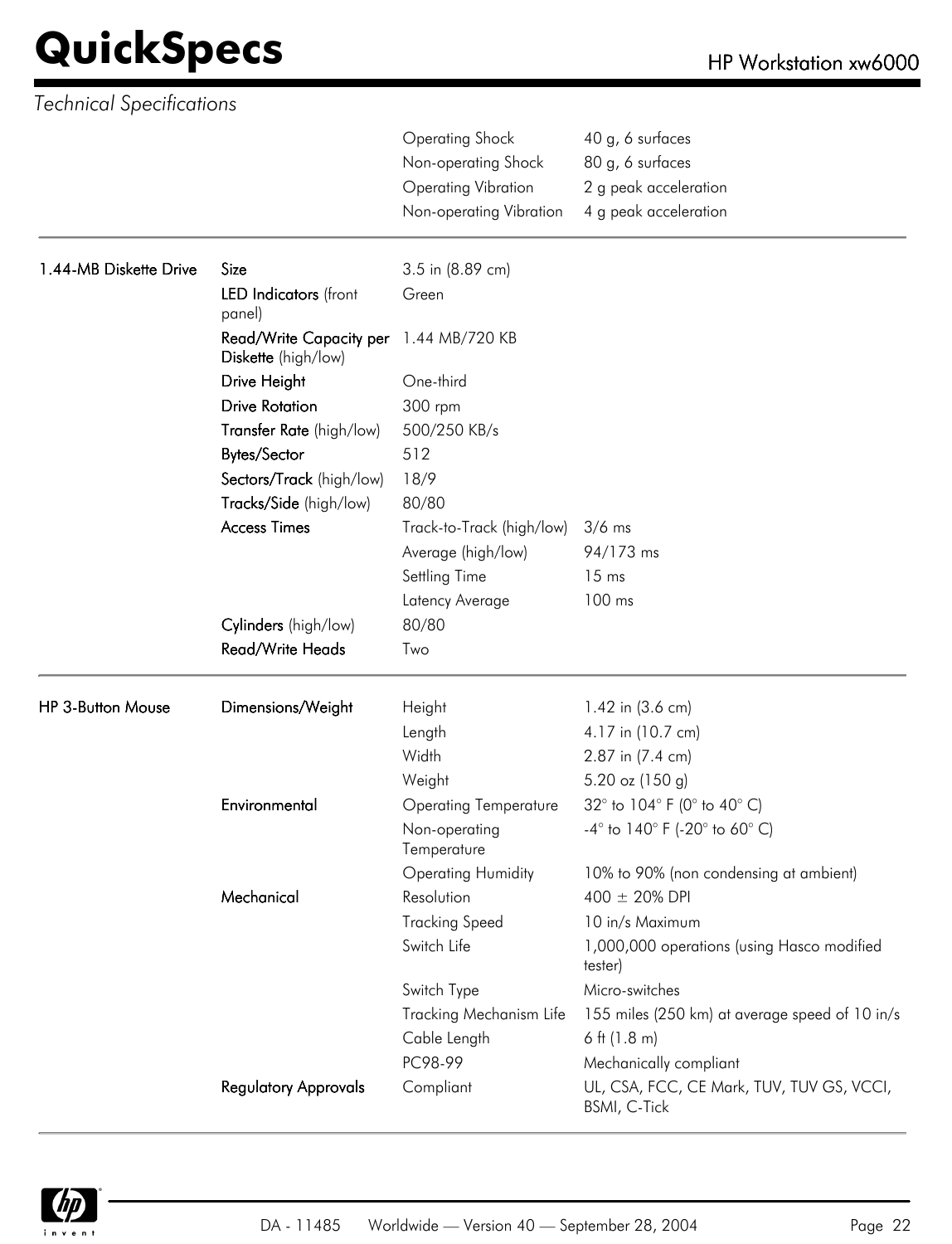*Technical Specifications*

| | | | |
|---|---|---|---|
| | | Operating Shock | 40 g, 6 surfaces |
| | | Non-operating Shock | 80 g, 6 surfaces |
| | | Operating Vibration | 2 g peak acceleration |
| | | Non-operating Vibration | 4 g peak acceleration |

| | | | |
|---|---|---|---|
| 1.44-MB Diskette Drive | Size | 3.5 in (8.89 cm) | |
| | LED Indicators (front panel) | Green | |
| | Read/Write Capacity per Diskette (high/low) | 1.44 MB/720 KB | |
| | Drive Height | One-third | |
| | Drive Rotation | 300 rpm | |
| | Transfer Rate (high/low) | 500/250 KB/s | |
| | Bytes/Sector | 512 | |
| | Sectors/Track (high/low) | 18/9 | |
| | Tracks/Side (high/low) | 80/80 | |
| | Access Times | Track-to-Track (high/low) | 3/6 ms |
| | | Average (high/low) | 94/173 ms |
| | | Settling Time | 15 ms |
| | | Latency Average | 100 ms |
| | Cylinders (high/low) | 80/80 | |
| | Read/Write Heads | Two | |

| | | | |
|---|---|---|---|
| HP 3-Button Mouse | Dimensions/Weight | Height | 1.42 in (3.6 cm) |
| | | Length | 4.17 in (10.7 cm) |
| | | Width | 2.87 in (7.4 cm) |
| | | Weight | 5.20 oz (150 g) |
| | Environmental | Operating Temperature | 32° to 104° F (0° to 40° C) |
| | | Non-operating Temperature | -4° to 140° F (-20° to 60° C) |
| | | Operating Humidity | 10% to 90% (non condensing at ambient) |
| | Mechanical | Resolution | 400 ± 20% DPI |
| | | Tracking Speed | 10 in/s Maximum |
| | | Switch Life | 1,000,000 operations (using Hasco modified tester) |
| | | Switch Type | Micro-switches |
| | | Tracking Mechanism Life | 155 miles (250 km) at average speed of 10 in/s |
| | | Cable Length | 6 ft (1.8 m) |
| | | PC98-99 | Mechanically compliant |
| | Regulatory Approvals | Compliant | UL, CSA, FCC, CE Mark, TUV, TUV GS, VCCI, BSMI, C-Tick |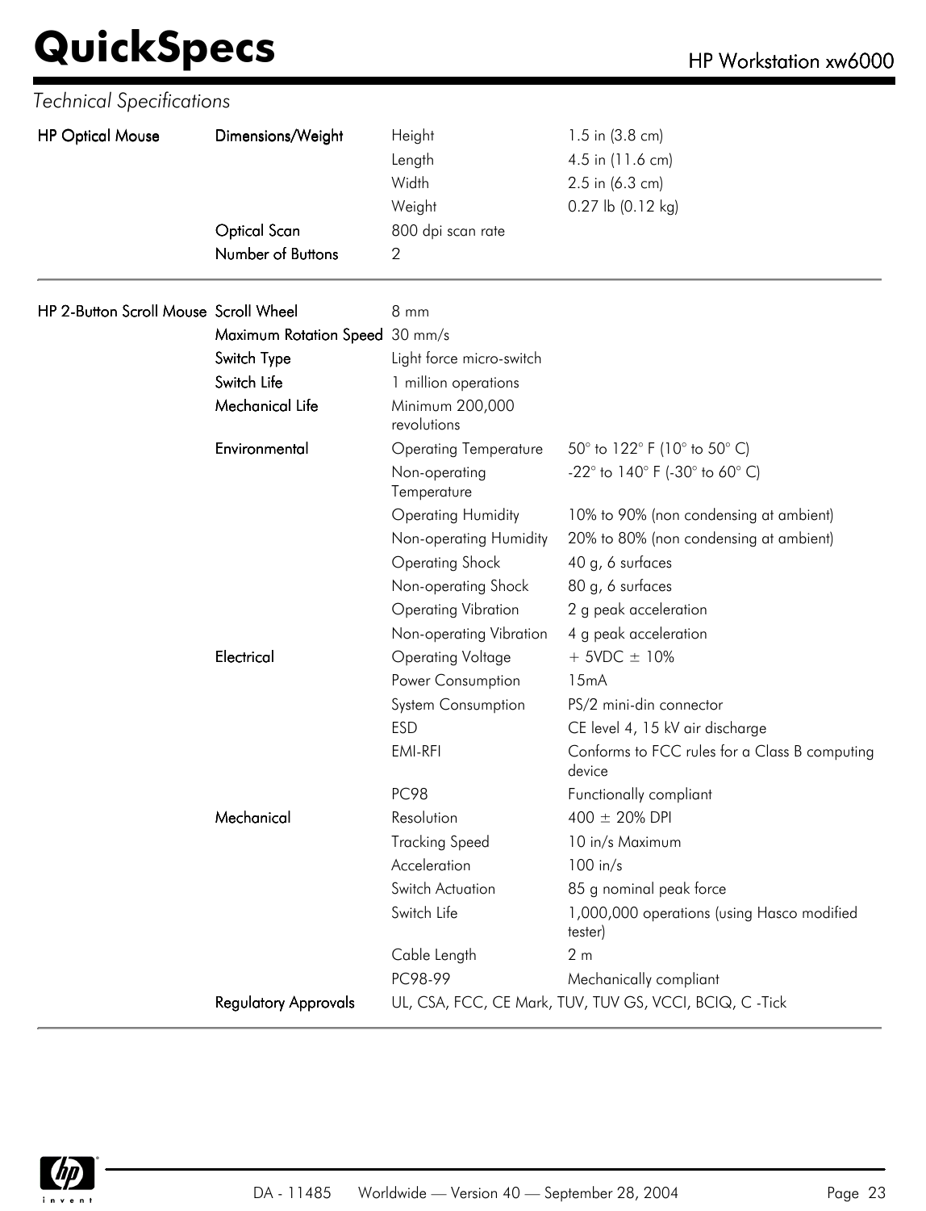*Technical Specifications*

| | | | |
|---|---|---|---|
| **HP Optical Mouse** | **Dimensions/Weight** | Height | 1.5 in (3.8 cm) |
| | | Length | 4.5 in (11.6 cm) |
| | | Width | 2.5 in (6.3 cm) |
| | | Weight | 0.27 lb (0.12 kg) |
| | **Optical Scan** | 800 dpi scan rate | |
| | **Number of Buttons** | 2 | |

| | | | |
|---|---|---|---|
| **HP 2-Button Scroll Mouse** | **Scroll Wheel** | 8 mm | |
| | **Maximum Rotation Speed** | 30 mm/s | |
| | **Switch Type** | Light force micro-switch | |
| | **Switch Life** | 1 million operations | |
| | **Mechanical Life** | Minimum 200,000 revolutions | |
| | **Environmental** | Operating Temperature | 50° to 122° F (10° to 50° C) |
| | | Non-operating Temperature | -22° to 140° F (-30° to 60° C) |
| | | Operating Humidity | 10% to 90% (non condensing at ambient) |
| | | Non-operating Humidity | 20% to 80% (non condensing at ambient) |
| | | Operating Shock | 40 g, 6 surfaces |
| | | Non-operating Shock | 80 g, 6 surfaces |
| | | Operating Vibration | 2 g peak acceleration |
| | | Non-operating Vibration | 4 g peak acceleration |
| | **Electrical** | Operating Voltage | + 5VDC ± 10% |
| | | Power Consumption | 15mA |
| | | System Consumption | PS/2 mini-din connector |
| | | ESD | CE level 4, 15 kV air discharge |
| | | EMI-RFI | Conforms to FCC rules for a Class B computing device |
| | | PC98 | Functionally compliant |
| | **Mechanical** | Resolution | 400 ± 20% DPI |
| | | Tracking Speed | 10 in/s Maximum |
| | | Acceleration | 100 in/s |
| | | Switch Actuation | 85 g nominal peak force |
| | | Switch Life | 1,000,000 operations (using Hasco modified tester) |
| | | Cable Length | 2 m |
| | | PC98-99 | Mechanically compliant |
| | **Regulatory Approvals** | UL, CSA, FCC, CE Mark, TUV, TUV GS, VCCI, BCIQ, C -Tick | |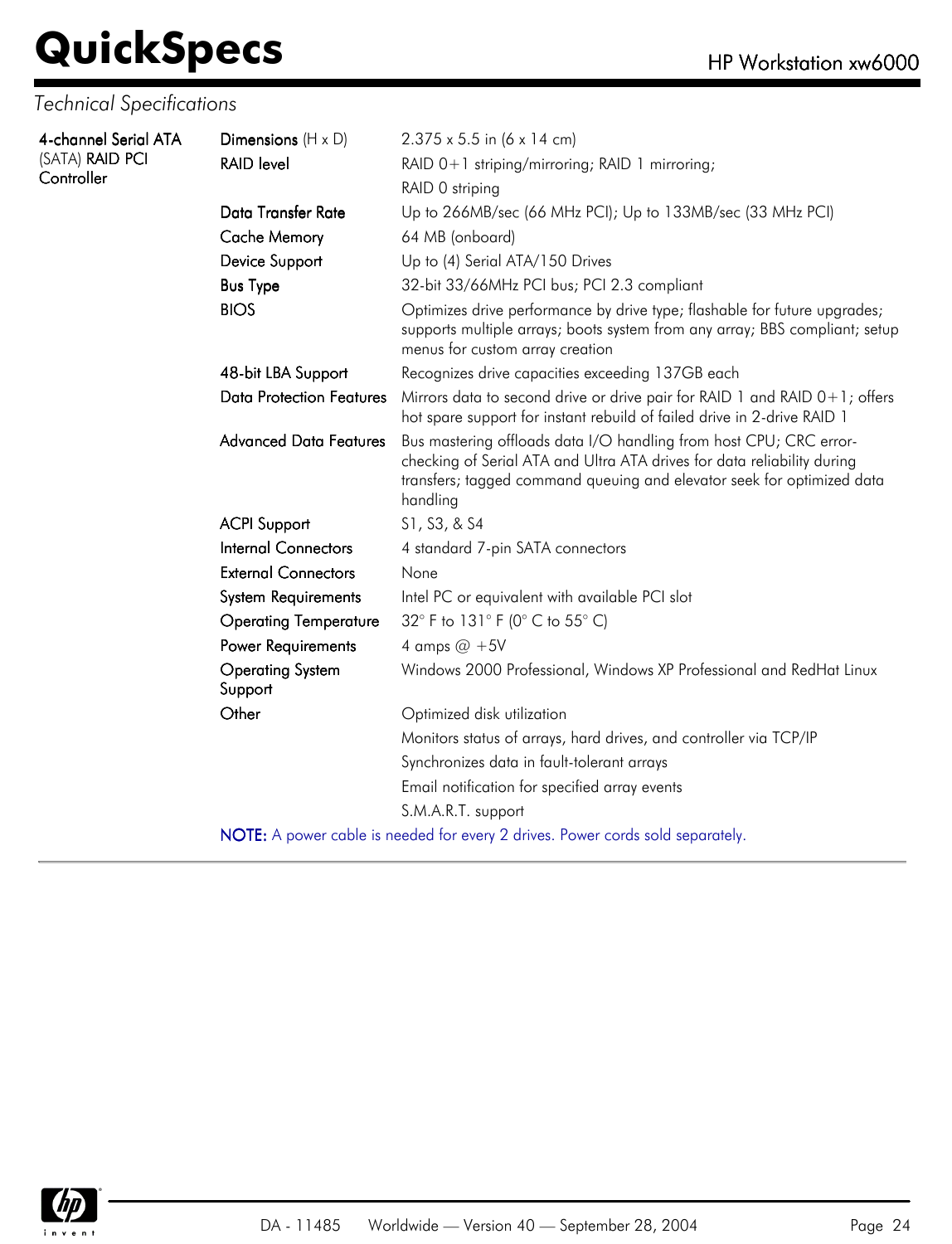## Technical Specifications

| 4-channel Serial ATA (SATA) RAID PCI Controller | | |
|---|---|---|
| | **Dimensions** (H x D) | 2.375 x 5.5 in (6 x 14 cm) |
| | **RAID level** | RAID 0+1 striping/mirroring; RAID 1 mirroring; |
| | | RAID 0 striping |
| | **Data Transfer Rate** | Up to 266MB/sec (66 MHz PCI); Up to 133MB/sec (33 MHz PCI) |
| | **Cache Memory** | 64 MB (onboard) |
| | **Device Support** | Up to (4) Serial ATA/150 Drives |
| | **Bus Type** | 32-bit 33/66MHz PCI bus; PCI 2.3 compliant |
| | **BIOS** | Optimizes drive performance by drive type; flashable for future upgrades; supports multiple arrays; boots system from any array; BBS compliant; setup menus for custom array creation |
| | **48-bit LBA Support** | Recognizes drive capacities exceeding 137GB each |
| | **Data Protection Features** | Mirrors data to second drive or drive pair for RAID 1 and RAID 0+1; offers hot spare support for instant rebuild of failed drive in 2-drive RAID 1 |
| | **Advanced Data Features** | Bus mastering offloads data I/O handling from host CPU; CRC error-checking of Serial ATA and Ultra ATA drives for data reliability during transfers; tagged command queuing and elevator seek for optimized data handling |
| | **ACPI Support** | S1, S3, & S4 |
| | **Internal Connectors** | 4 standard 7-pin SATA connectors |
| | **External Connectors** | None |
| | **System Requirements** | Intel PC or equivalent with available PCI slot |
| | **Operating Temperature** | 32° F to 131° F (0° C to 55° C) |
| | **Power Requirements** | 4 amps @ +5V |
| | **Operating System Support** | Windows 2000 Professional, Windows XP Professional and RedHat Linux |
| | **Other** | Optimized disk utilization |
| | | Monitors status of arrays, hard drives, and controller via TCP/IP |
| | | Synchronizes data in fault-tolerant arrays |
| | | Email notification for specified array events |
| | | S.M.A.R.T. support |

**NOTE:** A power cable is needed for every 2 drives. Power cords sold separately.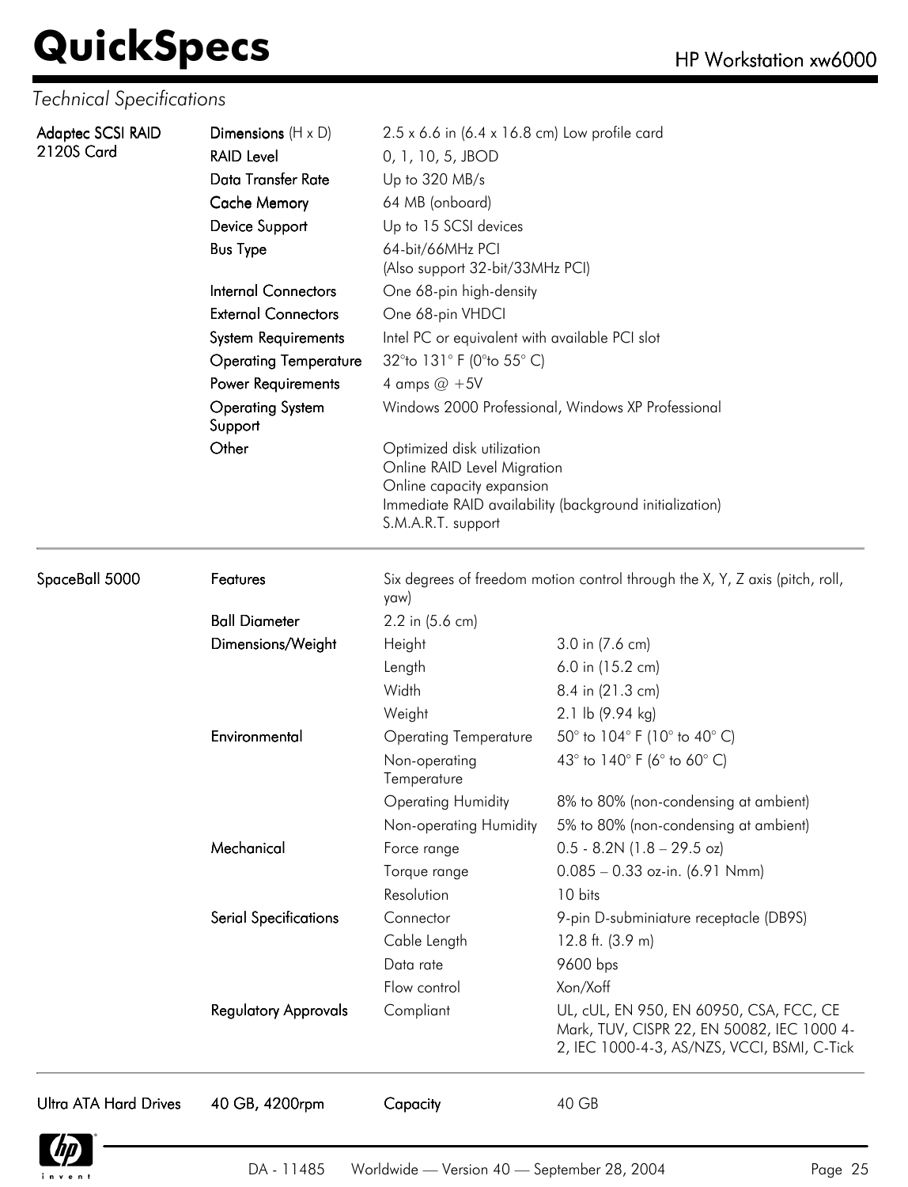## Technical Specifications

| | | | |
|---|---|---|---|
| **Adaptec SCSI RAID 2120S Card** | **Dimensions** (H x D) | 2.5 x 6.6 in (6.4 x 16.8 cm) Low profile card | |
| | **RAID Level** | 0, 1, 10, 5, JBOD | |
| | **Data Transfer Rate** | Up to 320 MB/s | |
| | **Cache Memory** | 64 MB (onboard) | |
| | **Device Support** | Up to 15 SCSI devices | |
| | **Bus Type** | 64-bit/66MHz PCI<br>(Also support 32-bit/33MHz PCI) | |
| | **Internal Connectors** | One 68-pin high-density | |
| | **External Connectors** | One 68-pin VHDCI | |
| | **System Requirements** | Intel PC or equivalent with available PCI slot | |
| | **Operating Temperature** | 32°to 131° F (0°to 55° C) | |
| | **Power Requirements** | 4 amps @ +5V | |
| | **Operating System Support** | Windows 2000 Professional, Windows XP Professional | |
| | **Other** | Optimized disk utilization<br>Online RAID Level Migration<br>Online capacity expansion<br>Immediate RAID availability (background initialization)<br>S.M.A.R.T. support | |
| **SpaceBall 5000** | **Features** | Six degrees of freedom motion control through the X, Y, Z axis (pitch, roll, yaw) | |
| | **Ball Diameter** | 2.2 in (5.6 cm) | |
| | **Dimensions/Weight** | Height | 3.0 in (7.6 cm) |
| | | Length | 6.0 in (15.2 cm) |
| | | Width | 8.4 in (21.3 cm) |
| | | Weight | 2.1 lb (9.94 kg) |
| | **Environmental** | Operating Temperature | 50° to 104° F (10° to 40° C) |
| | | Non-operating Temperature | 43° to 140° F (6° to 60° C) |
| | | Operating Humidity | 8% to 80% (non-condensing at ambient) |
| | | Non-operating Humidity | 5% to 80% (non-condensing at ambient) |
| | **Mechanical** | Force range | 0.5 - 8.2N (1.8 – 29.5 oz) |
| | | Torque range | 0.085 – 0.33 oz-in. (6.91 Nmm) |
| | | Resolution | 10 bits |
| | **Serial Specifications** | Connector | 9-pin D-subminiature receptacle (DB9S) |
| | | Cable Length | 12.8 ft. (3.9 m) |
| | | Data rate | 9600 bps |
| | | Flow control | Xon/Xoff |
| | **Regulatory Approvals** | Compliant | UL, cUL, EN 950, EN 60950, CSA, FCC, CE Mark, TUV, CISPR 22, EN 50082, IEC 1000 4-2, IEC 1000-4-3, AS/NZS, VCCI, BSMI, C-Tick |
| **Ultra ATA Hard Drives** | **40 GB, 4200rpm** | **Capacity** | 40 GB |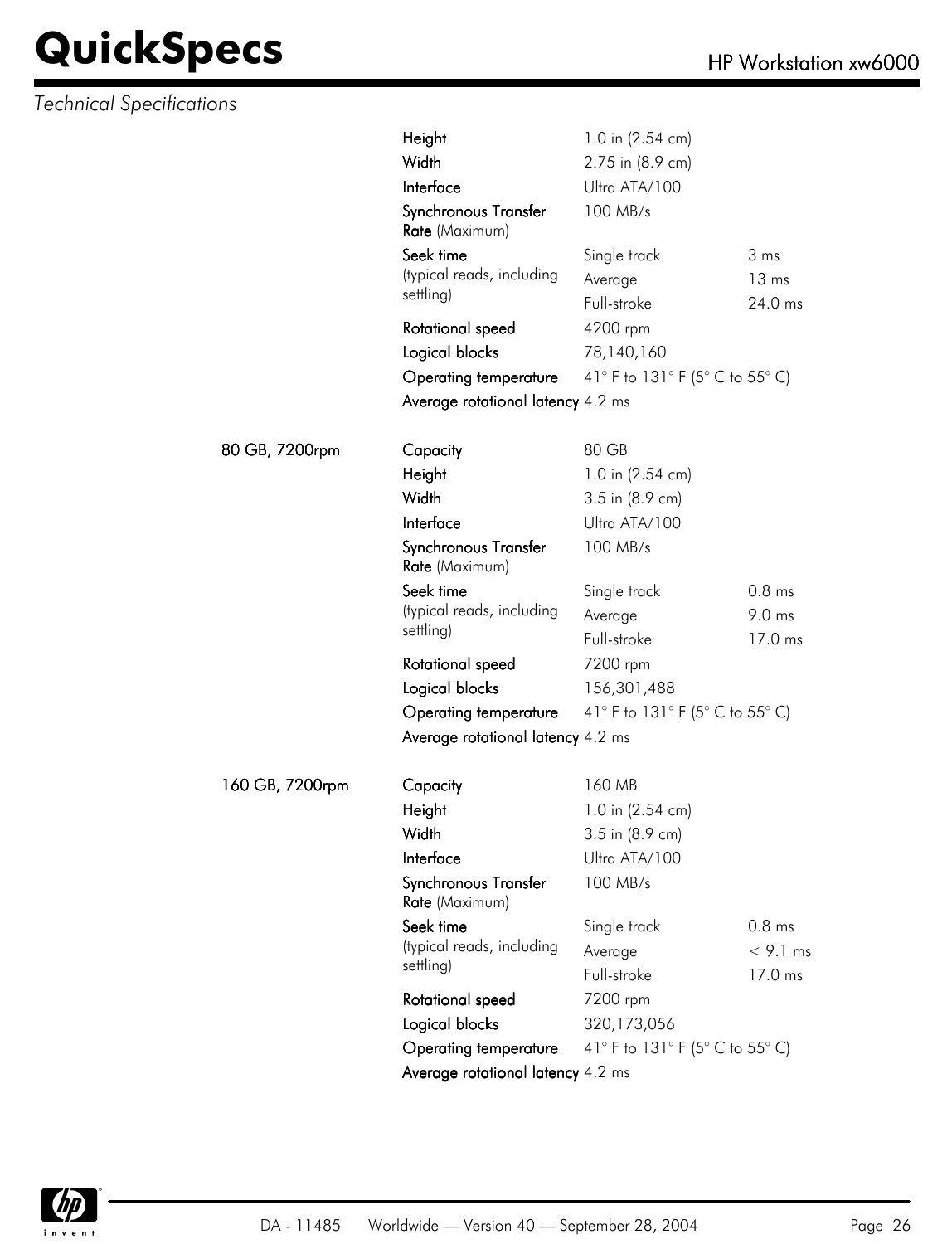*Technical Specifications*

| | | | |
|---|---|---|---|
| | **Height** | 1.0 in (2.54 cm) | |
| | **Width** | 2.75 in (8.9 cm) | |
| | **Interface** | Ultra ATA/100 | |
| | **Synchronous Transfer Rate** (Maximum) | 100 MB/s | |
| | **Seek time** (typical reads, including settling) | Single track | 3 ms |
| | | Average | 13 ms |
| | | Full-stroke | 24.0 ms |
| | **Rotational speed** | 4200 rpm | |
| | **Logical blocks** | 78,140,160 | |
| | **Operating temperature** | 41° F to 131° F (5° C to 55° C) | |
| | **Average rotational latency** | 4.2 ms | |
| **80 GB, 7200rpm** | **Capacity** | 80 GB | |
| | **Height** | 1.0 in (2.54 cm) | |
| | **Width** | 3.5 in (8.9 cm) | |
| | **Interface** | Ultra ATA/100 | |
| | **Synchronous Transfer Rate** (Maximum) | 100 MB/s | |
| | **Seek time** (typical reads, including settling) | Single track | 0.8 ms |
| | | Average | 9.0 ms |
| | | Full-stroke | 17.0 ms |
| | **Rotational speed** | 7200 rpm | |
| | **Logical blocks** | 156,301,488 | |
| | **Operating temperature** | 41° F to 131° F (5° C to 55° C) | |
| | **Average rotational latency** | 4.2 ms | |
| **160 GB, 7200rpm** | **Capacity** | 160 MB | |
| | **Height** | 1.0 in (2.54 cm) | |
| | **Width** | 3.5 in (8.9 cm) | |
| | **Interface** | Ultra ATA/100 | |
| | **Synchronous Transfer Rate** (Maximum) | 100 MB/s | |
| | **Seek time** (typical reads, including settling) | Single track | 0.8 ms |
| | | Average | < 9.1 ms |
| | | Full-stroke | 17.0 ms |
| | **Rotational speed** | 7200 rpm | |
| | **Logical blocks** | 320,173,056 | |
| | **Operating temperature** | 41° F to 131° F (5° C to 55° C) | |
| | **Average rotational latency** | 4.2 ms | |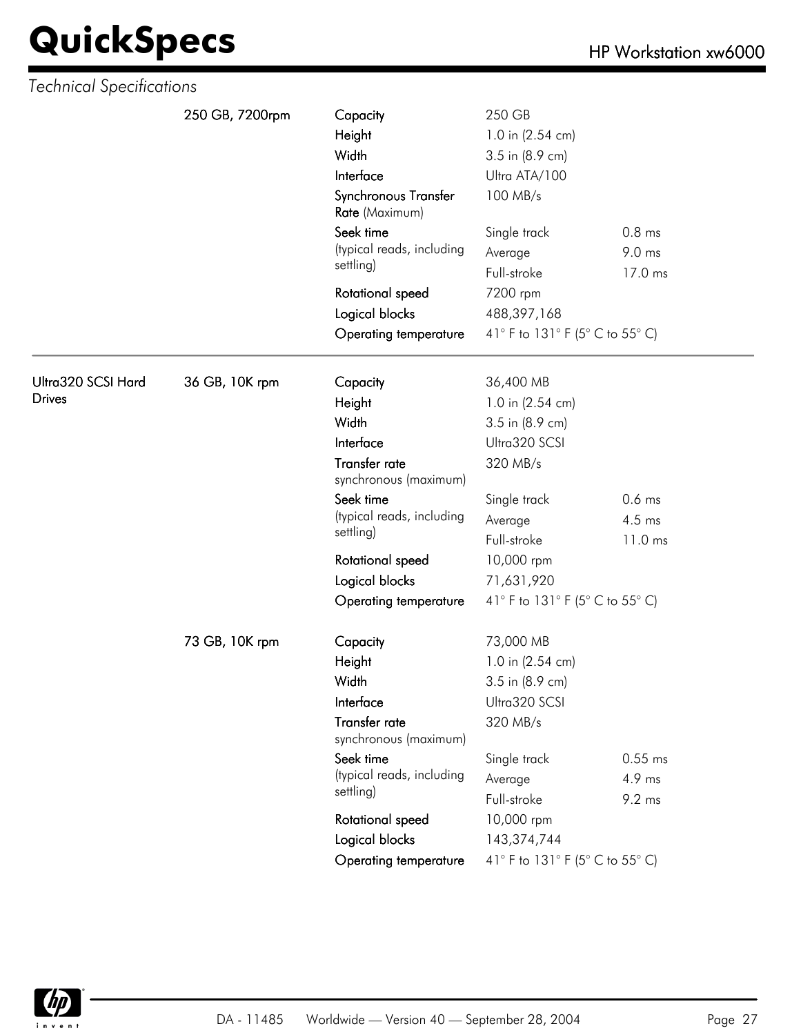*Technical Specifications*

| | | | | |
|---|---|---|---|---|
| | **250 GB, 7200rpm** | **Capacity** | 250 GB | |
| | | **Height** | 1.0 in (2.54 cm) | |
| | | **Width** | 3.5 in (8.9 cm) | |
| | | **Interface** | Ultra ATA/100 | |
| | | **Synchronous Transfer Rate** (Maximum) | 100 MB/s | |
| | | **Seek time** (typical reads, including settling) | Single track | 0.8 ms |
| | | | Average | 9.0 ms |
| | | | Full-stroke | 17.0 ms |
| | | **Rotational speed** | 7200 rpm | |
| | | **Logical blocks** | 488,397,168 | |
| | | **Operating temperature** | 41° F to 131° F (5° C to 55° C) | |
| **Ultra320 SCSI Hard Drives** | **36 GB, 10K rpm** | **Capacity** | 36,400 MB | |
| | | **Height** | 1.0 in (2.54 cm) | |
| | | **Width** | 3.5 in (8.9 cm) | |
| | | **Interface** | Ultra320 SCSI | |
| | | **Transfer rate** synchronous (maximum) | 320 MB/s | |
| | | **Seek time** (typical reads, including settling) | Single track | 0.6 ms |
| | | | Average | 4.5 ms |
| | | | Full-stroke | 11.0 ms |
| | | **Rotational speed** | 10,000 rpm | |
| | | **Logical blocks** | 71,631,920 | |
| | | **Operating temperature** | 41° F to 131° F (5° C to 55° C) | |
| | **73 GB, 10K rpm** | **Capacity** | 73,000 MB | |
| | | **Height** | 1.0 in (2.54 cm) | |
| | | **Width** | 3.5 in (8.9 cm) | |
| | | **Interface** | Ultra320 SCSI | |
| | | **Transfer rate** synchronous (maximum) | 320 MB/s | |
| | | **Seek time** (typical reads, including settling) | Single track | 0.55 ms |
| | | | Average | 4.9 ms |
| | | | Full-stroke | 9.2 ms |
| | | **Rotational speed** | 10,000 rpm | |
| | | **Logical blocks** | 143,374,744 | |
| | | **Operating temperature** | 41° F to 131° F (5° C to 55° C) | |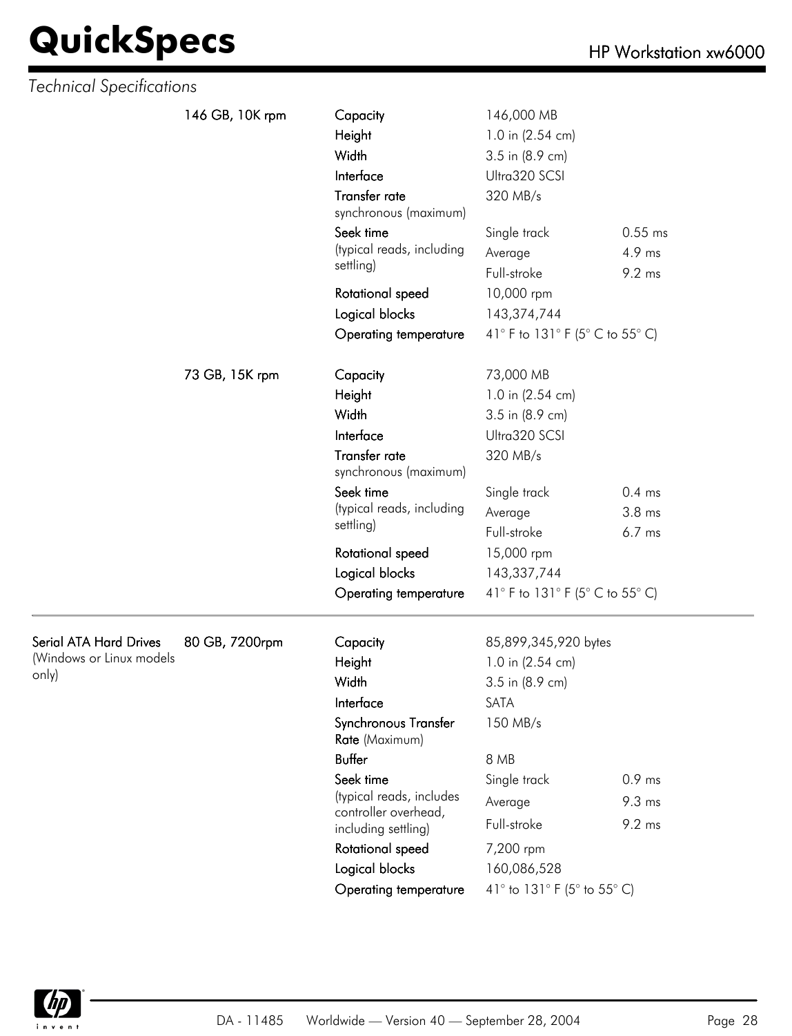*Technical Specifications*

| | | | | |
|---|---|---|---|---|
| | 146 GB, 10K rpm | Capacity | 146,000 MB | |
| | | Height | 1.0 in (2.54 cm) | |
| | | Width | 3.5 in (8.9 cm) | |
| | | Interface | Ultra320 SCSI | |
| | | Transfer rate synchronous (maximum) | 320 MB/s | |
| | | Seek time (typical reads, including settling) | Single track | 0.55 ms |
| | | | Average | 4.9 ms |
| | | | Full-stroke | 9.2 ms |
| | | Rotational speed | 10,000 rpm | |
| | | Logical blocks | 143,374,744 | |
| | | Operating temperature | 41° F to 131° F (5° C to 55° C) | |
| | 73 GB, 15K rpm | Capacity | 73,000 MB | |
| | | Height | 1.0 in (2.54 cm) | |
| | | Width | 3.5 in (8.9 cm) | |
| | | Interface | Ultra320 SCSI | |
| | | Transfer rate synchronous (maximum) | 320 MB/s | |
| | | Seek time (typical reads, including settling) | Single track | 0.4 ms |
| | | | Average | 3.8 ms |
| | | | Full-stroke | 6.7 ms |
| | | Rotational speed | 15,000 rpm | |
| | | Logical blocks | 143,337,744 | |
| | | Operating temperature | 41° F to 131° F (5° C to 55° C) | |
| Serial ATA Hard Drives (Windows or Linux models only) | 80 GB, 7200rpm | Capacity | 85,899,345,920 bytes | |
| | | Height | 1.0 in (2.54 cm) | |
| | | Width | 3.5 in (8.9 cm) | |
| | | Interface | SATA | |
| | | Synchronous Transfer Rate (Maximum) | 150 MB/s | |
| | | Buffer | 8 MB | |
| | | Seek time (typical reads, includes controller overhead, including settling) | Single track | 0.9 ms |
| | | | Average | 9.3 ms |
| | | | Full-stroke | 9.2 ms |
| | | Rotational speed | 7,200 rpm | |
| | | Logical blocks | 160,086,528 | |
| | | Operating temperature | 41° to 131° F (5° to 55° C) | |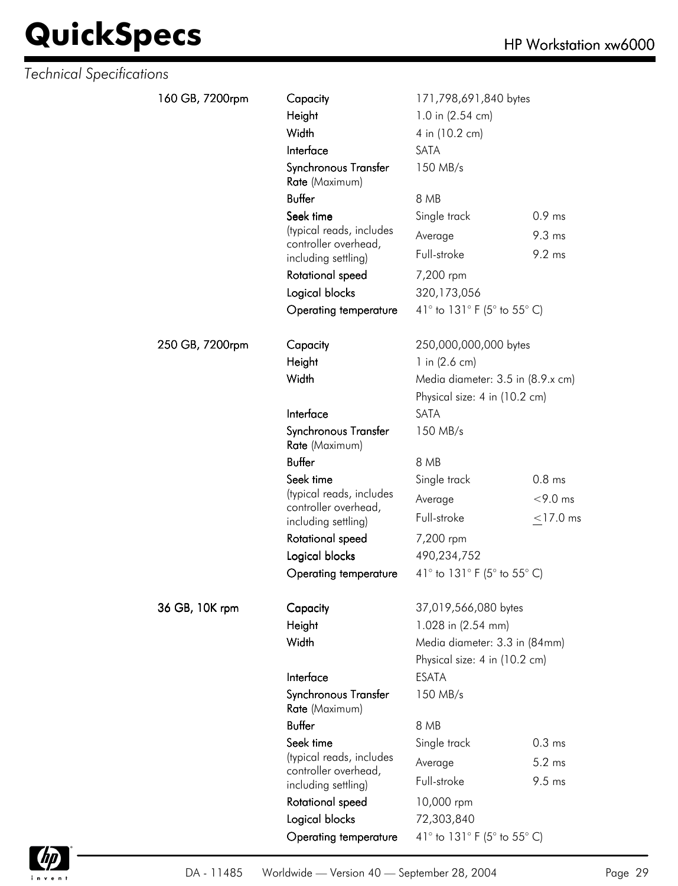*Technical Specifications*

| | | | |
|---|---|---|---|
| **160 GB, 7200rpm** | **Capacity** | 171,798,691,840 bytes | |
| | **Height** | 1.0 in (2.54 cm) | |
| | **Width** | 4 in (10.2 cm) | |
| | **Interface** | SATA | |
| | **Synchronous Transfer Rate** (Maximum) | 150 MB/s | |
| | **Buffer** | 8 MB | |
| | **Seek time** (typical reads, includes controller overhead, including settling) | Single track | 0.9 ms |
| | | Average | 9.3 ms |
| | | Full-stroke | 9.2 ms |
| | **Rotational speed** | 7,200 rpm | |
| | **Logical blocks** | 320,173,056 | |
| | **Operating temperature** | 41° to 131° F (5° to 55° C) | |
| **250 GB, 7200rpm** | **Capacity** | 250,000,000,000 bytes | |
| | **Height** | 1 in (2.6 cm) | |
| | **Width** | Media diameter: 3.5 in (8.9.x cm) | |
| | | Physical size: 4 in (10.2 cm) | |
| | **Interface** | SATA | |
| | **Synchronous Transfer Rate** (Maximum) | 150 MB/s | |
| | **Buffer** | 8 MB | |
| | **Seek time** (typical reads, includes controller overhead, including settling) | Single track | 0.8 ms |
| | | Average | <9.0 ms |
| | | Full-stroke | ≤17.0 ms |
| | **Rotational speed** | 7,200 rpm | |
| | **Logical blocks** | 490,234,752 | |
| | **Operating temperature** | 41° to 131° F (5° to 55° C) | |
| **36 GB, 10K rpm** | **Capacity** | 37,019,566,080 bytes | |
| | **Height** | 1.028 in (2.54 mm) | |
| | **Width** | Media diameter: 3.3 in (84mm) | |
| | | Physical size: 4 in (10.2 cm) | |
| | **Interface** | ESATA | |
| | **Synchronous Transfer Rate** (Maximum) | 150 MB/s | |
| | **Buffer** | 8 MB | |
| | **Seek time** (typical reads, includes controller overhead, including settling) | Single track | 0.3 ms |
| | | Average | 5.2 ms |
| | | Full-stroke | 9.5 ms |
| | **Rotational speed** | 10,000 rpm | |
| | **Logical blocks** | 72,303,840 | |
| | **Operating temperature** | 41° to 131° F (5° to 55° C) | |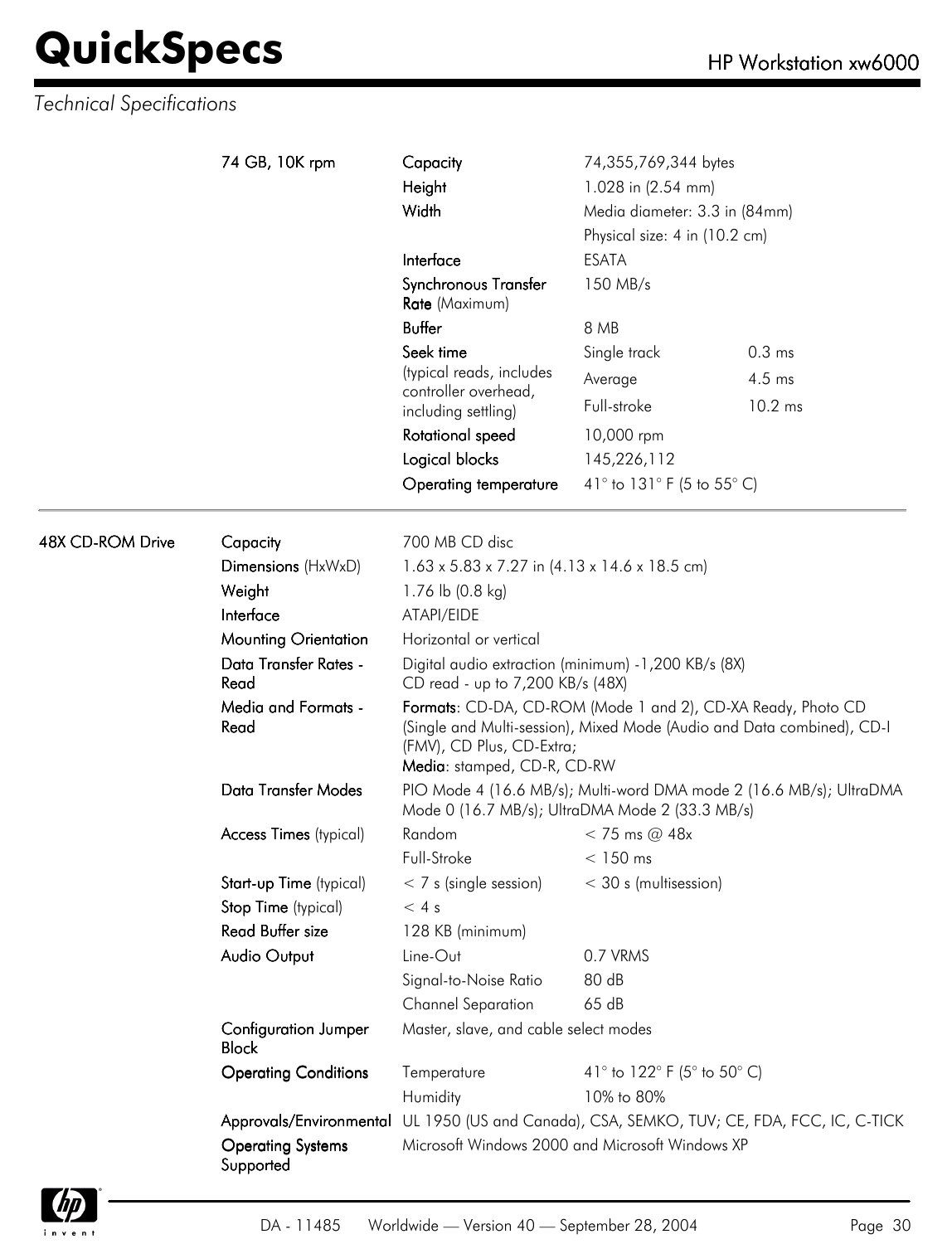## Technical Specifications

| | | | |
|---|---|---|---|
| **74 GB, 10K rpm** | **Capacity** | 74,355,769,344 bytes | |
| | **Height** | 1.028 in (2.54 mm) | |
| | **Width** | Media diameter: 3.3 in (84mm) | |
| | | Physical size: 4 in (10.2 cm) | |
| | **Interface** | ESATA | |
| | **Synchronous Transfer Rate** (Maximum) | 150 MB/s | |
| | **Buffer** | 8 MB | |
| | **Seek time** (typical reads, includes controller overhead, including settling) | Single track | 0.3 ms |
| | | Average | 4.5 ms |
| | | Full-stroke | 10.2 ms |
| | **Rotational speed** | 10,000 rpm | |
| | **Logical blocks** | 145,226,112 | |
| | **Operating temperature** | 41° to 131° F (5 to 55° C) | |

| | | | |
|---|---|---|---|
| **48X CD-ROM Drive** | **Capacity** | 700 MB CD disc | |
| | **Dimensions** (HxWxD) | 1.63 x 5.83 x 7.27 in (4.13 x 14.6 x 18.5 cm) | |
| | **Weight** | 1.76 lb (0.8 kg) | |
| | **Interface** | ATAPI/EIDE | |
| | **Mounting Orientation** | Horizontal or vertical | |
| | **Data Transfer Rates - Read** | Digital audio extraction (minimum) -1,200 KB/s (8X)<br>CD read - up to 7,200 KB/s (48X) | |
| | **Media and Formats - Read** | **Formats**: CD-DA, CD-ROM (Mode 1 and 2), CD-XA Ready, Photo CD (Single and Multi-session), Mixed Mode (Audio and Data combined), CD-I (FMV), CD Plus, CD-Extra;<br>**Media**: stamped, CD-R, CD-RW | |
| | **Data Transfer Modes** | PIO Mode 4 (16.6 MB/s); Multi-word DMA mode 2 (16.6 MB/s); UltraDMA Mode 0 (16.7 MB/s); UltraDMA Mode 2 (33.3 MB/s) | |
| | **Access Times** (typical) | Random | < 75 ms @ 48x |
| | | Full-Stroke | < 150 ms |
| | **Start-up Time** (typical) | < 7 s (single session) | < 30 s (multisession) |
| | **Stop Time** (typical) | < 4 s | |
| | **Read Buffer size** | 128 KB (minimum) | |
| | **Audio Output** | Line-Out | 0.7 VRMS |
| | | Signal-to-Noise Ratio | 80 dB |
| | | Channel Separation | 65 dB |
| | **Configuration Jumper Block** | Master, slave, and cable select modes | |
| | **Operating Conditions** | Temperature | 41° to 122° F (5° to 50° C) |
| | | Humidity | 10% to 80% |
| | **Approvals/Environmental** | UL 1950 (US and Canada), CSA, SEMKO, TUV; CE, FDA, FCC, IC, C-TICK | |
| | **Operating Systems** Supported | Microsoft Windows 2000 and Microsoft Windows XP | |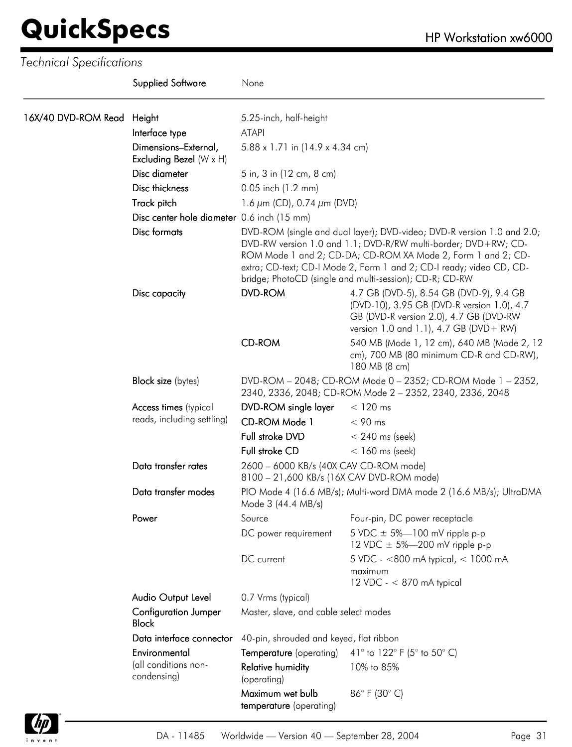*Technical Specifications*

| | | | |
|---|---|---|---|
| | **Supplied Software** | None | |
| **16X/40 DVD-ROM Read** | **Height** | 5.25-inch, half-height | |
| | **Interface type** | ATAPI | |
| | **Dimensions–External, Excluding Bezel** (W x H) | 5.88 x 1.71 in (14.9 x 4.34 cm) | |
| | **Disc diameter** | 5 in, 3 in (12 cm, 8 cm) | |
| | **Disc thickness** | 0.05 inch (1.2 mm) | |
| | **Track pitch** | 1.6 $\mu$m (CD), 0.74 $\mu$m (DVD) | |
| | **Disc center hole diameter** | 0.6 inch (15 mm) | |
| | **Disc formats** | DVD-ROM (single and dual layer); DVD-video; DVD-R version 1.0 and 2.0; DVD-RW version 1.0 and 1.1; DVD-R/RW multi-border; DVD+RW; CD-ROM Mode 1 and 2; CD-DA; CD-ROM XA Mode 2, Form 1 and 2; CD-extra; CD-text; CD-I Mode 2, Form 1 and 2; CD-I ready; video CD, CD-bridge; PhotoCD (single and multi-session); CD-R; CD-RW | |
| | **Disc capacity** | **DVD-ROM** | 4.7 GB (DVD-5), 8.54 GB (DVD-9), 9.4 GB (DVD-10), 3.95 GB (DVD-R version 1.0), 4.7 GB (DVD-R version 2.0), 4.7 GB (DVD-RW version 1.0 and 1.1), 4.7 GB (DVD+ RW) |
| | | **CD-ROM** | 540 MB (Mode 1, 12 cm), 640 MB (Mode 2, 12 cm), 700 MB (80 minimum CD-R and CD-RW), 180 MB (8 cm) |
| | **Block size** (bytes) | DVD-ROM – 2048; CD-ROM Mode 0 – 2352; CD-ROM Mode 1 – 2352, 2340, 2336, 2048; CD-ROM Mode 2 – 2352, 2340, 2336, 2048 | |
| | **Access times** (typical reads, including settling) | **DVD-ROM single layer** | < 120 ms |
| | | **CD-ROM Mode 1** | < 90 ms |
| | | **Full stroke DVD** | < 240 ms (seek) |
| | | **Full stroke CD** | < 160 ms (seek) |
| | **Data transfer rates** | 2600 – 6000 KB/s (40X CAV CD-ROM mode)<br>8100 – 21,600 KB/s (16X CAV DVD-ROM mode) | |
| | **Data transfer modes** | PIO Mode 4 (16.6 MB/s); Multi-word DMA mode 2 (16.6 MB/s); UltraDMA Mode 3 (44.4 MB/s) | |
| | **Power** | Source | Four-pin, DC power receptacle |
| | | DC power requirement | 5 VDC ± 5%—100 mV ripple p-p<br>12 VDC ± 5%—200 mV ripple p-p |
| | | DC current | 5 VDC - <800 mA typical, < 1000 mA maximum<br>12 VDC - < 870 mA typical |
| | **Audio Output Level** | 0.7 Vrms (typical) | |
| | **Configuration Jumper Block** | Master, slave, and cable select modes | |
| | **Data interface connector** | 40-pin, shrouded and keyed, flat ribbon | |
| | **Environmental** (all conditions non-condensing) | **Temperature** (operating) | 41° to 122° F (5° to 50° C) |
| | | **Relative humidity** (operating) | 10% to 85% |
| | | **Maximum wet bulb temperature** (operating) | 86° F (30° C) |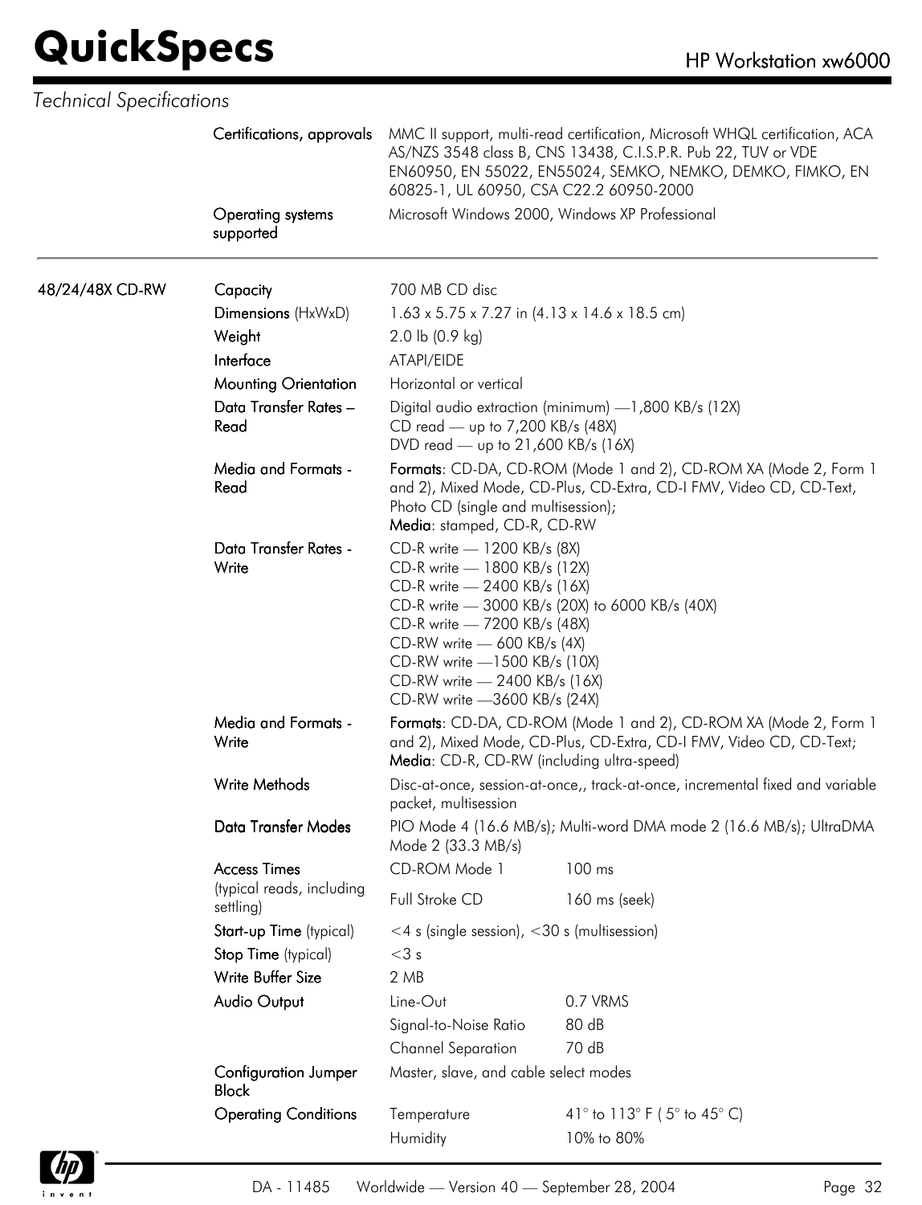*Technical Specifications*

| | | |
|---|---|---|
| | **Certifications, approvals** | MMC II support, multi-read certification, Microsoft WHQL certification, ACA AS/NZS 3548 class B, CNS 13438, C.I.S.P.R. Pub 22, TUV or VDE EN60950, EN 55022, EN55024, SEMKO, NEMKO, DEMKO, FIMKO, EN 60825-1, UL 60950, CSA C22.2 60950-2000 |
| | **Operating systems supported** | Microsoft Windows 2000, Windows XP Professional |

| | | | |
|---|---|---|---|
| **48/24/48X CD-RW** | **Capacity** | 700 MB CD disc | |
| | **Dimensions** (HxWxD) | 1.63 x 5.75 x 7.27 in (4.13 x 14.6 x 18.5 cm) | |
| | **Weight** | 2.0 lb (0.9 kg) | |
| | **Interface** | ATAPI/EIDE | |
| | **Mounting Orientation** | Horizontal or vertical | |
| | **Data Transfer Rates – Read** | Digital audio extraction (minimum) —1,800 KB/s (12X)<br>CD read — up to 7,200 KB/s (48X)<br>DVD read — up to 21,600 KB/s (16X) | |
| | **Media and Formats - Read** | **Formats**: CD-DA, CD-ROM (Mode 1 and 2), CD-ROM XA (Mode 2, Form 1 and 2), Mixed Mode, CD-Plus, CD-Extra, CD-I FMV, Video CD, CD-Text, Photo CD (single and multisession);<br>**Media**: stamped, CD-R, CD-RW | |
| | **Data Transfer Rates - Write** | CD-R write — 1200 KB/s (8X)<br>CD-R write — 1800 KB/s (12X)<br>CD-R write — 2400 KB/s (16X)<br>CD-R write — 3000 KB/s (20X) to 6000 KB/s (40X)<br>CD-R write — 7200 KB/s (48X)<br>CD-RW write — 600 KB/s (4X)<br>CD-RW write —1500 KB/s (10X)<br>CD-RW write — 2400 KB/s (16X)<br>CD-RW write —3600 KB/s (24X) | |
| | **Media and Formats - Write** | **Formats**: CD-DA, CD-ROM (Mode 1 and 2), CD-ROM XA (Mode 2, Form 1 and 2), Mixed Mode, CD-Plus, CD-Extra, CD-I FMV, Video CD, CD-Text;<br>**Media**: CD-R, CD-RW (including ultra-speed) | |
| | **Write Methods** | Disc-at-once, session-at-once,, track-at-once, incremental fixed and variable packet, multisession | |
| | **Data Transfer Modes** | PIO Mode 4 (16.6 MB/s); Multi-word DMA mode 2 (16.6 MB/s); UltraDMA Mode 2 (33.3 MB/s) | |
| | **Access Times** (typical reads, including settling) | CD-ROM Mode 1 | 100 ms |
| | | Full Stroke CD | 160 ms (seek) |
| | **Start-up Time** (typical) | <4 s (single session), <30 s (multisession) | |
| | **Stop Time** (typical) | <3 s | |
| | **Write Buffer Size** | 2 MB | |
| | **Audio Output** | Line-Out | 0.7 VRMS |
| | | Signal-to-Noise Ratio | 80 dB |
| | | Channel Separation | 70 dB |
| | **Configuration Jumper Block** | Master, slave, and cable select modes | |
| | **Operating Conditions** | Temperature | 41° to 113° F ( 5° to 45° C) |
| | | Humidity | 10% to 80% |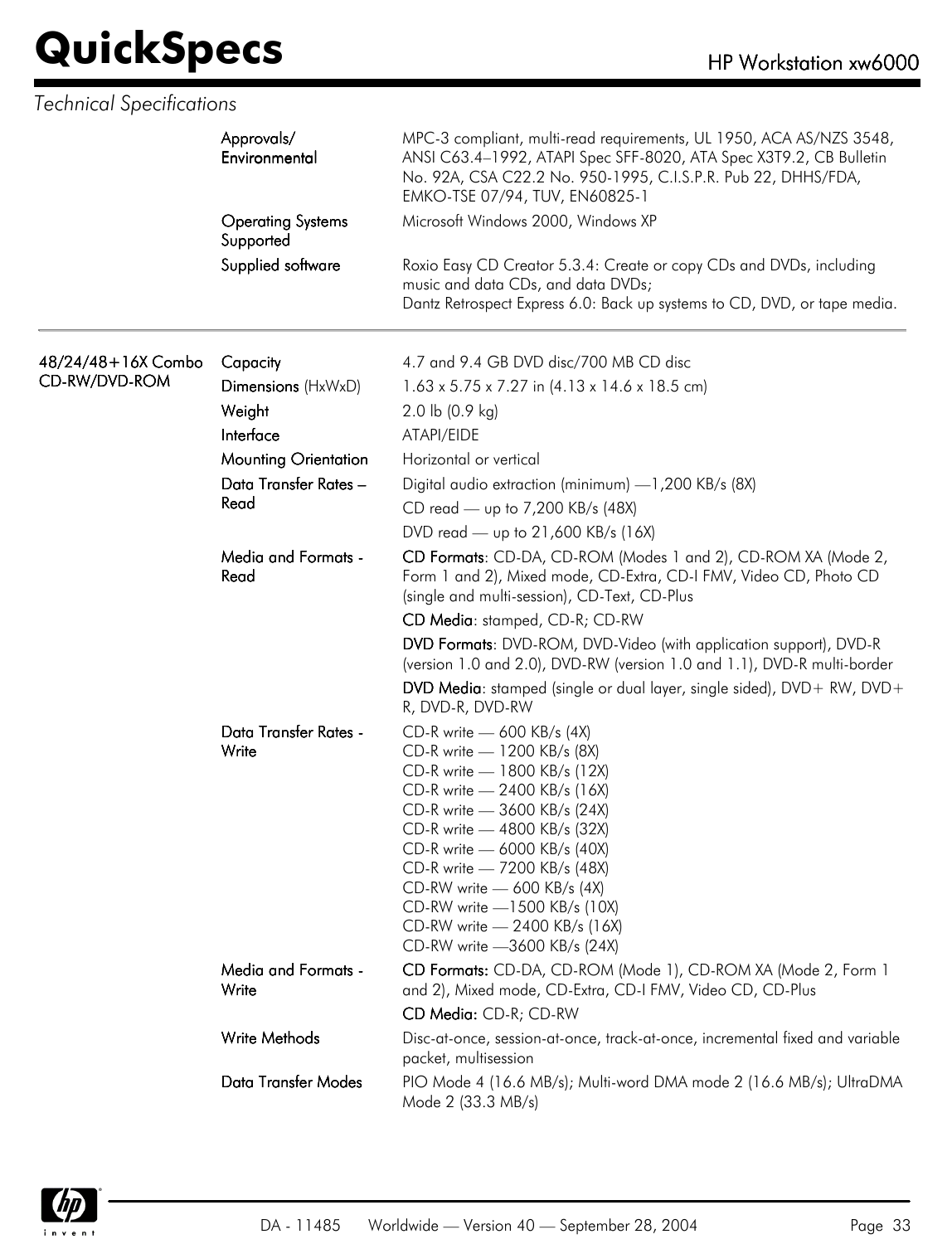*Technical Specifications*

| | | |
|---|---|---|
| | **Approvals/ Environmental** | MPC-3 compliant, multi-read requirements, UL 1950, ACA AS/NZS 3548, ANSI C63.4–1992, ATAPI Spec SFF-8020, ATA Spec X3T9.2, CB Bulletin No. 92A, CSA C22.2 No. 950-1995, C.I.S.P.R. Pub 22, DHHS/FDA, EMKO-TSE 07/94, TUV, EN60825-1 |
| | **Operating Systems Supported** | Microsoft Windows 2000, Windows XP |
| | **Supplied software** | Roxio Easy CD Creator 5.3.4: Create or copy CDs and DVDs, including music and data CDs, and data DVDs;<br>Dantz Retrospect Express 6.0: Back up systems to CD, DVD, or tape media. |

| | | |
|---|---|---|
| **48/24/48+16X Combo CD-RW/DVD-ROM** | **Capacity** | 4.7 and 9.4 GB DVD disc/700 MB CD disc |
| | **Dimensions** (HxWxD) | 1.63 x 5.75 x 7.27 in (4.13 x 14.6 x 18.5 cm) |
| | **Weight** | 2.0 lb (0.9 kg) |
| | **Interface** | ATAPI/EIDE |
| | **Mounting Orientation** | Horizontal or vertical |
| | **Data Transfer Rates – Read** | Digital audio extraction (minimum) —1,200 KB/s (8X)<br>CD read — up to 7,200 KB/s (48X)<br>DVD read — up to 21,600 KB/s (16X) |
| | **Media and Formats - Read** | **CD Formats**: CD-DA, CD-ROM (Modes 1 and 2), CD-ROM XA (Mode 2, Form 1 and 2), Mixed mode, CD-Extra, CD-I FMV, Video CD, Photo CD (single and multi-session), CD-Text, CD-Plus<br>**CD Media**: stamped, CD-R; CD-RW<br>**DVD Formats**: DVD-ROM, DVD-Video (with application support), DVD-R (version 1.0 and 2.0), DVD-RW (version 1.0 and 1.1), DVD-R multi-border<br>**DVD Media**: stamped (single or dual layer, single sided), DVD+ RW, DVD+ R, DVD-R, DVD-RW |
| | **Data Transfer Rates - Write** | CD-R write — 600 KB/s (4X)<br>CD-R write — 1200 KB/s (8X)<br>CD-R write — 1800 KB/s (12X)<br>CD-R write — 2400 KB/s (16X)<br>CD-R write — 3600 KB/s (24X)<br>CD-R write — 4800 KB/s (32X)<br>CD-R write — 6000 KB/s (40X)<br>CD-R write — 7200 KB/s (48X)<br>CD-RW write — 600 KB/s (4X)<br>CD-RW write —1500 KB/s (10X)<br>CD-RW write — 2400 KB/s (16X)<br>CD-RW write —3600 KB/s (24X) |
| | **Media and Formats - Write** | **CD Formats:** CD-DA, CD-ROM (Mode 1), CD-ROM XA (Mode 2, Form 1 and 2), Mixed mode, CD-Extra, CD-I FMV, Video CD, CD-Plus<br>**CD Media:** CD-R; CD-RW |
| | **Write Methods** | Disc-at-once, session-at-once, track-at-once, incremental fixed and variable packet, multisession |
| | **Data Transfer Modes** | PIO Mode 4 (16.6 MB/s); Multi-word DMA mode 2 (16.6 MB/s); UltraDMA Mode 2 (33.3 MB/s) |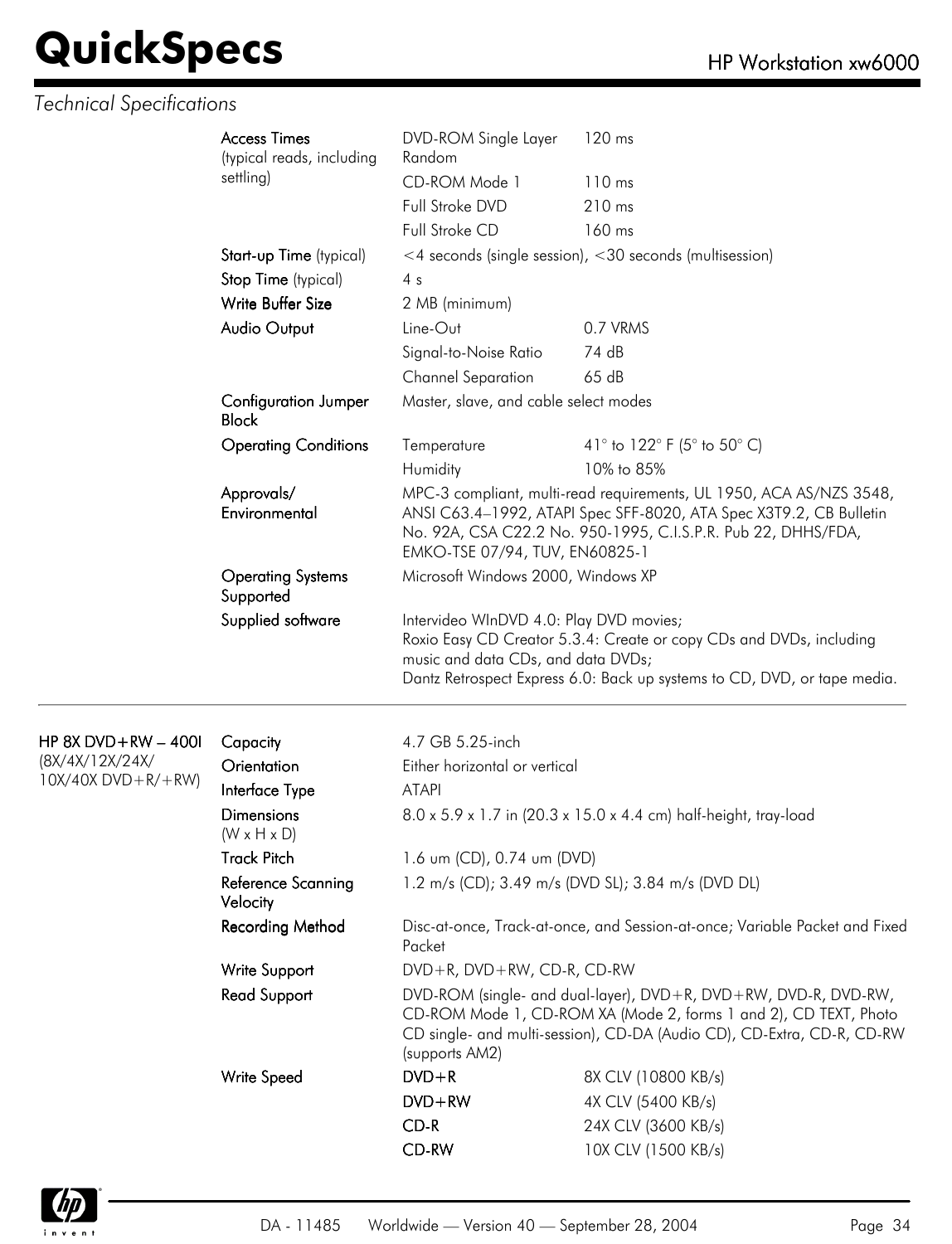*Technical Specifications*

| | | | |
|---|---|---|---|
| | **Access Times** (typical reads, including settling) | DVD-ROM Single Layer Random | 120 ms |
| | | CD-ROM Mode 1 | 110 ms |
| | | Full Stroke DVD | 210 ms |
| | | Full Stroke CD | 160 ms |
| | **Start-up Time** (typical) | <4 seconds (single session), <30 seconds (multisession) | |
| | **Stop Time** (typical) | 4 s | |
| | **Write Buffer Size** | 2 MB (minimum) | |
| | **Audio Output** | Line-Out | 0.7 VRMS |
| | | Signal-to-Noise Ratio | 74 dB |
| | | Channel Separation | 65 dB |
| | **Configuration Jumper Block** | Master, slave, and cable select modes | |
| | **Operating Conditions** | Temperature | 41° to 122° F (5° to 50° C) |
| | | Humidity | 10% to 85% |
| | **Approvals/ Environmental** | MPC-3 compliant, multi-read requirements, UL 1950, ACA AS/NZS 3548, ANSI C63.4–1992, ATAPI Spec SFF-8020, ATA Spec X3T9.2, CB Bulletin No. 92A, CSA C22.2 No. 950-1995, C.I.S.P.R. Pub 22, DHHS/FDA, EMKO-TSE 07/94, TUV, EN60825-1 | |
| | **Operating Systems Supported** | Microsoft Windows 2000, Windows XP | |
| | **Supplied software** | Intervideo WInDVD 4.0: Play DVD movies; Roxio Easy CD Creator 5.3.4: Create or copy CDs and DVDs, including music and data CDs, and data DVDs; Dantz Retrospect Express 6.0: Back up systems to CD, DVD, or tape media. | |

| | | | |
|---|---|---|---|
| **HP 8X DVD+RW – 400I** (8X/4X/12X/24X/ 10X/40X DVD+R/+RW) | **Capacity** | 4.7 GB 5.25-inch | |
| | **Orientation** | Either horizontal or vertical | |
| | **Interface Type** | ATAPI | |
| | **Dimensions** (W x H x D) | 8.0 x 5.9 x 1.7 in (20.3 x 15.0 x 4.4 cm) half-height, tray-load | |
| | **Track Pitch** | 1.6 um (CD), 0.74 um (DVD) | |
| | **Reference Scanning Velocity** | 1.2 m/s (CD); 3.49 m/s (DVD SL); 3.84 m/s (DVD DL) | |
| | **Recording Method** | Disc-at-once, Track-at-once, and Session-at-once; Variable Packet and Fixed Packet | |
| | **Write Support** | DVD+R, DVD+RW, CD-R, CD-RW | |
| | **Read Support** | DVD-ROM (single- and dual-layer), DVD+R, DVD+RW, DVD-R, DVD-RW, CD-ROM Mode 1, CD-ROM XA (Mode 2, forms 1 and 2), CD TEXT, Photo CD single- and multi-session), CD-DA (Audio CD), CD-Extra, CD-R, CD-RW (supports AM2) | |
| | **Write Speed** | **DVD+R** | 8X CLV (10800 KB/s) |
| | | **DVD+RW** | 4X CLV (5400 KB/s) |
| | | **CD-R** | 24X CLV (3600 KB/s) |
| | | **CD-RW** | 10X CLV (1500 KB/s) |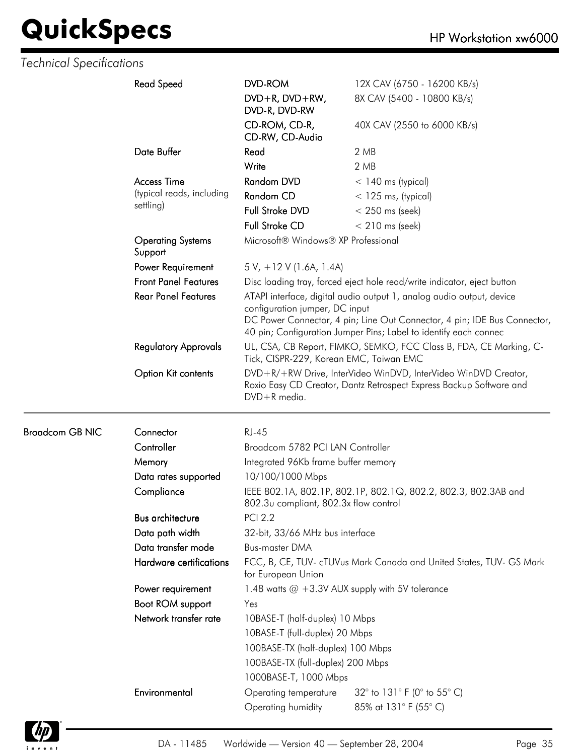*Technical Specifications*

| | | | |
|---|---|---|---|
| | **Read Speed** | **DVD-ROM** | 12X CAV (6750 - 16200 KB/s) |
| | | **DVD+R, DVD+RW, DVD-R, DVD-RW** | 8X CAV (5400 - 10800 KB/s) |
| | | **CD-ROM, CD-R, CD-RW, CD-Audio** | 40X CAV (2550 to 6000 KB/s) |
| | **Date Buffer** | **Read** | 2 MB |
| | | **Write** | 2 MB |
| | **Access Time** (typical reads, including settling) | **Random DVD** | < 140 ms (typical) |
| | | **Random CD** | < 125 ms, (typical) |
| | | **Full Stroke DVD** | < 250 ms (seek) |
| | | **Full Stroke CD** | < 210 ms (seek) |
| | **Operating Systems Support** | Microsoft® Windows® XP Professional | |
| | **Power Requirement** | 5 V, +12 V (1.6A, 1.4A) | |
| | **Front Panel Features** | Disc loading tray, forced eject hole read/write indicator, eject button | |
| | **Rear Panel Features** | ATAPI interface, digital audio output 1, analog audio output, device configuration jumper, DC input<br>DC Power Connector, 4 pin; Line Out Connector, 4 pin; IDE Bus Connector, 40 pin; Configuration Jumper Pins; Label to identify each connec | |
| | **Regulatory Approvals** | UL, CSA, CB Report, FIMKO, SEMKO, FCC Class B, FDA, CE Marking, C-Tick, CISPR-229, Korean EMC, Taiwan EMC | |
| | **Option Kit contents** | DVD+R/+RW Drive, InterVideo WinDVD, InterVideo WinDVD Creator, Roxio Easy CD Creator, Dantz Retrospect Express Backup Software and DVD+R media. | |
| **Broadcom GB NIC** | **Connector** | RJ-45 | |
| | **Controller** | Broadcom 5782 PCI LAN Controller | |
| | **Memory** | Integrated 96Kb frame buffer memory | |
| | **Data rates supported** | 10/100/1000 Mbps | |
| | **Compliance** | IEEE 802.1A, 802.1P, 802.1P, 802.1Q, 802.2, 802.3, 802.3AB and 802.3u compliant, 802.3x flow control | |
| | **Bus architecture** | PCI 2.2 | |
| | **Data path width** | 32-bit, 33/66 MHz bus interface | |
| | **Data transfer mode** | Bus-master DMA | |
| | **Hardware certifications** | FCC, B, CE, TUV- cTUVus Mark Canada and United States, TUV- GS Mark for European Union | |
| | **Power requirement** | 1.48 watts @ +3.3V AUX supply with 5V tolerance | |
| | **Boot ROM support** | Yes | |
| | **Network transfer rate** | 10BASE-T (half-duplex) 10 Mbps | |
| | | 10BASE-T (full-duplex) 20 Mbps | |
| | | 100BASE-TX (half-duplex) 100 Mbps | |
| | | 100BASE-TX (full-duplex) 200 Mbps | |
| | | 1000BASE-T, 1000 Mbps | |
| | **Environmental** | Operating temperature | 32° to 131° F (0° to 55° C) |
| | | Operating humidity | 85% at 131° F (55° C) |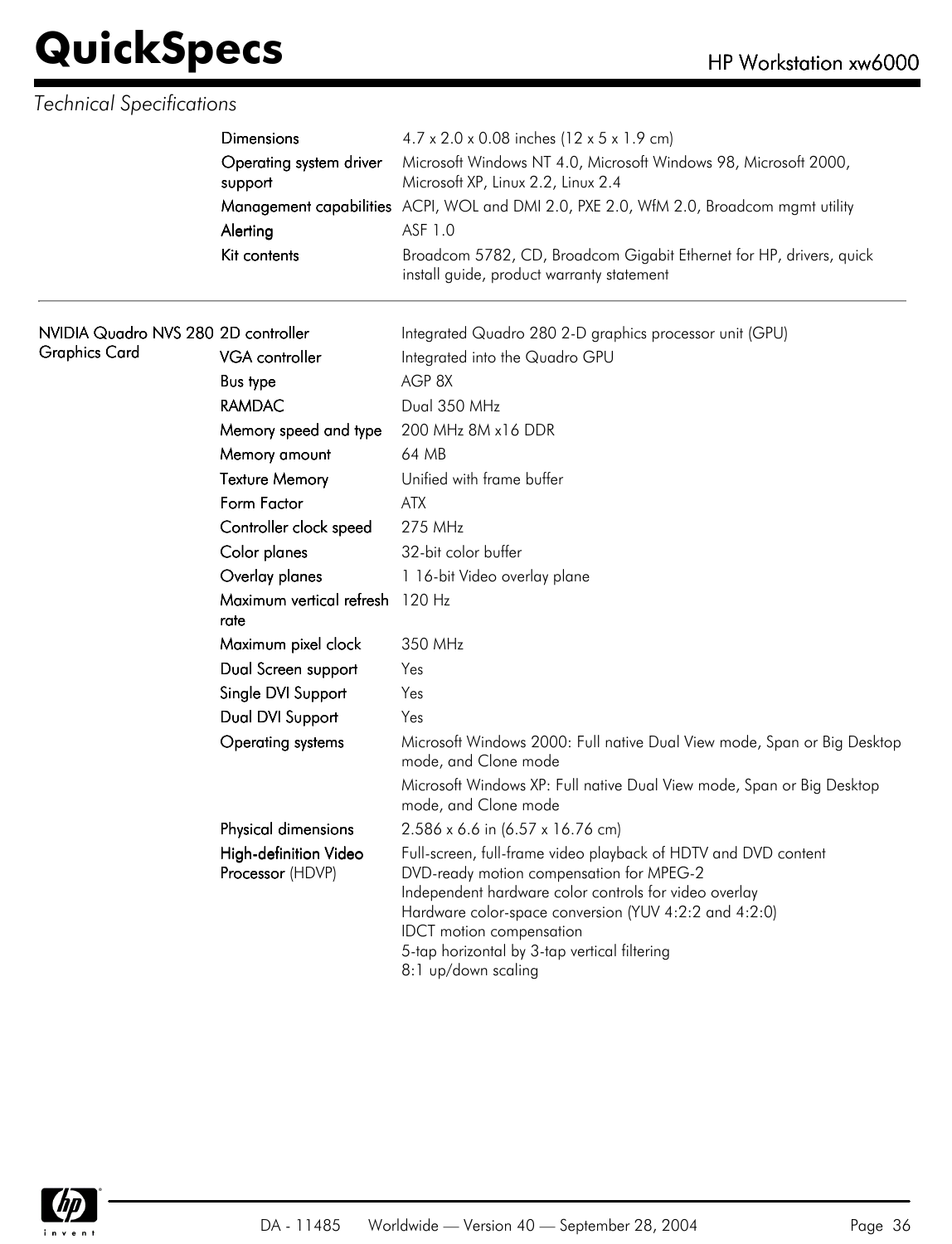*Technical Specifications*

| | | |
|---|---|---|
| | Dimensions | 4.7 x 2.0 x 0.08 inches (12 x 5 x 1.9 cm) |
| | Operating system driver support | Microsoft Windows NT 4.0, Microsoft Windows 98, Microsoft 2000, Microsoft XP, Linux 2.2, Linux 2.4 |
| | Management capabilities | ACPI, WOL and DMI 2.0, PXE 2.0, WfM 2.0, Broadcom mgmt utility |
| | Alerting | ASF 1.0 |
| | Kit contents | Broadcom 5782, CD, Broadcom Gigabit Ethernet for HP, drivers, quick install guide, product warranty statement |

| | | |
|---|---|---|
| **NVIDIA Quadro NVS 280 Graphics Card** | 2D controller | Integrated Quadro 280 2-D graphics processor unit (GPU) |
| | VGA controller | Integrated into the Quadro GPU |
| | Bus type | AGP 8X |
| | RAMDAC | Dual 350 MHz |
| | Memory speed and type | 200 MHz 8M x16 DDR |
| | Memory amount | 64 MB |
| | Texture Memory | Unified with frame buffer |
| | Form Factor | ATX |
| | Controller clock speed | 275 MHz |
| | Color planes | 32-bit color buffer |
| | Overlay planes | 1 16-bit Video overlay plane |
| | Maximum vertical refresh rate | 120 Hz |
| | Maximum pixel clock | 350 MHz |
| | Dual Screen support | Yes |
| | Single DVI Support | Yes |
| | Dual DVI Support | Yes |
| | Operating systems | Microsoft Windows 2000: Full native Dual View mode, Span or Big Desktop mode, and Clone mode<br>Microsoft Windows XP: Full native Dual View mode, Span or Big Desktop mode, and Clone mode |
| | Physical dimensions | 2.586 x 6.6 in (6.57 x 16.76 cm) |
| | High-definition Video Processor (HDVP) | Full-screen, full-frame video playback of HDTV and DVD content<br>DVD-ready motion compensation for MPEG-2<br>Independent hardware color controls for video overlay<br>Hardware color-space conversion (YUV 4:2:2 and 4:2:0)<br>IDCT motion compensation<br>5-tap horizontal by 3-tap vertical filtering<br>8:1 up/down scaling |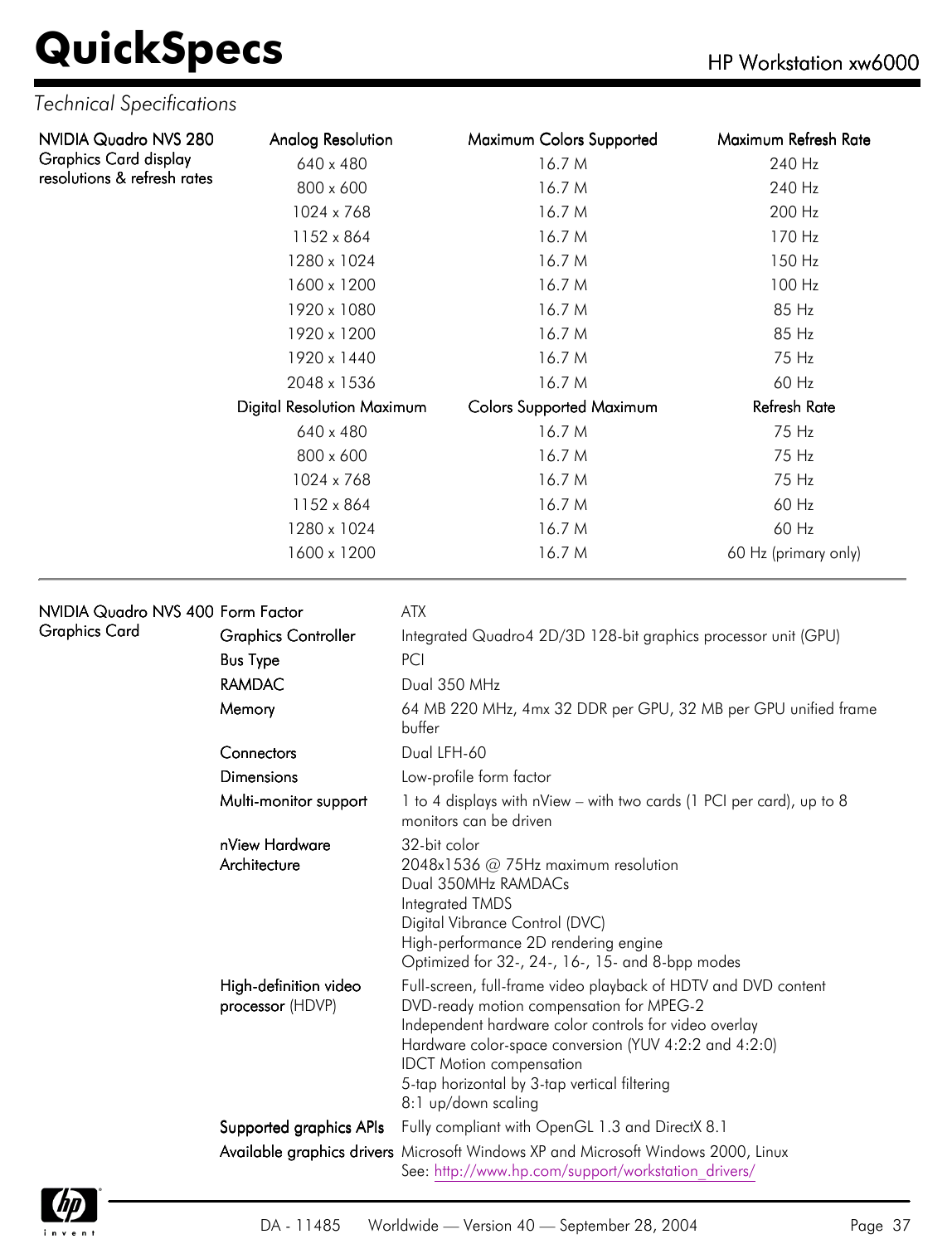*Technical Specifications*

**NVIDIA Quadro NVS 280 Graphics Card display resolutions & refresh rates**

| Analog Resolution | Maximum Colors Supported | Maximum Refresh Rate |
|---|---|---|
| 640 x 480 | 16.7 M | 240 Hz |
| 800 x 600 | 16.7 M | 240 Hz |
| 1024 x 768 | 16.7 M | 200 Hz |
| 1152 x 864 | 16.7 M | 170 Hz |
| 1280 x 1024 | 16.7 M | 150 Hz |
| 1600 x 1200 | 16.7 M | 100 Hz |
| 1920 x 1080 | 16.7 M | 85 Hz |
| 1920 x 1200 | 16.7 M | 85 Hz |
| 1920 x 1440 | 16.7 M | 75 Hz |
| 2048 x 1536 | 16.7 M | 60 Hz |
| **Digital Resolution Maximum** | **Colors Supported Maximum** | **Refresh Rate** |
| 640 x 480 | 16.7 M | 75 Hz |
| 800 x 600 | 16.7 M | 75 Hz |
| 1024 x 768 | 16.7 M | 75 Hz |
| 1152 x 864 | 16.7 M | 60 Hz |
| 1280 x 1024 | 16.7 M | 60 Hz |
| 1600 x 1200 | 16.7 M | 60 Hz (primary only) |

**NVIDIA Quadro NVS 400 Graphics Card**

| | |
|---|---|
| Form Factor | ATX |
| Graphics Controller | Integrated Quadro4 2D/3D 128-bit graphics processor unit (GPU) |
| Bus Type | PCI |
| RAMDAC | Dual 350 MHz |
| Memory | 64 MB 220 MHz, 4mx 32 DDR per GPU, 32 MB per GPU unified frame buffer |
| Connectors | Dual LFH-60 |
| Dimensions | Low-profile form factor |
| Multi-monitor support | 1 to 4 displays with nView – with two cards (1 PCI per card), up to 8 monitors can be driven |
| nView Hardware Architecture | 32-bit color<br>2048x1536 @ 75Hz maximum resolution<br>Dual 350MHz RAMDACs<br>Integrated TMDS<br>Digital Vibrance Control (DVC)<br>High-performance 2D rendering engine<br>Optimized for 32-, 24-, 16-, 15- and 8-bpp modes |
| High-definition video processor (HDVP) | Full-screen, full-frame video playback of HDTV and DVD content<br>DVD-ready motion compensation for MPEG-2<br>Independent hardware color controls for video overlay<br>Hardware color-space conversion (YUV 4:2:2 and 4:2:0)<br>IDCT Motion compensation<br>5-tap horizontal by 3-tap vertical filtering<br>8:1 up/down scaling |
| Supported graphics APIs | Fully compliant with OpenGL 1.3 and DirectX 8.1 |
| Available graphics drivers | Microsoft Windows XP and Microsoft Windows 2000, Linux<br>See: http://www.hp.com/support/workstation_drivers/ |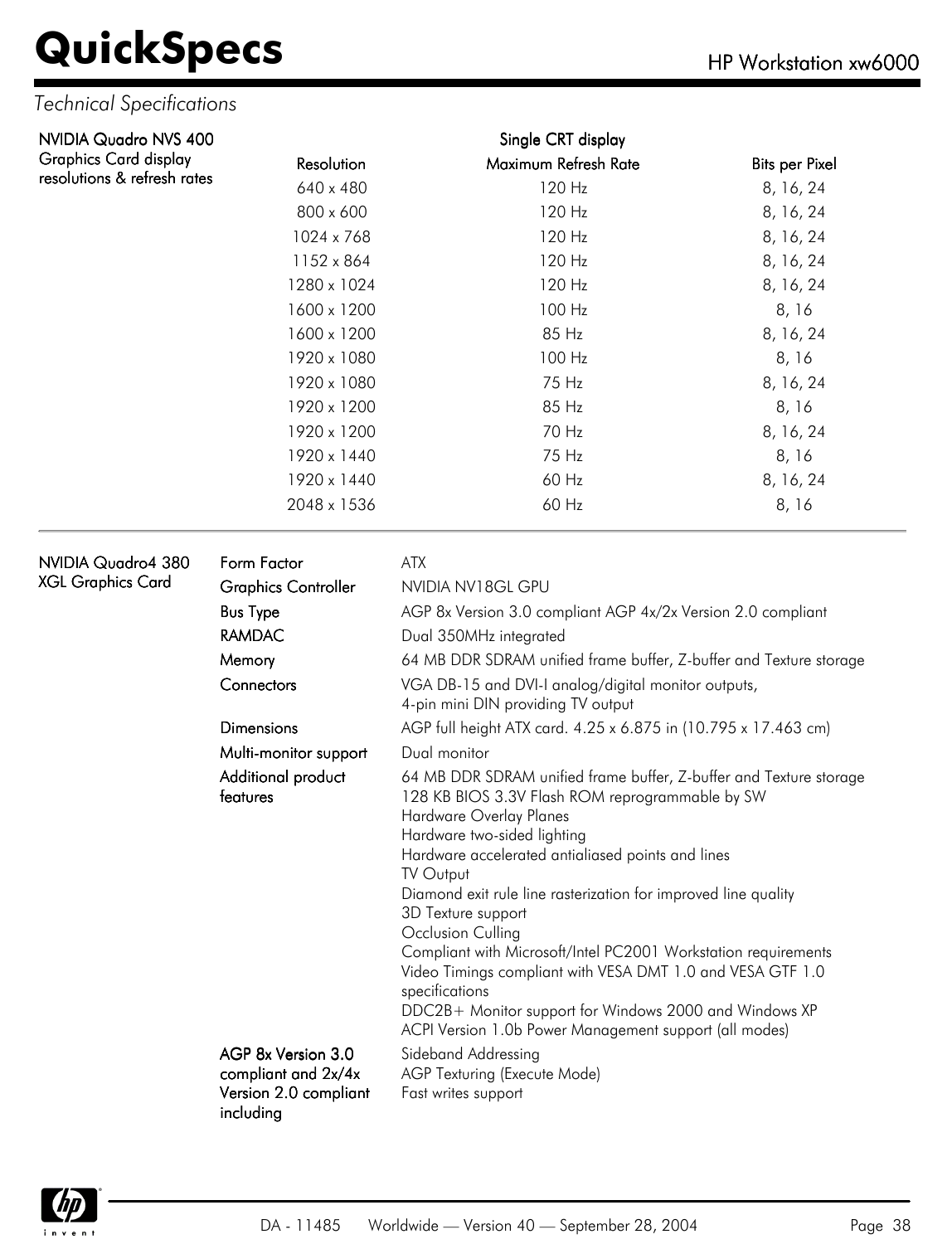*Technical Specifications*

**NVIDIA Quadro NVS 400**
Graphics Card display resolutions & refresh rates

| | Single CRT display | |
|---|---|---|
| Resolution | Maximum Refresh Rate | Bits per Pixel |
| 640 x 480 | 120 Hz | 8, 16, 24 |
| 800 x 600 | 120 Hz | 8, 16, 24 |
| 1024 x 768 | 120 Hz | 8, 16, 24 |
| 1152 x 864 | 120 Hz | 8, 16, 24 |
| 1280 x 1024 | 120 Hz | 8, 16, 24 |
| 1600 x 1200 | 100 Hz | 8, 16 |
| 1600 x 1200 | 85 Hz | 8, 16, 24 |
| 1920 x 1080 | 100 Hz | 8, 16 |
| 1920 x 1080 | 75 Hz | 8, 16, 24 |
| 1920 x 1200 | 85 Hz | 8, 16 |
| 1920 x 1200 | 70 Hz | 8, 16, 24 |
| 1920 x 1440 | 75 Hz | 8, 16 |
| 1920 x 1440 | 60 Hz | 8, 16, 24 |
| 2048 x 1536 | 60 Hz | 8, 16 |

---

**NVIDIA Quadro4 380 XGL Graphics Card**

| | |
|---|---|
| Form Factor | ATX |
| Graphics Controller | NVIDIA NV18GL GPU |
| Bus Type | AGP 8x Version 3.0 compliant AGP 4x/2x Version 2.0 compliant |
| RAMDAC | Dual 350MHz integrated |
| Memory | 64 MB DDR SDRAM unified frame buffer, Z-buffer and Texture storage |
| Connectors | VGA DB-15 and DVI-I analog/digital monitor outputs,<br>4-pin mini DIN providing TV output |
| Dimensions | AGP full height ATX card. 4.25 x 6.875 in (10.795 x 17.463 cm) |
| Multi-monitor support | Dual monitor |
| Additional product features | 64 MB DDR SDRAM unified frame buffer, Z-buffer and Texture storage<br>128 KB BIOS 3.3V Flash ROM reprogrammable by SW<br>Hardware Overlay Planes<br>Hardware two-sided lighting<br>Hardware accelerated antialiased points and lines<br>TV Output<br>Diamond exit rule line rasterization for improved line quality<br>3D Texture support<br>Occlusion Culling<br>Compliant with Microsoft/Intel PC2001 Workstation requirements<br>Video Timings compliant with VESA DMT 1.0 and VESA GTF 1.0 specifications<br>DDC2B+ Monitor support for Windows 2000 and Windows XP<br>ACPI Version 1.0b Power Management support (all modes) |
| AGP 8x Version 3.0 compliant and 2x/4x Version 2.0 compliant including | Sideband Addressing<br>AGP Texturing (Execute Mode)<br>Fast writes support |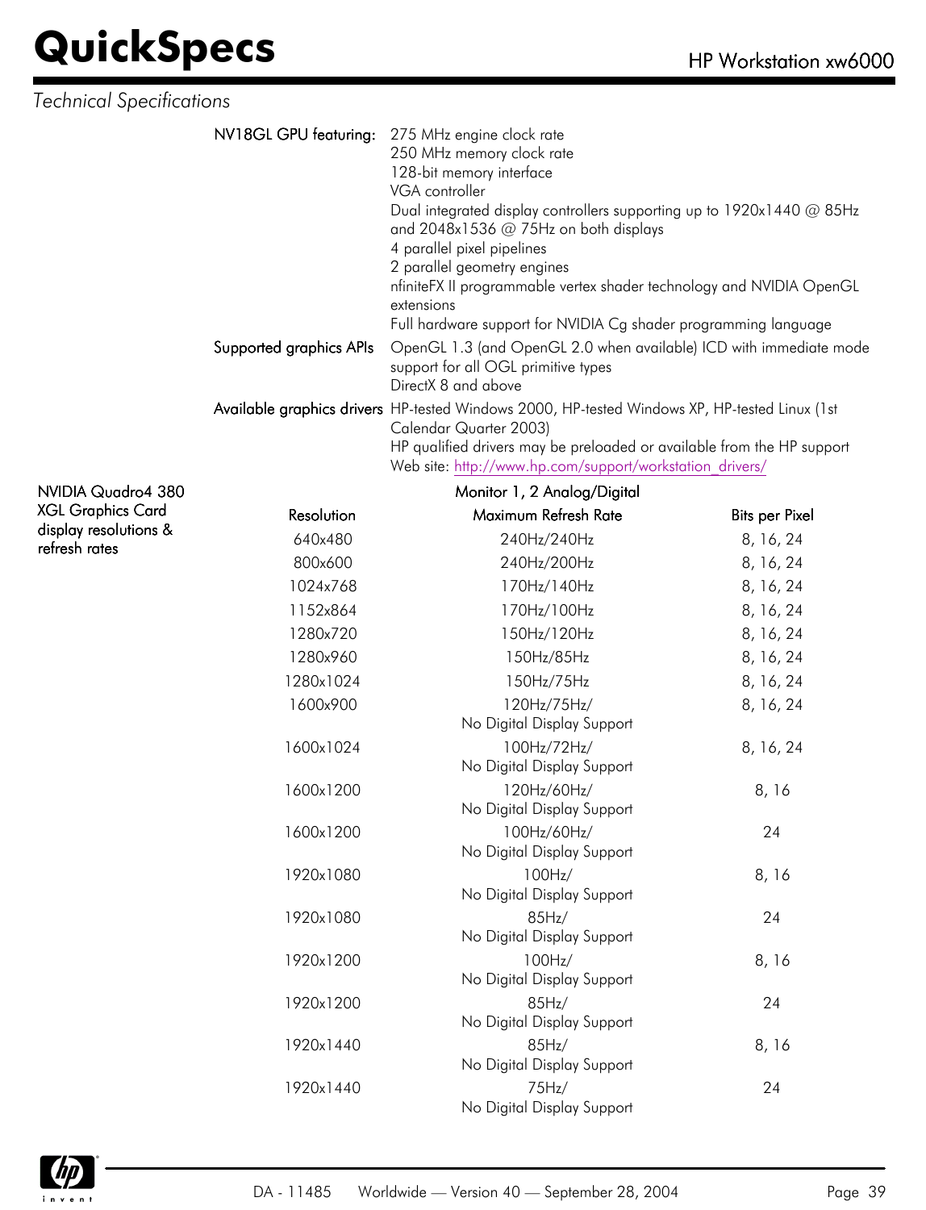*Technical Specifications*

**NV18GL GPU featuring:**
- 275 MHz engine clock rate
- 250 MHz memory clock rate
- 128-bit memory interface
- VGA controller
- Dual integrated display controllers supporting up to 1920x1440 @ 85Hz and 2048x1536 @ 75Hz on both displays
- 4 parallel pixel pipelines
- 2 parallel geometry engines
- nfiniteFX II programmable vertex shader technology and NVIDIA OpenGL extensions
- Full hardware support for NVIDIA Cg shader programming language

**Supported graphics APIs**
- OpenGL 1.3 (and OpenGL 2.0 when available) ICD with immediate mode support for all OGL primitive types
- DirectX 8 and above

**Available graphics drivers**
- HP-tested Windows 2000, HP-tested Windows XP, HP-tested Linux (1st Calendar Quarter 2003)
- HP qualified drivers may be preloaded or available from the HP support Web site: http://www.hp.com/support/workstation_drivers/

**NVIDIA Quadro4 380 XGL Graphics Card display resolutions & refresh rates**

| Resolution | Monitor 1, 2 Analog/Digital Maximum Refresh Rate | Bits per Pixel |
|---|---|---|
| 640x480 | 240Hz/240Hz | 8, 16, 24 |
| 800x600 | 240Hz/200Hz | 8, 16, 24 |
| 1024x768 | 170Hz/140Hz | 8, 16, 24 |
| 1152x864 | 170Hz/100Hz | 8, 16, 24 |
| 1280x720 | 150Hz/120Hz | 8, 16, 24 |
| 1280x960 | 150Hz/85Hz | 8, 16, 24 |
| 1280x1024 | 150Hz/75Hz | 8, 16, 24 |
| 1600x900 | 120Hz/75Hz/ No Digital Display Support | 8, 16, 24 |
| 1600x1024 | 100Hz/72Hz/ No Digital Display Support | 8, 16, 24 |
| 1600x1200 | 120Hz/60Hz/ No Digital Display Support | 8, 16 |
| 1600x1200 | 100Hz/60Hz/ No Digital Display Support | 24 |
| 1920x1080 | 100Hz/ No Digital Display Support | 8, 16 |
| 1920x1080 | 85Hz/ No Digital Display Support | 24 |
| 1920x1200 | 100Hz/ No Digital Display Support | 8, 16 |
| 1920x1200 | 85Hz/ No Digital Display Support | 24 |
| 1920x1440 | 85Hz/ No Digital Display Support | 8, 16 |
| 1920x1440 | 75Hz/ No Digital Display Support | 24 |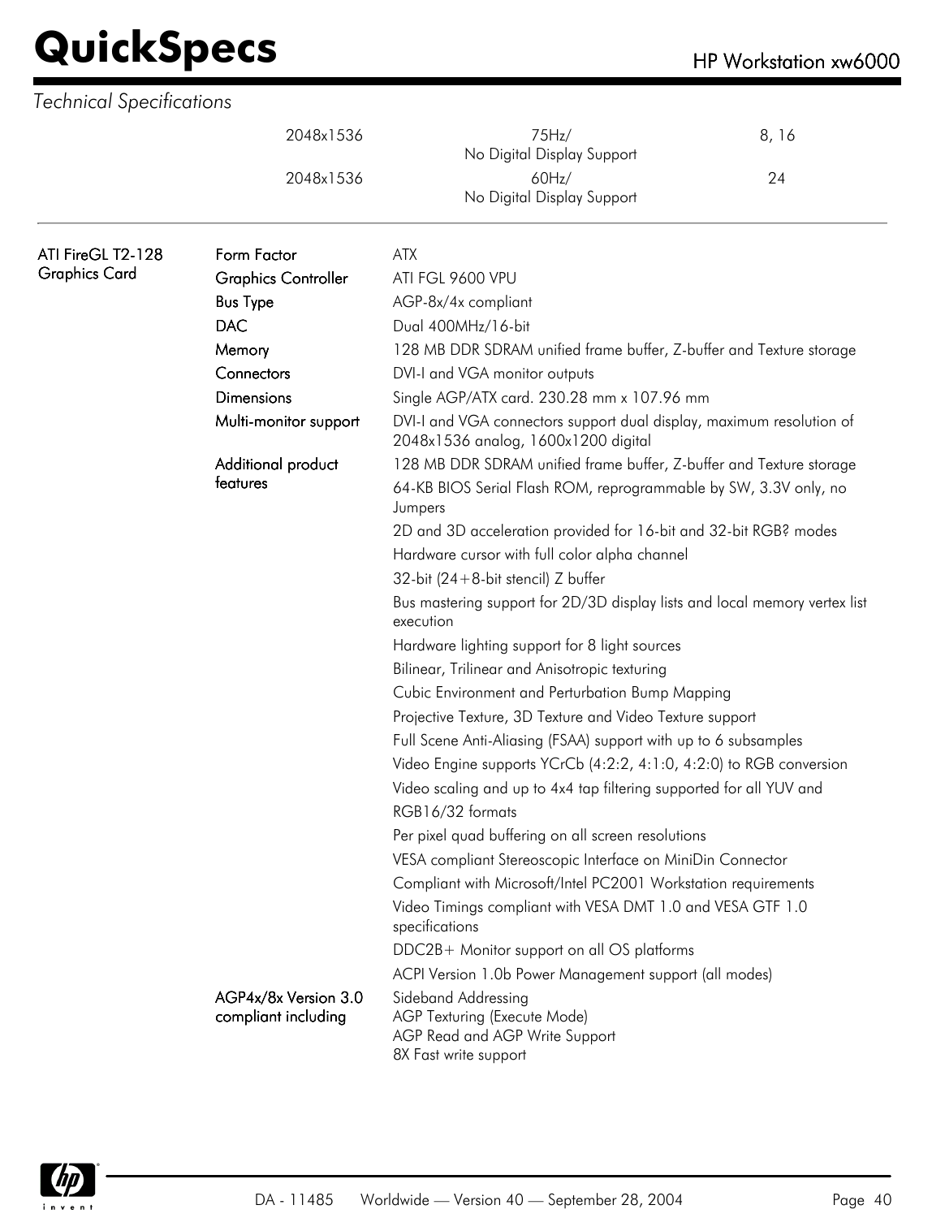*Technical Specifications*

| Resolution | Refresh Rate | Color Depth |
|---|---|---|
| 2048x1536 | 75Hz/ No Digital Display Support | 8, 16 |
| 2048x1536 | 60Hz/ No Digital Display Support | 24 |

**ATI FireGL T2-128 Graphics Card**

| | |
|---|---|
| **Form Factor** | ATX |
| **Graphics Controller** | ATI FGL 9600 VPU |
| **Bus Type** | AGP-8x/4x compliant |
| **DAC** | Dual 400MHz/16-bit |
| **Memory** | 128 MB DDR SDRAM unified frame buffer, Z-buffer and Texture storage |
| **Connectors** | DVI-I and VGA monitor outputs |
| **Dimensions** | Single AGP/ATX card. 230.28 mm x 107.96 mm |
| **Multi-monitor support** | DVI-I and VGA connectors support dual display, maximum resolution of 2048x1536 analog, 1600x1200 digital |
| **Additional product features** | 128 MB DDR SDRAM unified frame buffer, Z-buffer and Texture storage<br>64-KB BIOS Serial Flash ROM, reprogrammable by SW, 3.3V only, no Jumpers<br>2D and 3D acceleration provided for 16-bit and 32-bit RGB? modes<br>Hardware cursor with full color alpha channel<br>32-bit (24+8-bit stencil) Z buffer<br>Bus mastering support for 2D/3D display lists and local memory vertex list execution<br>Hardware lighting support for 8 light sources<br>Bilinear, Trilinear and Anisotropic texturing<br>Cubic Environment and Perturbation Bump Mapping<br>Projective Texture, 3D Texture and Video Texture support<br>Full Scene Anti-Aliasing (FSAA) support with up to 6 subsamples<br>Video Engine supports YCrCb (4:2:2, 4:1:0, 4:2:0) to RGB conversion<br>Video scaling and up to 4x4 tap filtering supported for all YUV and RGB16/32 formats<br>Per pixel quad buffering on all screen resolutions<br>VESA compliant Stereoscopic Interface on MiniDin Connector<br>Compliant with Microsoft/Intel PC2001 Workstation requirements<br>Video Timings compliant with VESA DMT 1.0 and VESA GTF 1.0 specifications<br>DDC2B+ Monitor support on all OS platforms<br>ACPI Version 1.0b Power Management support (all modes) |
| **AGP4x/8x Version 3.0 compliant including** | Sideband Addressing<br>AGP Texturing (Execute Mode)<br>AGP Read and AGP Write Support<br>8X Fast write support |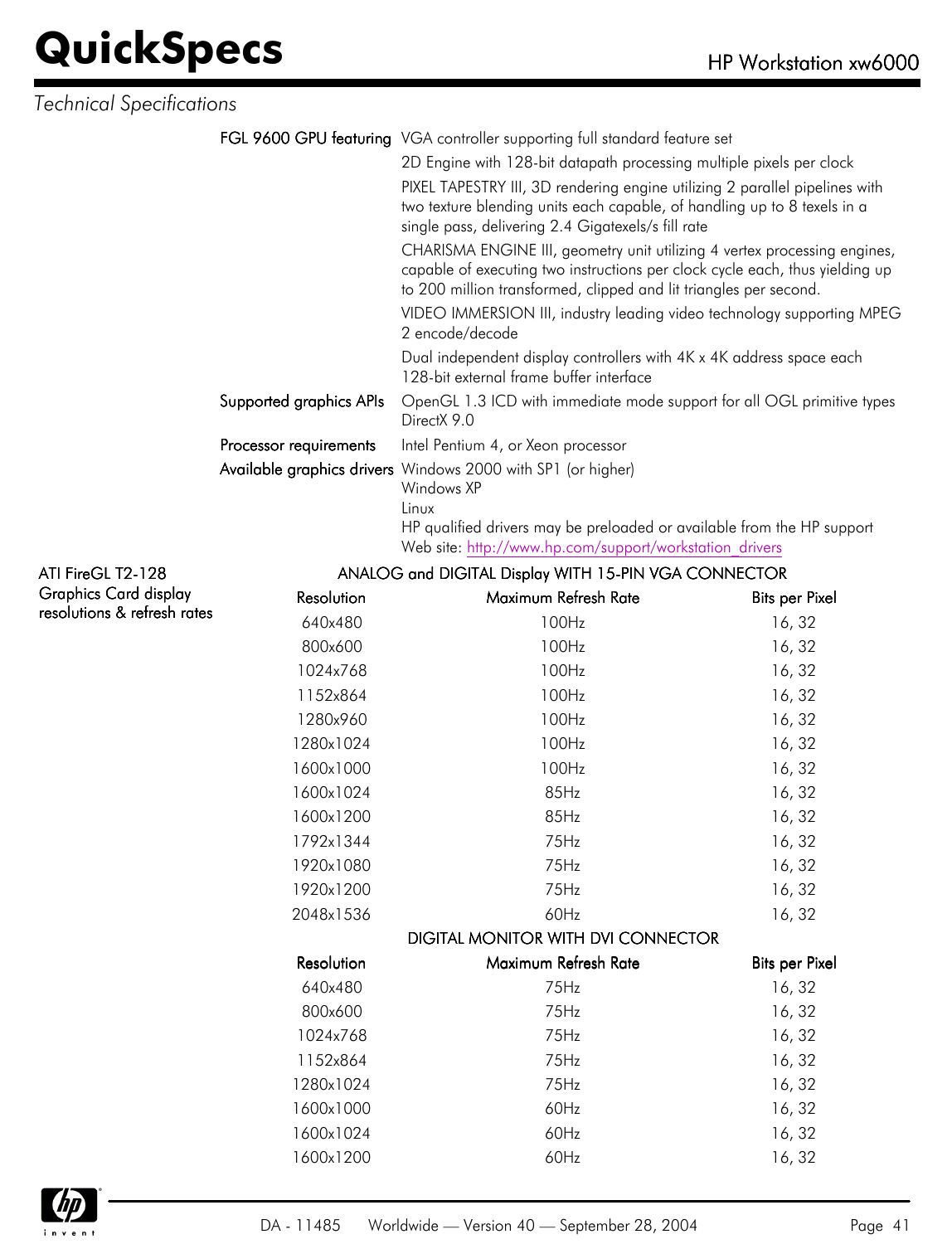*Technical Specifications*

**FGL 9600 GPU featuring**

VGA controller supporting full standard feature set

2D Engine with 128-bit datapath processing multiple pixels per clock

PIXEL TAPESTRY III, 3D rendering engine utilizing 2 parallel pipelines with two texture blending units each capable, of handling up to 8 texels in a single pass, delivering 2.4 Gigatexels/s fill rate

CHARISMA ENGINE III, geometry unit utilizing 4 vertex processing engines, capable of executing two instructions per clock cycle each, thus yielding up to 200 million transformed, clipped and lit triangles per second.

VIDEO IMMERSION III, industry leading video technology supporting MPEG 2 encode/decode

Dual independent display controllers with 4K x 4K address space each
128-bit external frame buffer interface

**Supported graphics APIs**

OpenGL 1.3 ICD with immediate mode support for all OGL primitive types
DirectX 9.0

**Processor requirements**

Intel Pentium 4, or Xeon processor

**Available graphics drivers**

Windows 2000 with SP1 (or higher)
Windows XP
Linux
HP qualified drivers may be preloaded or available from the HP support Web site: http://www.hp.com/support/workstation_drivers

**ATI FireGL T2-128 Graphics Card display resolutions & refresh rates**

**ANALOG and DIGITAL Display WITH 15-PIN VGA CONNECTOR**

| Resolution | Maximum Refresh Rate | Bits per Pixel |
|---|---|---|
| 640x480 | 100Hz | 16, 32 |
| 800x600 | 100Hz | 16, 32 |
| 1024x768 | 100Hz | 16, 32 |
| 1152x864 | 100Hz | 16, 32 |
| 1280x960 | 100Hz | 16, 32 |
| 1280x1024 | 100Hz | 16, 32 |
| 1600x1000 | 100Hz | 16, 32 |
| 1600x1024 | 85Hz | 16, 32 |
| 1600x1200 | 85Hz | 16, 32 |
| 1792x1344 | 75Hz | 16, 32 |
| 1920x1080 | 75Hz | 16, 32 |
| 1920x1200 | 75Hz | 16, 32 |
| 2048x1536 | 60Hz | 16, 32 |

**DIGITAL MONITOR WITH DVI CONNECTOR**

| Resolution | Maximum Refresh Rate | Bits per Pixel |
|---|---|---|
| 640x480 | 75Hz | 16, 32 |
| 800x600 | 75Hz | 16, 32 |
| 1024x768 | 75Hz | 16, 32 |
| 1152x864 | 75Hz | 16, 32 |
| 1280x1024 | 75Hz | 16, 32 |
| 1600x1000 | 60Hz | 16, 32 |
| 1600x1024 | 60Hz | 16, 32 |
| 1600x1200 | 60Hz | 16, 32 |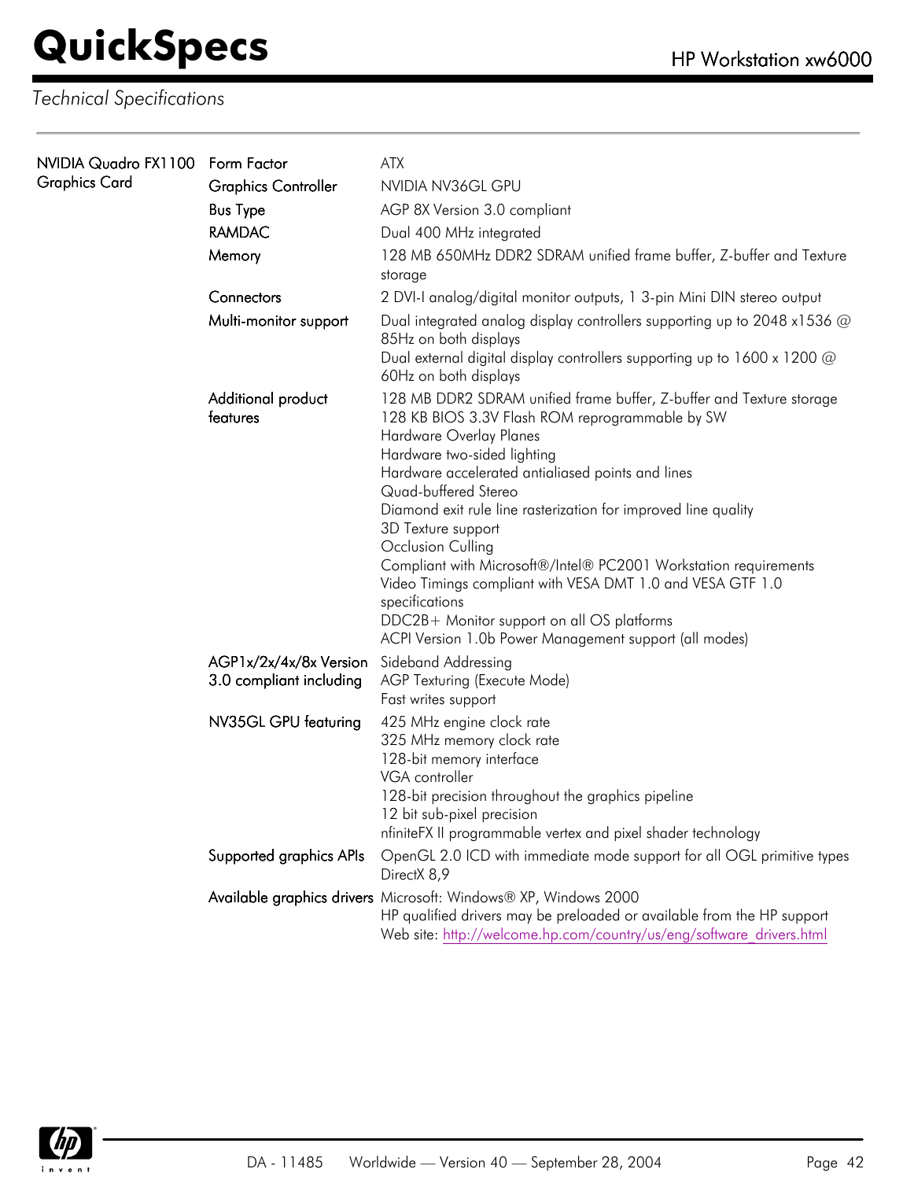*Technical Specifications*

| | | |
|---|---|---|
| NVIDIA Quadro FX1100 Graphics Card | Form Factor | ATX |
| | Graphics Controller | NVIDIA NV36GL GPU |
| | Bus Type | AGP 8X Version 3.0 compliant |
| | RAMDAC | Dual 400 MHz integrated |
| | Memory | 128 MB 650MHz DDR2 SDRAM unified frame buffer, Z-buffer and Texture storage |
| | Connectors | 2 DVI-I analog/digital monitor outputs, 1 3-pin Mini DIN stereo output |
| | Multi-monitor support | Dual integrated analog display controllers supporting up to 2048 x1536 @ 85Hz on both displays<br>Dual external digital display controllers supporting up to 1600 x 1200 @ 60Hz on both displays |
| | Additional product features | 128 MB DDR2 SDRAM unified frame buffer, Z-buffer and Texture storage<br>128 KB BIOS 3.3V Flash ROM reprogrammable by SW<br>Hardware Overlay Planes<br>Hardware two-sided lighting<br>Hardware accelerated antialiased points and lines<br>Quad-buffered Stereo<br>Diamond exit rule line rasterization for improved line quality<br>3D Texture support<br>Occlusion Culling<br>Compliant with Microsoft®/Intel® PC2001 Workstation requirements<br>Video Timings compliant with VESA DMT 1.0 and VESA GTF 1.0 specifications<br>DDC2B+ Monitor support on all OS platforms<br>ACPI Version 1.0b Power Management support (all modes) |
| | AGP1x/2x/4x/8x Version 3.0 compliant including | Sideband Addressing<br>AGP Texturing (Execute Mode)<br>Fast writes support |
| | NV35GL GPU featuring | 425 MHz engine clock rate<br>325 MHz memory clock rate<br>128-bit memory interface<br>VGA controller<br>128-bit precision throughout the graphics pipeline<br>12 bit sub-pixel precision<br>nfiniteFX II programmable vertex and pixel shader technology |
| | Supported graphics APIs | OpenGL 2.0 ICD with immediate mode support for all OGL primitive types<br>DirectX 8,9 |
| | Available graphics drivers | Microsoft: Windows® XP, Windows 2000<br>HP qualified drivers may be preloaded or available from the HP support Web site: http://welcome.hp.com/country/us/eng/software_drivers.html |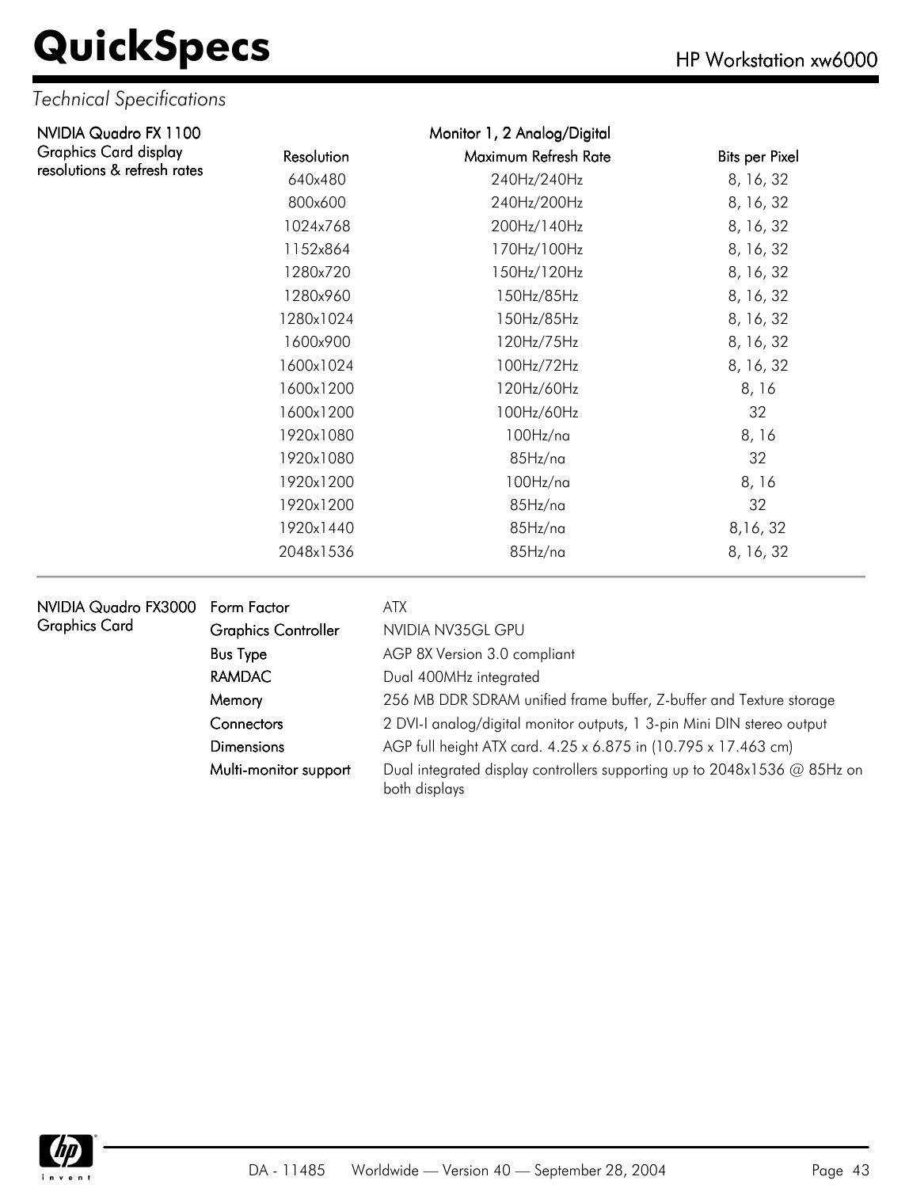*Technical Specifications*

**NVIDIA Quadro FX 1100**
Graphics Card display resolutions & refresh rates

| | Monitor 1, 2 Analog/Digital | |
|---|---|---|
| **Resolution** | **Maximum Refresh Rate** | **Bits per Pixel** |
| 640x480 | 240Hz/240Hz | 8, 16, 32 |
| 800x600 | 240Hz/200Hz | 8, 16, 32 |
| 1024x768 | 200Hz/140Hz | 8, 16, 32 |
| 1152x864 | 170Hz/100Hz | 8, 16, 32 |
| 1280x720 | 150Hz/120Hz | 8, 16, 32 |
| 1280x960 | 150Hz/85Hz | 8, 16, 32 |
| 1280x1024 | 150Hz/85Hz | 8, 16, 32 |
| 1600x900 | 120Hz/75Hz | 8, 16, 32 |
| 1600x1024 | 100Hz/72Hz | 8, 16, 32 |
| 1600x1200 | 120Hz/60Hz | 8, 16 |
| 1600x1200 | 100Hz/60Hz | 32 |
| 1920x1080 | 100Hz/na | 8, 16 |
| 1920x1080 | 85Hz/na | 32 |
| 1920x1200 | 100Hz/na | 8, 16 |
| 1920x1200 | 85Hz/na | 32 |
| 1920x1440 | 85Hz/na | 8,16, 32 |
| 2048x1536 | 85Hz/na | 8, 16, 32 |

**NVIDIA Quadro FX3000 Graphics Card**

| | |
|---|---|
| **Form Factor** | ATX |
| **Graphics Controller** | NVIDIA NV35GL GPU |
| **Bus Type** | AGP 8X Version 3.0 compliant |
| **RAMDAC** | Dual 400MHz integrated |
| **Memory** | 256 MB DDR SDRAM unified frame buffer, Z-buffer and Texture storage |
| **Connectors** | 2 DVI-I analog/digital monitor outputs, 1 3-pin Mini DIN stereo output |
| **Dimensions** | AGP full height ATX card. 4.25 x 6.875 in (10.795 x 17.463 cm) |
| **Multi-monitor support** | Dual integrated display controllers supporting up to 2048x1536 @ 85Hz on both displays |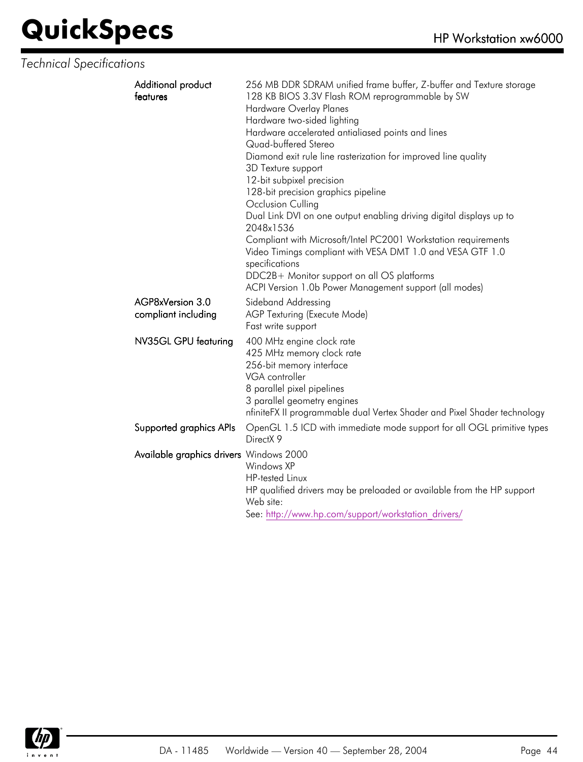*Technical Specifications*

| | |
|---|---|
| Additional product features | 256 MB DDR SDRAM unified frame buffer, Z-buffer and Texture storage<br>128 KB BIOS 3.3V Flash ROM reprogrammable by SW<br>Hardware Overlay Planes<br>Hardware two-sided lighting<br>Hardware accelerated antialiased points and lines<br>Quad-buffered Stereo<br>Diamond exit rule line rasterization for improved line quality<br>3D Texture support<br>12-bit subpixel precision<br>128-bit precision graphics pipeline<br>Occlusion Culling<br>Dual Link DVI on one output enabling driving digital displays up to 2048x1536<br>Compliant with Microsoft/Intel PC2001 Workstation requirements<br>Video Timings compliant with VESA DMT 1.0 and VESA GTF 1.0 specifications<br>DDC2B+ Monitor support on all OS platforms<br>ACPI Version 1.0b Power Management support (all modes) |
| AGP8xVersion 3.0 compliant including | Sideband Addressing<br>AGP Texturing (Execute Mode)<br>Fast write support |
| NV35GL GPU featuring | 400 MHz engine clock rate<br>425 MHz memory clock rate<br>256-bit memory interface<br>VGA controller<br>8 parallel pixel pipelines<br>3 parallel geometry engines<br>nfiniteFX II programmable dual Vertex Shader and Pixel Shader technology |
| Supported graphics APIs | OpenGL 1.5 ICD with immediate mode support for all OGL primitive types<br>DirectX 9 |
| Available graphics drivers | Windows 2000<br>Windows XP<br>HP-tested Linux<br>HP qualified drivers may be preloaded or available from the HP support Web site:<br>See: http://www.hp.com/support/workstation_drivers/ |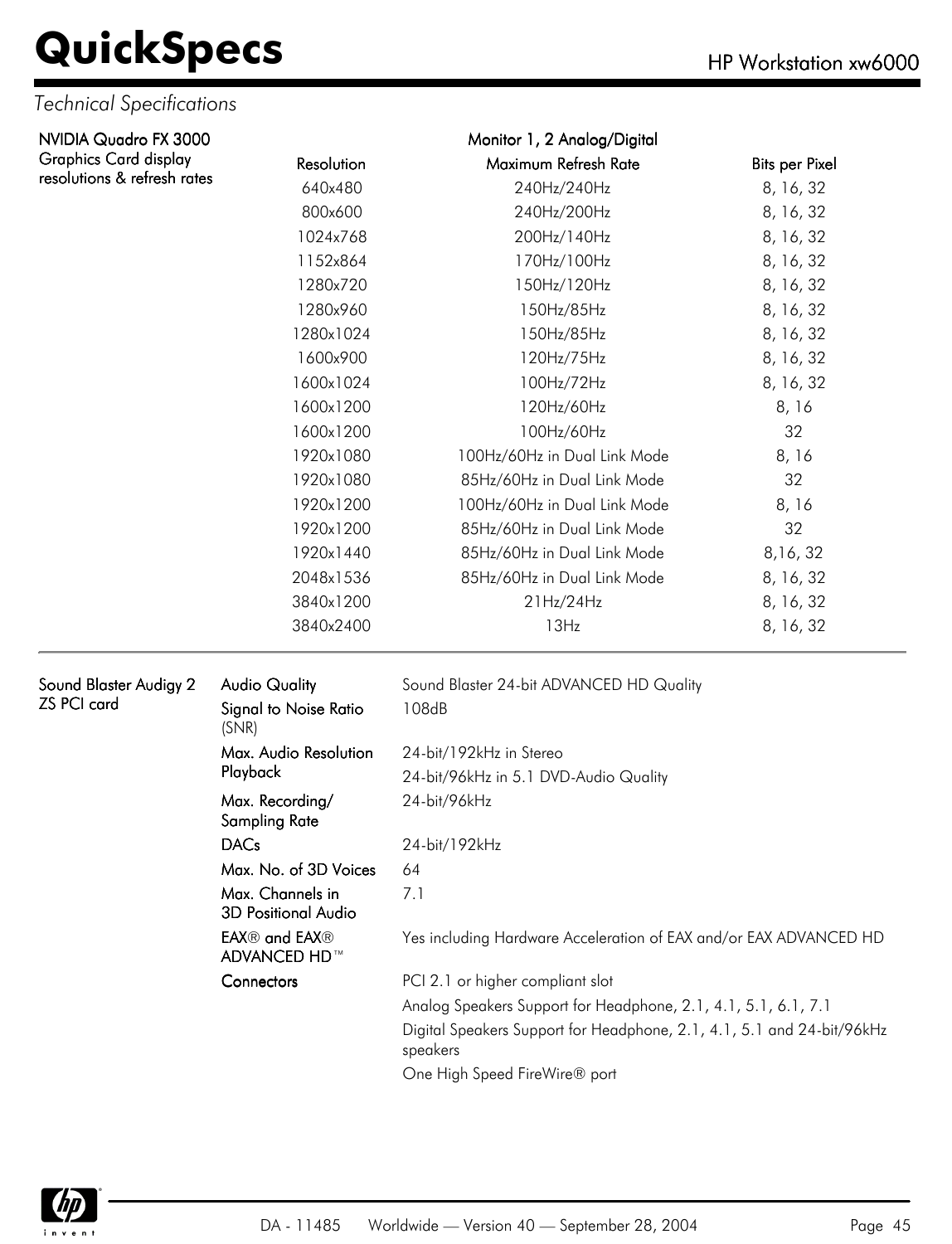*Technical Specifications*

**NVIDIA Quadro FX 3000**
Graphics Card display resolutions & refresh rates

| | Monitor 1, 2 Analog/Digital | |
|---|---|---|
| **Resolution** | **Maximum Refresh Rate** | **Bits per Pixel** |
| 640x480 | 240Hz/240Hz | 8, 16, 32 |
| 800x600 | 240Hz/200Hz | 8, 16, 32 |
| 1024x768 | 200Hz/140Hz | 8, 16, 32 |
| 1152x864 | 170Hz/100Hz | 8, 16, 32 |
| 1280x720 | 150Hz/120Hz | 8, 16, 32 |
| 1280x960 | 150Hz/85Hz | 8, 16, 32 |
| 1280x1024 | 150Hz/85Hz | 8, 16, 32 |
| 1600x900 | 120Hz/75Hz | 8, 16, 32 |
| 1600x1024 | 100Hz/72Hz | 8, 16, 32 |
| 1600x1200 | 120Hz/60Hz | 8, 16 |
| 1600x1200 | 100Hz/60Hz | 32 |
| 1920x1080 | 100Hz/60Hz in Dual Link Mode | 8, 16 |
| 1920x1080 | 85Hz/60Hz in Dual Link Mode | 32 |
| 1920x1200 | 100Hz/60Hz in Dual Link Mode | 8, 16 |
| 1920x1200 | 85Hz/60Hz in Dual Link Mode | 32 |
| 1920x1440 | 85Hz/60Hz in Dual Link Mode | 8,16, 32 |
| 2048x1536 | 85Hz/60Hz in Dual Link Mode | 8, 16, 32 |
| 3840x1200 | 21Hz/24Hz | 8, 16, 32 |
| 3840x2400 | 13Hz | 8, 16, 32 |

**Sound Blaster Audigy 2 ZS PCI card**

| | |
|---|---|
| **Audio Quality** | Sound Blaster 24-bit ADVANCED HD Quality |
| **Signal to Noise Ratio** (SNR) | 108dB |
| **Max. Audio Resolution Playback** | 24-bit/192kHz in Stereo<br>24-bit/96kHz in 5.1 DVD-Audio Quality |
| **Max. Recording/ Sampling Rate** | 24-bit/96kHz |
| **DACs** | 24-bit/192kHz |
| **Max. No. of 3D Voices** | 64 |
| **Max. Channels in 3D Positional Audio** | 7.1 |
| **EAX® and EAX® ADVANCED HD™** | Yes including Hardware Acceleration of EAX and/or EAX ADVANCED HD |
| **Connectors** | PCI 2.1 or higher compliant slot<br>Analog Speakers Support for Headphone, 2.1, 4.1, 5.1, 6.1, 7.1<br>Digital Speakers Support for Headphone, 2.1, 4.1, 5.1 and 24-bit/96kHz speakers<br>One High Speed FireWire® port |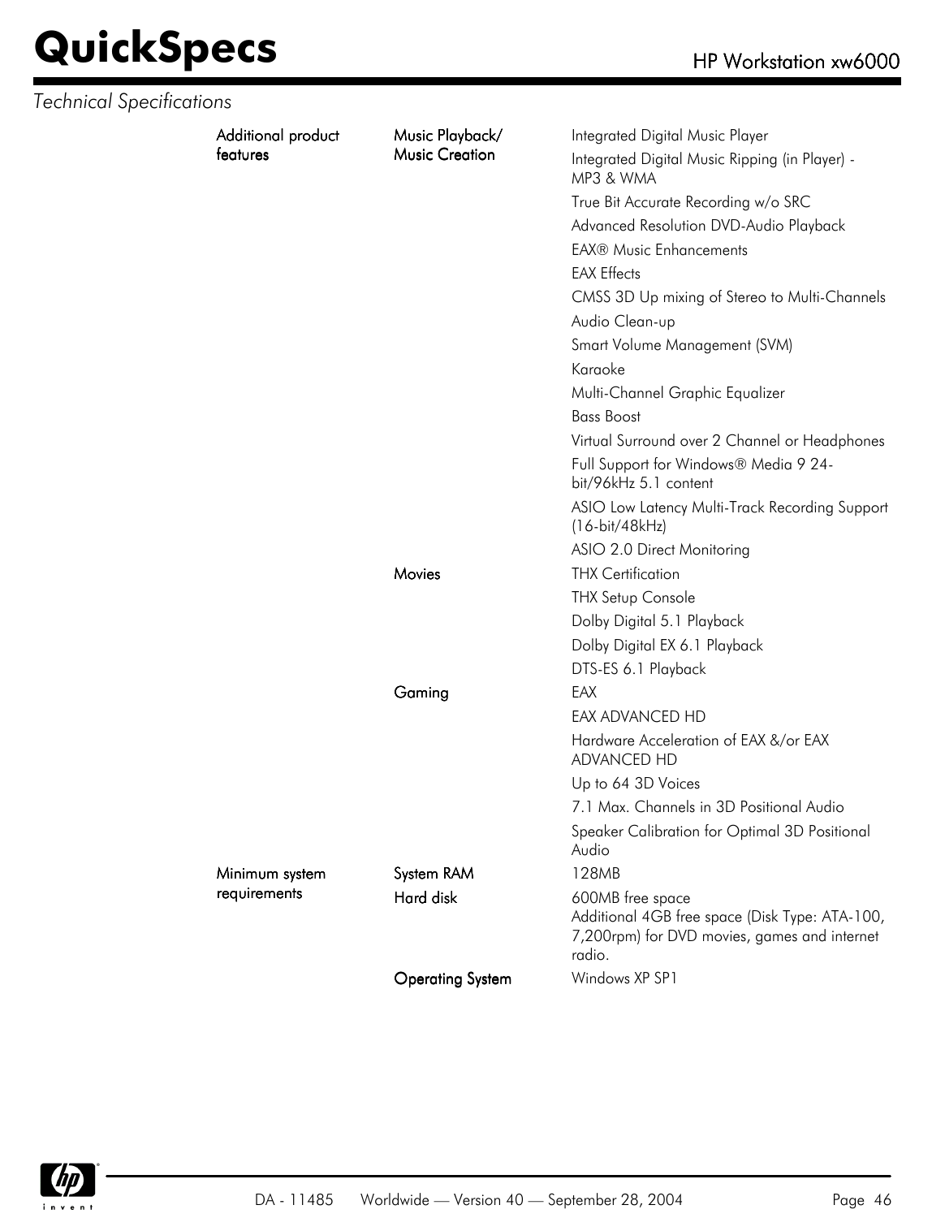*Technical Specifications*

| | | |
|---|---|---|
| **Additional product features** | **Music Playback/ Music Creation** | Integrated Digital Music Player |
| | | Integrated Digital Music Ripping (in Player) - MP3 & WMA |
| | | True Bit Accurate Recording w/o SRC |
| | | Advanced Resolution DVD-Audio Playback |
| | | EAX® Music Enhancements |
| | | EAX Effects |
| | | CMSS 3D Up mixing of Stereo to Multi-Channels |
| | | Audio Clean-up |
| | | Smart Volume Management (SVM) |
| | | Karaoke |
| | | Multi-Channel Graphic Equalizer |
| | | Bass Boost |
| | | Virtual Surround over 2 Channel or Headphones |
| | | Full Support for Windows® Media 9 24-bit/96kHz 5.1 content |
| | | ASIO Low Latency Multi-Track Recording Support (16-bit/48kHz) |
| | | ASIO 2.0 Direct Monitoring |
| | **Movies** | THX Certification |
| | | THX Setup Console |
| | | Dolby Digital 5.1 Playback |
| | | Dolby Digital EX 6.1 Playback |
| | | DTS-ES 6.1 Playback |
| | **Gaming** | EAX |
| | | EAX ADVANCED HD |
| | | Hardware Acceleration of EAX &/or EAX ADVANCED HD |
| | | Up to 64 3D Voices |
| | | 7.1 Max. Channels in 3D Positional Audio |
| | | Speaker Calibration for Optimal 3D Positional Audio |
| **Minimum system requirements** | **System RAM** | 128MB |
| | **Hard disk** | 600MB free space<br>Additional 4GB free space (Disk Type: ATA-100, 7,200rpm) for DVD movies, games and internet radio. |
| | **Operating System** | Windows XP SP1 |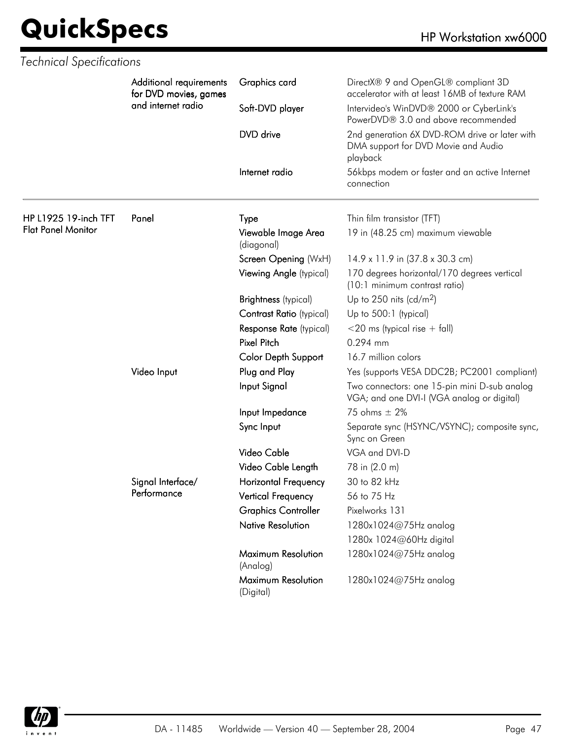*Technical Specifications*

| | | | |
|---|---|---|---|
| | **Additional requirements for DVD movies, games and internet radio** | Graphics card | DirectX® 9 and OpenGL® compliant 3D accelerator with at least 16MB of texture RAM |
| | | Soft-DVD player | Intervideo's WinDVD® 2000 or CyberLink's PowerDVD® 3.0 and above recommended |
| | | DVD drive | 2nd generation 6X DVD-ROM drive or later with DMA support for DVD Movie and Audio playback |
| | | Internet radio | 56kbps modem or faster and an active Internet connection |
| **HP L1925 19-inch TFT Flat Panel Monitor** | **Panel** | Type | Thin film transistor (TFT) |
| | | Viewable Image Area (diagonal) | 19 in (48.25 cm) maximum viewable |
| | | Screen Opening (WxH) | 14.9 x 11.9 in (37.8 x 30.3 cm) |
| | | Viewing Angle (typical) | 170 degrees horizontal/170 degrees vertical (10:1 minimum contrast ratio) |
| | | Brightness (typical) | Up to 250 nits (cd/$m^2$) |
| | | Contrast Ratio (typical) | Up to 500:1 (typical) |
| | | Response Rate (typical) | <20 ms (typical rise + fall) |
| | | Pixel Pitch | 0.294 mm |
| | | Color Depth Support | 16.7 million colors |
| | **Video Input** | Plug and Play | Yes (supports VESA DDC2B; PC2001 compliant) |
| | | Input Signal | Two connectors: one 15-pin mini D-sub analog VGA; and one DVI-I (VGA analog or digital) |
| | | Input Impedance | 75 ohms ± 2% |
| | | Sync Input | Separate sync (HSYNC/VSYNC); composite sync, Sync on Green |
| | | Video Cable | VGA and DVI-D |
| | | Video Cable Length | 78 in (2.0 m) |
| | **Signal Interface/ Performance** | Horizontal Frequency | 30 to 82 kHz |
| | | Vertical Frequency | 56 to 75 Hz |
| | | Graphics Controller | Pixelworks 131 |
| | | Native Resolution | 1280x1024@75Hz analog<br>1280x 1024@60Hz digital |
| | | Maximum Resolution (Analog) | 1280x1024@75Hz analog |
| | | Maximum Resolution (Digital) | 1280x1024@75Hz analog |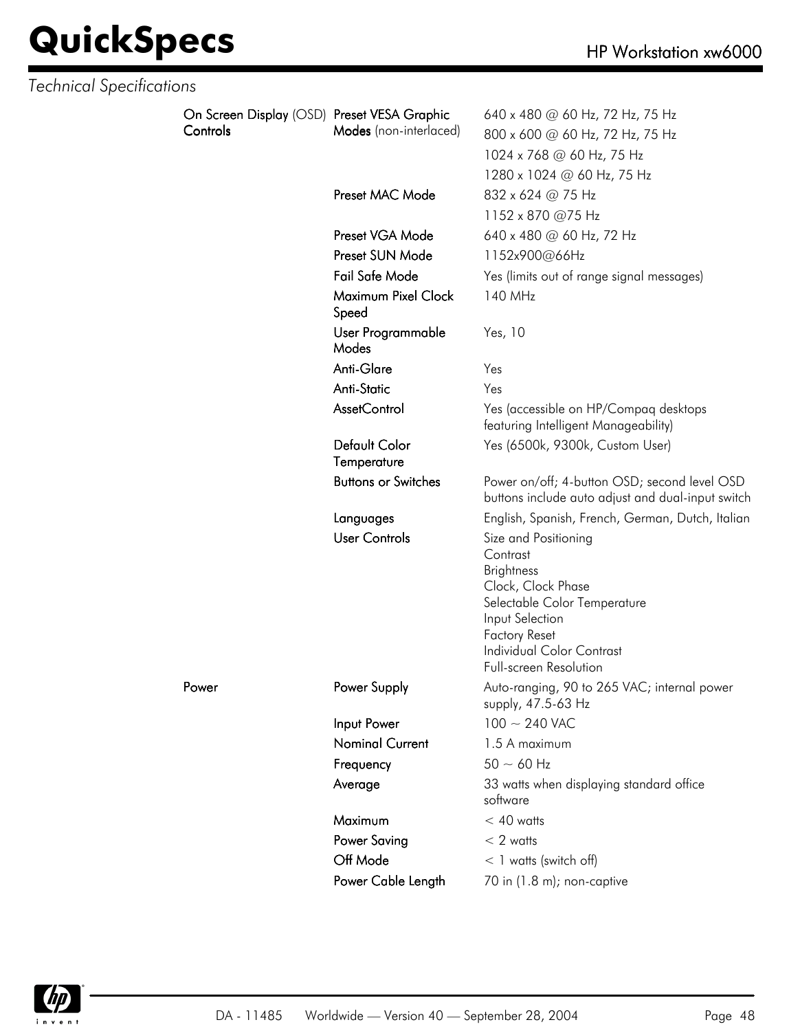*Technical Specifications*

| | | |
|---|---|---|
| **On Screen Display** (OSD) **Controls** | **Preset VESA Graphic Modes** (non-interlaced) | 640 x 480 @ 60 Hz, 72 Hz, 75 Hz<br>800 x 600 @ 60 Hz, 72 Hz, 75 Hz<br>1024 x 768 @ 60 Hz, 75 Hz<br>1280 x 1024 @ 60 Hz, 75 Hz |
| | **Preset MAC Mode** | 832 x 624 @ 75 Hz<br>1152 x 870 @75 Hz |
| | **Preset VGA Mode** | 640 x 480 @ 60 Hz, 72 Hz |
| | **Preset SUN Mode** | 1152x900@66Hz |
| | **Fail Safe Mode** | Yes (limits out of range signal messages) |
| | **Maximum Pixel Clock Speed** | 140 MHz |
| | **User Programmable Modes** | Yes, 10 |
| | **Anti-Glare** | Yes |
| | **Anti-Static** | Yes |
| | **AssetControl** | Yes (accessible on HP/Compaq desktops featuring Intelligent Manageability) |
| | **Default Color Temperature** | Yes (6500k, 9300k, Custom User) |
| | **Buttons or Switches** | Power on/off; 4-button OSD; second level OSD buttons include auto adjust and dual-input switch |
| | **Languages** | English, Spanish, French, German, Dutch, Italian |
| | **User Controls** | Size and Positioning<br>Contrast<br>Brightness<br>Clock, Clock Phase<br>Selectable Color Temperature<br>Input Selection<br>Factory Reset<br>Individual Color Contrast<br>Full-screen Resolution |
| **Power** | **Power Supply** | Auto-ranging, 90 to 265 VAC; internal power supply, 47.5-63 Hz |
| | **Input Power** | 100 ~ 240 VAC |
| | **Nominal Current** | 1.5 A maximum |
| | **Frequency** | 50 ~ 60 Hz |
| | **Average** | 33 watts when displaying standard office software |
| | **Maximum** | < 40 watts |
| | **Power Saving** | < 2 watts |
| | **Off Mode** | < 1 watts (switch off) |
| | **Power Cable Length** | 70 in (1.8 m); non-captive |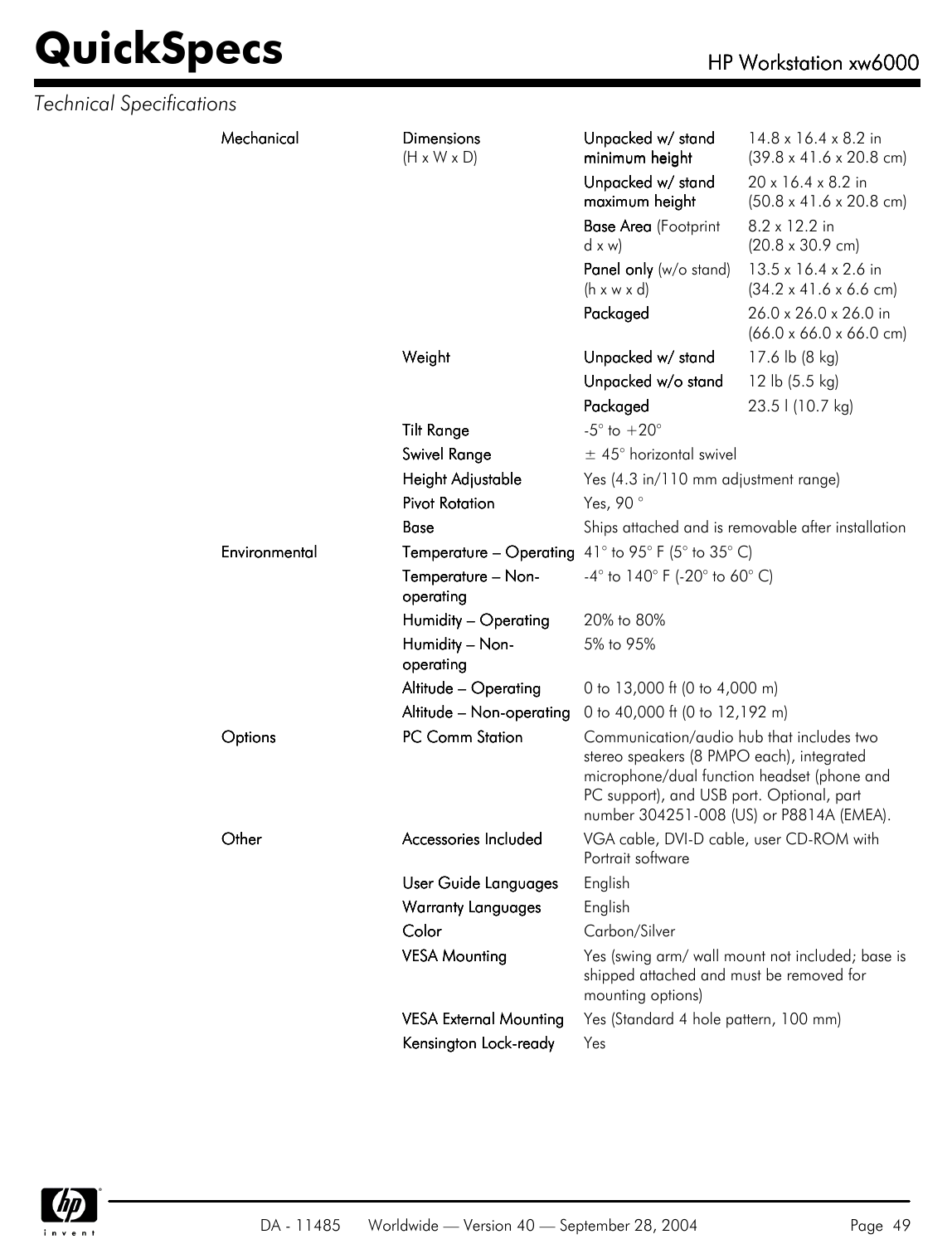*Technical Specifications*

| | | | |
|---|---|---|---|
| **Mechanical** | **Dimensions** (H x W x D) | **Unpacked w/ stand minimum height** | 14.8 x 16.4 x 8.2 in (39.8 x 41.6 x 20.8 cm) |
| | | **Unpacked w/ stand maximum height** | 20 x 16.4 x 8.2 in (50.8 x 41.6 x 20.8 cm) |
| | | **Base Area** (Footprint d x w) | 8.2 x 12.2 in (20.8 x 30.9 cm) |
| | | **Panel only** (w/o stand) (h x w x d) | 13.5 x 16.4 x 2.6 in (34.2 x 41.6 x 6.6 cm) |
| | | **Packaged** | 26.0 x 26.0 x 26.0 in (66.0 x 66.0 x 66.0 cm) |
| | **Weight** | **Unpacked w/ stand** | 17.6 lb (8 kg) |
| | | **Unpacked w/o stand** | 12 lb (5.5 kg) |
| | | **Packaged** | 23.5 l (10.7 kg) |
| | **Tilt Range** | -5° to +20° | |
| | **Swivel Range** | ± 45° horizontal swivel | |
| | **Height Adjustable** | Yes (4.3 in/110 mm adjustment range) | |
| | **Pivot Rotation** | Yes, 90 ° | |
| | **Base** | Ships attached and is removable after installation | |
| **Environmental** | **Temperature – Operating** | 41° to 95° F (5° to 35° C) | |
| | **Temperature – Non-operating** | -4° to 140° F (-20° to 60° C) | |
| | **Humidity – Operating** | 20% to 80% | |
| | **Humidity – Non-operating** | 5% to 95% | |
| | **Altitude – Operating** | 0 to 13,000 ft (0 to 4,000 m) | |
| | **Altitude – Non-operating** | 0 to 40,000 ft (0 to 12,192 m) | |
| **Options** | **PC Comm Station** | Communication/audio hub that includes two stereo speakers (8 PMPO each), integrated microphone/dual function headset (phone and PC support), and USB port. Optional, part number 304251-008 (US) or P8814A (EMEA). | |
| **Other** | **Accessories Included** | VGA cable, DVI-D cable, user CD-ROM with Portrait software | |
| | **User Guide Languages** | English | |
| | **Warranty Languages** | English | |
| | **Color** | Carbon/Silver | |
| | **VESA Mounting** | Yes (swing arm/ wall mount not included; base is shipped attached and must be removed for mounting options) | |
| | **VESA External Mounting** | Yes (Standard 4 hole pattern, 100 mm) | |
| | **Kensington Lock-ready** | Yes | |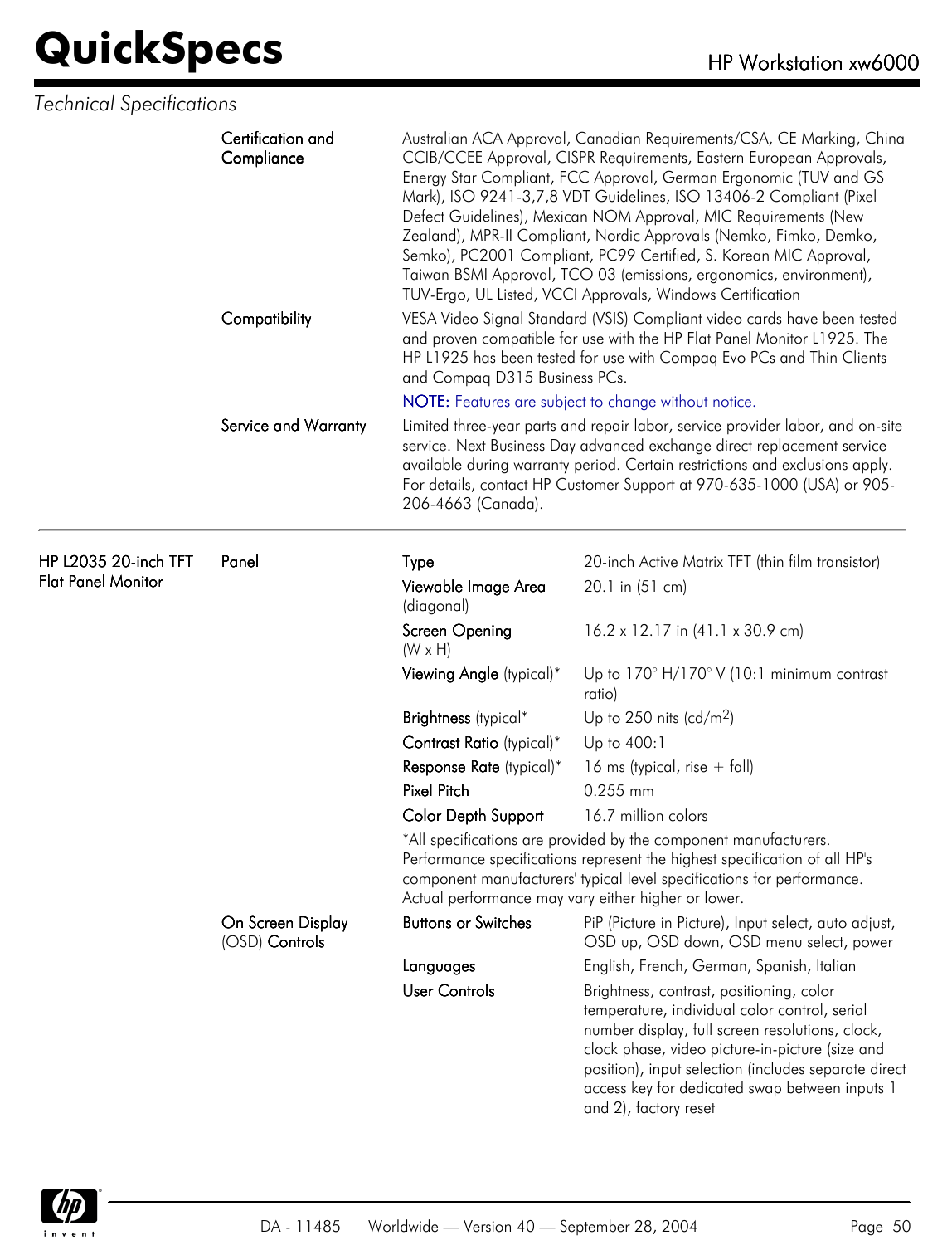*Technical Specifications*

| | | | |
|---|---|---|---|
| | Certification and Compliance | Australian ACA Approval, Canadian Requirements/CSA, CE Marking, China CCIB/CCEE Approval, CISPR Requirements, Eastern European Approvals, Energy Star Compliant, FCC Approval, German Ergonomic (TUV and GS Mark), ISO 9241-3,7,8 VDT Guidelines, ISO 13406-2 Compliant (Pixel Defect Guidelines), Mexican NOM Approval, MIC Requirements (New Zealand), MPR-II Compliant, Nordic Approvals (Nemko, Fimko, Demko, Semko), PC2001 Compliant, PC99 Certified, S. Korean MIC Approval, Taiwan BSMI Approval, TCO 03 (emissions, ergonomics, environment), TUV-Ergo, UL Listed, VCCI Approvals, Windows Certification | |
| | Compatibility | VESA Video Signal Standard (VSIS) Compliant video cards have been tested and proven compatible for use with the HP Flat Panel Monitor L1925. The HP L1925 has been tested for use with Compaq Evo PCs and Thin Clients and Compaq D315 Business PCs.<br>NOTE: Features are subject to change without notice. | |
| | Service and Warranty | Limited three-year parts and repair labor, service provider labor, and on-site service. Next Business Day advanced exchange direct replacement service available during warranty period. Certain restrictions and exclusions apply. For details, contact HP Customer Support at 970-635-1000 (USA) or 905-206-4663 (Canada). | |

| | | | |
|---|---|---|---|
| HP L2035 20-inch TFT Flat Panel Monitor | Panel | Type | 20-inch Active Matrix TFT (thin film transistor) |
| | | Viewable Image Area (diagonal) | 20.1 in (51 cm) |
| | | Screen Opening (W x H) | 16.2 x 12.17 in (41.1 x 30.9 cm) |
| | | Viewing Angle (typical)* | Up to 170° H/170° V (10:1 minimum contrast ratio) |
| | | Brightness (typical* | Up to 250 nits (cd/m$^2$) |
| | | Contrast Ratio (typical)* | Up to 400:1 |
| | | Response Rate (typical)* | 16 ms (typical, rise + fall) |
| | | Pixel Pitch | 0.255 mm |
| | | Color Depth Support | 16.7 million colors |
| | | *All specifications are provided by the component manufacturers. Performance specifications represent the highest specification of all HP's component manufacturers' typical level specifications for performance. Actual performance may vary either higher or lower. | |
| | On Screen Display (OSD) Controls | Buttons or Switches | PiP (Picture in Picture), Input select, auto adjust, OSD up, OSD down, OSD menu select, power |
| | | Languages | English, French, German, Spanish, Italian |
| | | User Controls | Brightness, contrast, positioning, color temperature, individual color control, serial number display, full screen resolutions, clock, clock phase, video picture-in-picture (size and position), input selection (includes separate direct access key for dedicated swap between inputs 1 and 2), factory reset |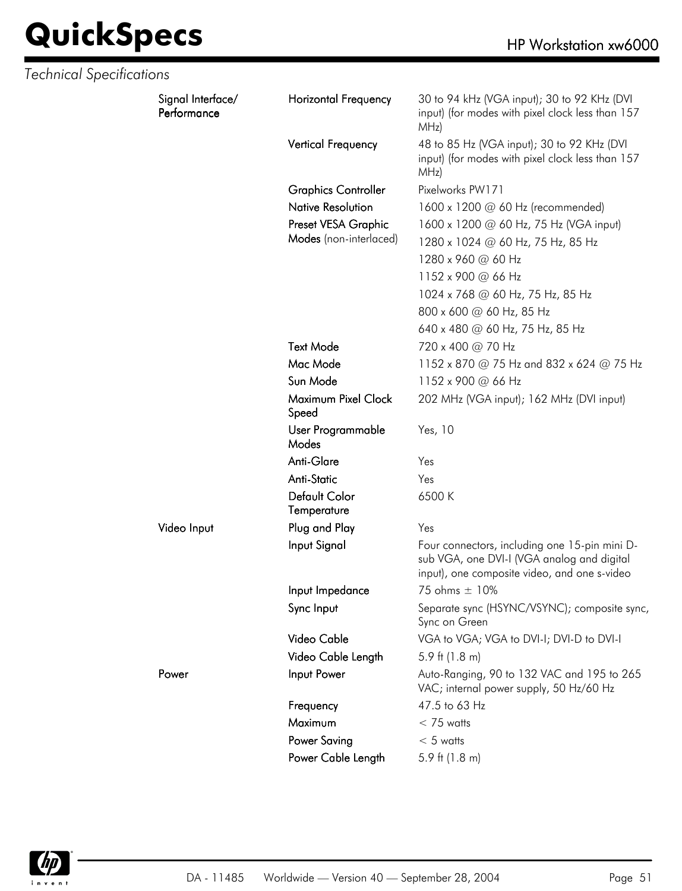*Technical Specifications*

| | | |
|---|---|---|
| **Signal Interface/ Performance** | Horizontal Frequency | 30 to 94 kHz (VGA input); 30 to 92 KHz (DVI input) (for modes with pixel clock less than 157 MHz) |
| | Vertical Frequency | 48 to 85 Hz (VGA input); 30 to 92 KHz (DVI input) (for modes with pixel clock less than 157 MHz) |
| | Graphics Controller | Pixelworks PW171 |
| | Native Resolution | 1600 x 1200 @ 60 Hz (recommended) |
| | Preset VESA Graphic Modes (non-interlaced) | 1600 x 1200 @ 60 Hz, 75 Hz (VGA input) |
| | | 1280 x 1024 @ 60 Hz, 75 Hz, 85 Hz |
| | | 1280 x 960 @ 60 Hz |
| | | 1152 x 900 @ 66 Hz |
| | | 1024 x 768 @ 60 Hz, 75 Hz, 85 Hz |
| | | 800 x 600 @ 60 Hz, 85 Hz |
| | | 640 x 480 @ 60 Hz, 75 Hz, 85 Hz |
| | Text Mode | 720 x 400 @ 70 Hz |
| | Mac Mode | 1152 x 870 @ 75 Hz and 832 x 624 @ 75 Hz |
| | Sun Mode | 1152 x 900 @ 66 Hz |
| | Maximum Pixel Clock Speed | 202 MHz (VGA input); 162 MHz (DVI input) |
| | User Programmable Modes | Yes, 10 |
| | Anti-Glare | Yes |
| | Anti-Static | Yes |
| | Default Color Temperature | 6500 K |
| **Video Input** | Plug and Play | Yes |
| | Input Signal | Four connectors, including one 15-pin mini D-sub VGA, one DVI-I (VGA analog and digital input), one composite video, and one s-video |
| | Input Impedance | 75 ohms ± 10% |
| | Sync Input | Separate sync (HSYNC/VSYNC); composite sync, Sync on Green |
| | Video Cable | VGA to VGA; VGA to DVI-I; DVI-D to DVI-I |
| | Video Cable Length | 5.9 ft (1.8 m) |
| **Power** | Input Power | Auto-Ranging, 90 to 132 VAC and 195 to 265 VAC; internal power supply, 50 Hz/60 Hz |
| | Frequency | 47.5 to 63 Hz |
| | Maximum | < 75 watts |
| | Power Saving | < 5 watts |
| | Power Cable Length | 5.9 ft (1.8 m) |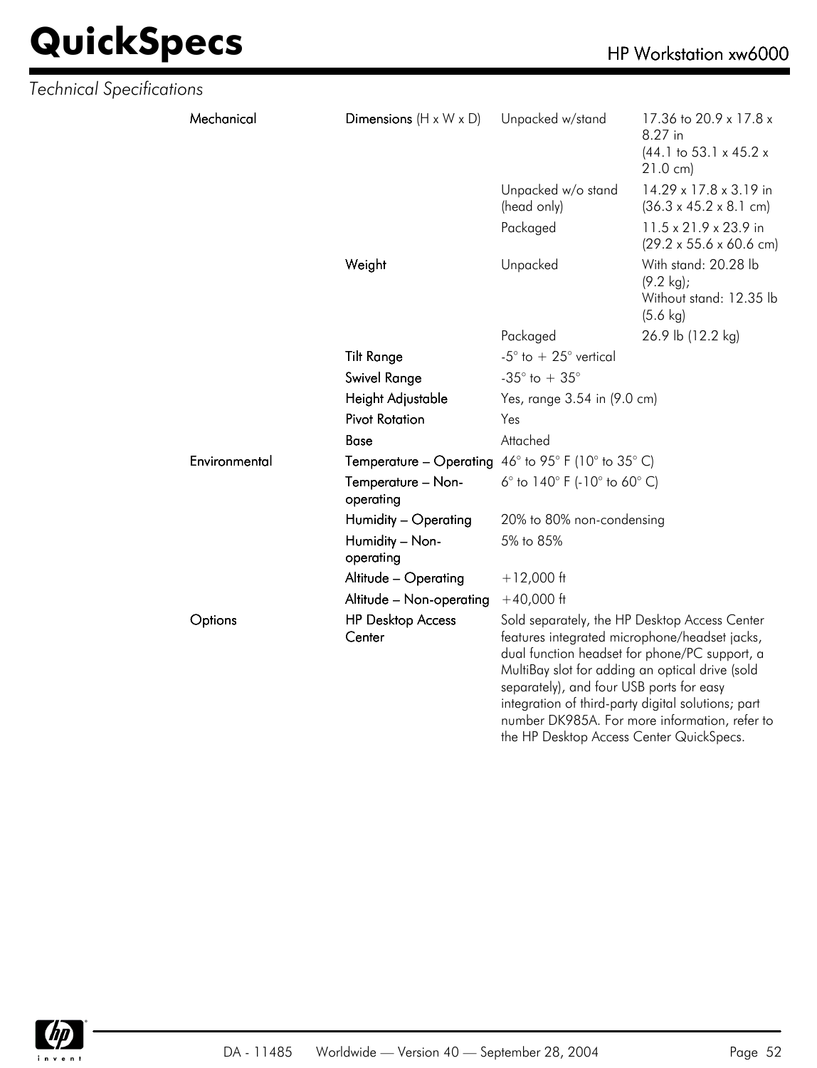*Technical Specifications*

| | | | |
|---|---|---|---|
| **Mechanical** | **Dimensions** (H x W x D) | Unpacked w/stand | 17.36 to 20.9 x 17.8 x 8.27 in (44.1 to 53.1 x 45.2 x 21.0 cm) |
| | | Unpacked w/o stand (head only) | 14.29 x 17.8 x 3.19 in (36.3 x 45.2 x 8.1 cm) |
| | | Packaged | 11.5 x 21.9 x 23.9 in (29.2 x 55.6 x 60.6 cm) |
| | **Weight** | Unpacked | With stand: 20.28 lb (9.2 kg); Without stand: 12.35 lb (5.6 kg) |
| | | Packaged | 26.9 lb (12.2 kg) |
| | **Tilt Range** | -5° to + 25° vertical | |
| | **Swivel Range** | -35° to + 35° | |
| | **Height Adjustable** | Yes, range 3.54 in (9.0 cm) | |
| | **Pivot Rotation** | Yes | |
| | **Base** | Attached | |
| **Environmental** | **Temperature – Operating** | 46° to 95° F (10° to 35° C) | |
| | **Temperature – Non-operating** | 6° to 140° F (-10° to 60° C) | |
| | **Humidity – Operating** | 20% to 80% non-condensing | |
| | **Humidity – Non-operating** | 5% to 85% | |
| | **Altitude – Operating** | +12,000 ft | |
| | **Altitude – Non-operating** | +40,000 ft | |
| **Options** | **HP Desktop Access Center** | Sold separately, the HP Desktop Access Center features integrated microphone/headset jacks, dual function headset for phone/PC support, a MultiBay slot for adding an optical drive (sold separately), and four USB ports for easy integration of third-party digital solutions; part number DK985A. For more information, refer to the HP Desktop Access Center QuickSpecs. | |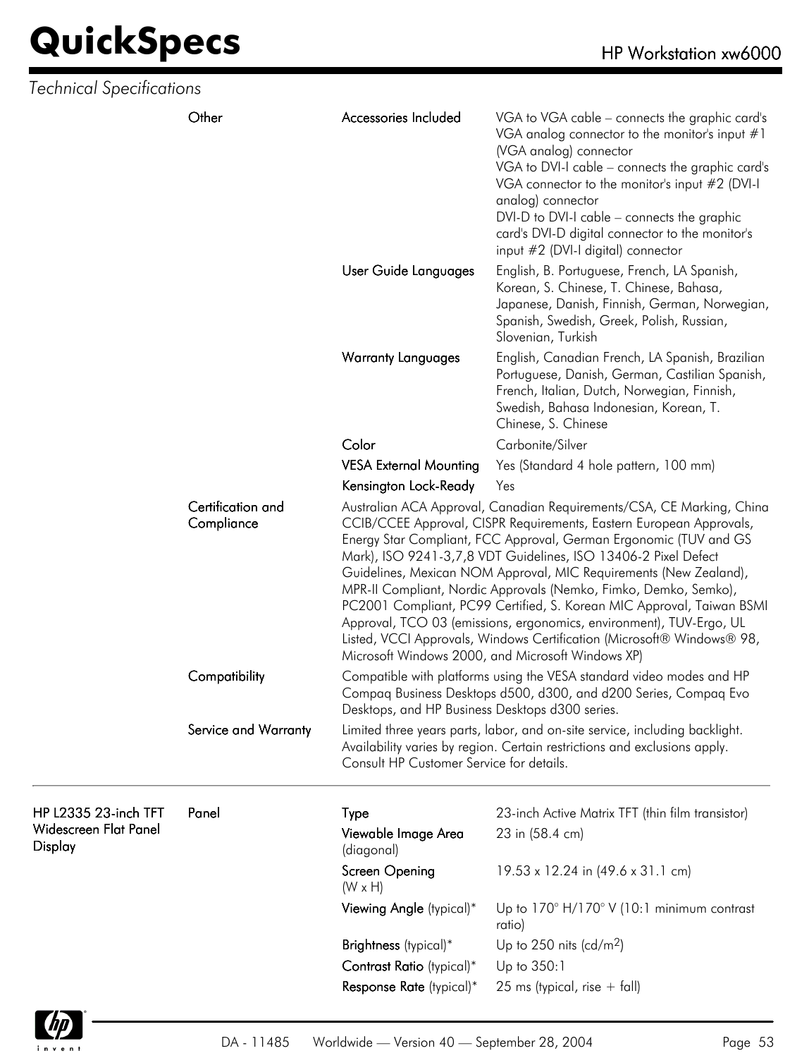*Technical Specifications*

| | | | |
|---|---|---|---|
| | **Other** | **Accessories Included** | VGA to VGA cable – connects the graphic card's VGA analog connector to the monitor's input #1 (VGA analog) connector<br>VGA to DVI-I cable – connects the graphic card's VGA connector to the monitor's input #2 (DVI-I analog) connector<br>DVI-D to DVI-I cable – connects the graphic card's DVI-D digital connector to the monitor's input #2 (DVI-I digital) connector |
| | | **User Guide Languages** | English, B. Portuguese, French, LA Spanish, Korean, S. Chinese, T. Chinese, Bahasa, Japanese, Danish, Finnish, German, Norwegian, Spanish, Swedish, Greek, Polish, Russian, Slovenian, Turkish |
| | | **Warranty Languages** | English, Canadian French, LA Spanish, Brazilian Portuguese, Danish, German, Castilian Spanish, French, Italian, Dutch, Norwegian, Finnish, Swedish, Bahasa Indonesian, Korean, T. Chinese, S. Chinese |
| | | **Color** | Carbonite/Silver |
| | | **VESA External Mounting** | Yes (Standard 4 hole pattern, 100 mm) |
| | | **Kensington Lock-Ready** | Yes |
| | **Certification and Compliance** | Australian ACA Approval, Canadian Requirements/CSA, CE Marking, China CCIB/CCEE Approval, CISPR Requirements, Eastern European Approvals, Energy Star Compliant, FCC Approval, German Ergonomic (TUV and GS Mark), ISO 9241-3,7,8 VDT Guidelines, ISO 13406-2 Pixel Defect Guidelines, Mexican NOM Approval, MIC Requirements (New Zealand), MPR-II Compliant, Nordic Approvals (Nemko, Fimko, Demko, Semko), PC2001 Compliant, PC99 Certified, S. Korean MIC Approval, Taiwan BSMI Approval, TCO 03 (emissions, ergonomics, environment), TUV-Ergo, UL Listed, VCCI Approvals, Windows Certification (Microsoft® Windows® 98, Microsoft Windows 2000, and Microsoft Windows XP) | |
| | **Compatibility** | Compatible with platforms using the VESA standard video modes and HP Compaq Business Desktops d500, d300, and d200 Series, Compaq Evo Desktops, and HP Business Desktops d300 series. | |
| | **Service and Warranty** | Limited three years parts, labor, and on-site service, including backlight. Availability varies by region. Certain restrictions and exclusions apply. Consult HP Customer Service for details. | |

| | | | |
|---|---|---|---|
| **HP L2335 23-inch TFT Widescreen Flat Panel Display** | **Panel** | **Type** | 23-inch Active Matrix TFT (thin film transistor) |
| | | **Viewable Image Area** (diagonal) | 23 in (58.4 cm) |
| | | **Screen Opening** (W x H) | 19.53 x 12.24 in (49.6 x 31.1 cm) |
| | | **Viewing Angle** (typical)* | Up to 170° H/170° V (10:1 minimum contrast ratio) |
| | | **Brightness** (typical)* | Up to 250 nits (cd/m$^2$) |
| | | **Contrast Ratio** (typical)* | Up to 350:1 |
| | | **Response Rate** (typical)* | 25 ms (typical, rise + fall) |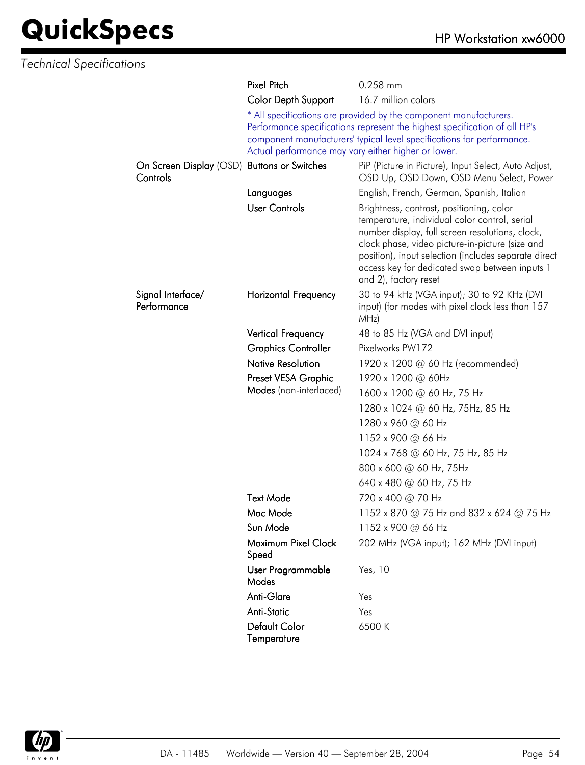*Technical Specifications*

| | | |
|---|---|---|
| | Pixel Pitch | 0.258 mm |
| | Color Depth Support | 16.7 million colors |
| | * All specifications are provided by the component manufacturers. Performance specifications represent the highest specification of all HP's component manufacturers' typical level specifications for performance. Actual performance may vary either higher or lower. | |
| On Screen Display (OSD) Controls | Buttons or Switches | PiP (Picture in Picture), Input Select, Auto Adjust, OSD Up, OSD Down, OSD Menu Select, Power |
| | Languages | English, French, German, Spanish, Italian |
| | User Controls | Brightness, contrast, positioning, color temperature, individual color control, serial number display, full screen resolutions, clock, clock phase, video picture-in-picture (size and position), input selection (includes separate direct access key for dedicated swap between inputs 1 and 2), factory reset |
| Signal Interface/ Performance | Horizontal Frequency | 30 to 94 kHz (VGA input); 30 to 92 KHz (DVI input) (for modes with pixel clock less than 157 MHz) |
| | Vertical Frequency | 48 to 85 Hz (VGA and DVI input) |
| | Graphics Controller | Pixelworks PW172 |
| | Native Resolution | 1920 x 1200 @ 60 Hz (recommended) |
| | Preset VESA Graphic Modes (non-interlaced) | 1920 x 1200 @ 60Hz |
| | | 1600 x 1200 @ 60 Hz, 75 Hz |
| | | 1280 x 1024 @ 60 Hz, 75Hz, 85 Hz |
| | | 1280 x 960 @ 60 Hz |
| | | 1152 x 900 @ 66 Hz |
| | | 1024 x 768 @ 60 Hz, 75 Hz, 85 Hz |
| | | 800 x 600 @ 60 Hz, 75Hz |
| | | 640 x 480 @ 60 Hz, 75 Hz |
| | Text Mode | 720 x 400 @ 70 Hz |
| | Mac Mode | 1152 x 870 @ 75 Hz and 832 x 624 @ 75 Hz |
| | Sun Mode | 1152 x 900 @ 66 Hz |
| | Maximum Pixel Clock Speed | 202 MHz (VGA input); 162 MHz (DVI input) |
| | User Programmable Modes | Yes, 10 |
| | Anti-Glare | Yes |
| | Anti-Static | Yes |
| | Default Color Temperature | 6500 K |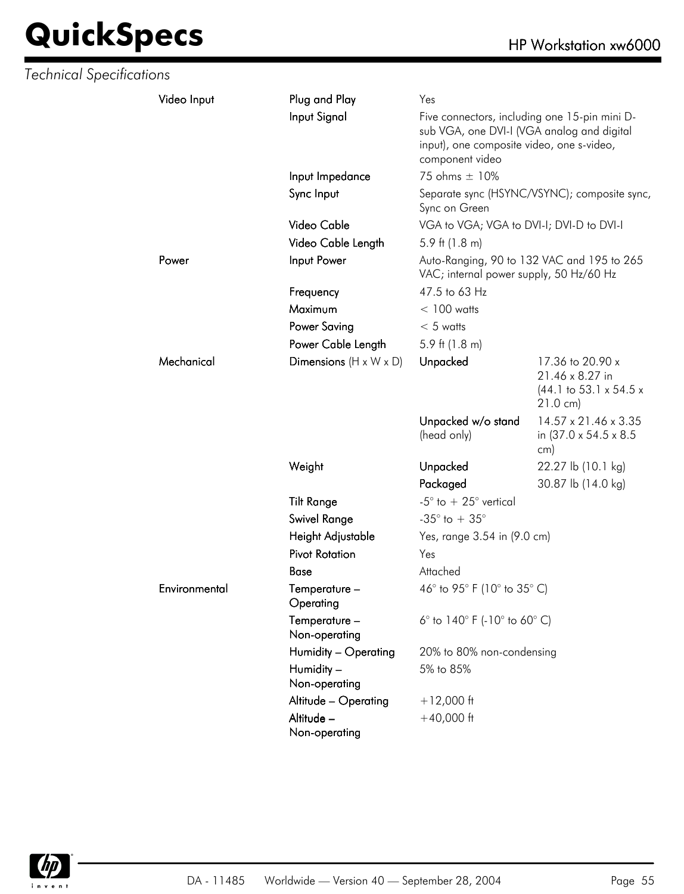*Technical Specifications*

| | | | |
|---|---|---|---|
| **Video Input** | **Plug and Play** | Yes | |
| | **Input Signal** | Five connectors, including one 15-pin mini D-sub VGA, one DVI-I (VGA analog and digital input), one composite video, one s-video, component video | |
| | **Input Impedance** | 75 ohms ± 10% | |
| | **Sync Input** | Separate sync (HSYNC/VSYNC); composite sync, Sync on Green | |
| | **Video Cable** | VGA to VGA; VGA to DVI-I; DVI-D to DVI-I | |
| | **Video Cable Length** | 5.9 ft (1.8 m) | |
| **Power** | **Input Power** | Auto-Ranging, 90 to 132 VAC and 195 to 265 VAC; internal power supply, 50 Hz/60 Hz | |
| | **Frequency** | 47.5 to 63 Hz | |
| | **Maximum** | < 100 watts | |
| | **Power Saving** | < 5 watts | |
| | **Power Cable Length** | 5.9 ft (1.8 m) | |
| **Mechanical** | **Dimensions** (H x W x D) | **Unpacked** | 17.36 to 20.90 x 21.46 x 8.27 in (44.1 to 53.1 x 54.5 x 21.0 cm) |
| | | **Unpacked w/o stand** (head only) | 14.57 x 21.46 x 3.35 in (37.0 x 54.5 x 8.5 cm) |
| | **Weight** | **Unpacked** | 22.27 lb (10.1 kg) |
| | | **Packaged** | 30.87 lb (14.0 kg) |
| | **Tilt Range** | -5° to + 25° vertical | |
| | **Swivel Range** | -35° to + 35° | |
| | **Height Adjustable** | Yes, range 3.54 in (9.0 cm) | |
| | **Pivot Rotation** | Yes | |
| | **Base** | Attached | |
| **Environmental** | **Temperature – Operating** | 46° to 95° F (10° to 35° C) | |
| | **Temperature – Non-operating** | 6° to 140° F (-10° to 60° C) | |
| | **Humidity – Operating** | 20% to 80% non-condensing | |
| | **Humidity – Non-operating** | 5% to 85% | |
| | **Altitude – Operating** | +12,000 ft | |
| | **Altitude – Non-operating** | +40,000 ft | |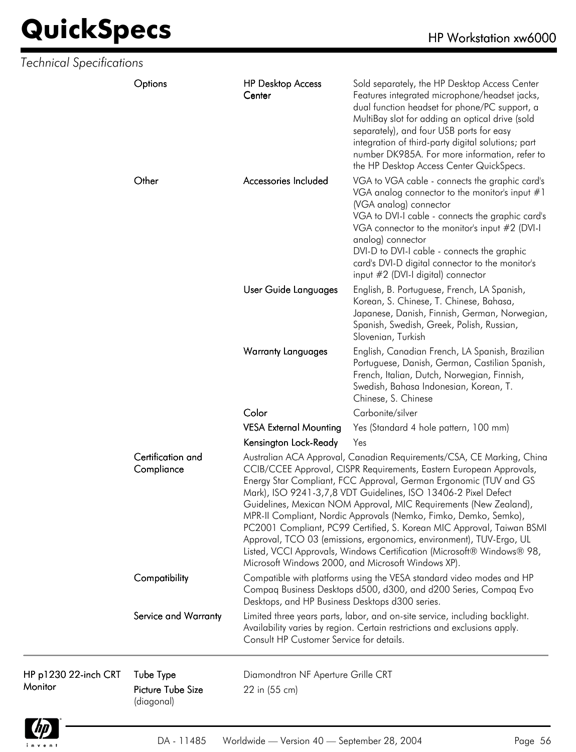*Technical Specifications*

| | | | |
|---|---|---|---|
| | Options | HP Desktop Access Center | Sold separately, the HP Desktop Access Center Features integrated microphone/headset jacks, dual function headset for phone/PC support, a MultiBay slot for adding an optical drive (sold separately), and four USB ports for easy integration of third-party digital solutions; part number DK985A. For more information, refer to the HP Desktop Access Center QuickSpecs. |
| | Other | Accessories Included | VGA to VGA cable - connects the graphic card's VGA analog connector to the monitor's input #1 (VGA analog) connector<br>VGA to DVI-I cable - connects the graphic card's VGA connector to the monitor's input #2 (DVI-I analog) connector<br>DVI-D to DVI-I cable - connects the graphic card's DVI-D digital connector to the monitor's input #2 (DVI-I digital) connector |
| | | User Guide Languages | English, B. Portuguese, French, LA Spanish, Korean, S. Chinese, T. Chinese, Bahasa, Japanese, Danish, Finnish, German, Norwegian, Spanish, Swedish, Greek, Polish, Russian, Slovenian, Turkish |
| | | Warranty Languages | English, Canadian French, LA Spanish, Brazilian Portuguese, Danish, German, Castilian Spanish, French, Italian, Dutch, Norwegian, Finnish, Swedish, Bahasa Indonesian, Korean, T. Chinese, S. Chinese |
| | | Color | Carbonite/silver |
| | | VESA External Mounting | Yes (Standard 4 hole pattern, 100 mm) |
| | | Kensington Lock-Ready | Yes |
| | Certification and Compliance | Australian ACA Approval, Canadian Requirements/CSA, CE Marking, China CCIB/CCEE Approval, CISPR Requirements, Eastern European Approvals, Energy Star Compliant, FCC Approval, German Ergonomic (TUV and GS Mark), ISO 9241-3,7,8 VDT Guidelines, ISO 13406-2 Pixel Defect Guidelines, Mexican NOM Approval, MIC Requirements (New Zealand), MPR-II Compliant, Nordic Approvals (Nemko, Fimko, Demko, Semko), PC2001 Compliant, PC99 Certified, S. Korean MIC Approval, Taiwan BSMI Approval, TCO 03 (emissions, ergonomics, environment), TUV-Ergo, UL Listed, VCCI Approvals, Windows Certification (Microsoft® Windows® 98, Microsoft Windows 2000, and Microsoft Windows XP). | |
| | Compatibility | Compatible with platforms using the VESA standard video modes and HP Compaq Business Desktops d500, d300, and d200 Series, Compaq Evo Desktops, and HP Business Desktops d300 series. | |
| | Service and Warranty | Limited three years parts, labor, and on-site service, including backlight. Availability varies by region. Certain restrictions and exclusions apply. Consult HP Customer Service for details. | |

| | | |
|---|---|---|
| HP p1230 22-inch CRT Monitor | Tube Type | Diamondtron NF Aperture Grille CRT |
| | Picture Tube Size (diagonal) | 22 in (55 cm) |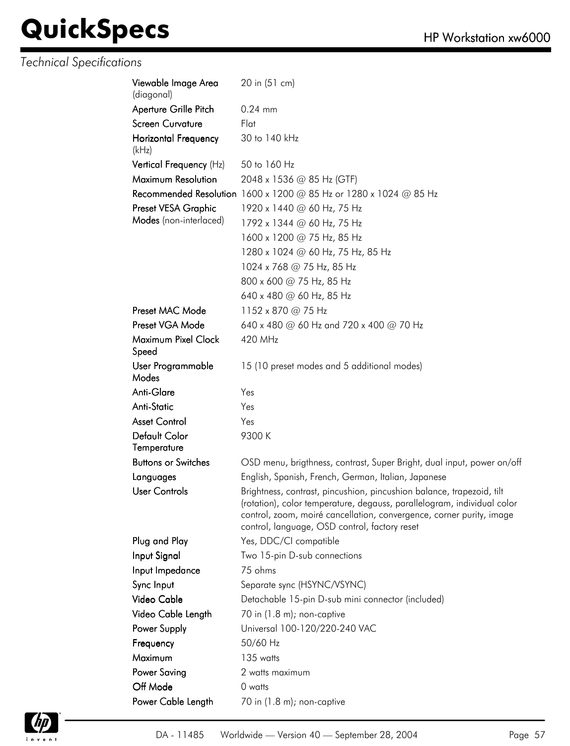*Technical Specifications*

| | |
|---|---|
| **Viewable Image Area** (diagonal) | 20 in (51 cm) |
| **Aperture Grille Pitch** | 0.24 mm |
| **Screen Curvature** | Flat |
| **Horizontal Frequency** (kHz) | 30 to 140 kHz |
| **Vertical Frequency** (Hz) | 50 to 160 Hz |
| **Maximum Resolution** | 2048 x 1536 @ 85 Hz (GTF) |
| **Recommended Resolution** | 1600 x 1200 @ 85 Hz or 1280 x 1024 @ 85 Hz |
| **Preset VESA Graphic Modes** (non-interlaced) | 1920 x 1440 @ 60 Hz, 75 Hz |
| | 1792 x 1344 @ 60 Hz, 75 Hz |
| | 1600 x 1200 @ 75 Hz, 85 Hz |
| | 1280 x 1024 @ 60 Hz, 75 Hz, 85 Hz |
| | 1024 x 768 @ 75 Hz, 85 Hz |
| | 800 x 600 @ 75 Hz, 85 Hz |
| | 640 x 480 @ 60 Hz, 85 Hz |
| **Preset MAC Mode** | 1152 x 870 @ 75 Hz |
| **Preset VGA Mode** | 640 x 480 @ 60 Hz and 720 x 400 @ 70 Hz |
| **Maximum Pixel Clock Speed** | 420 MHz |
| **User Programmable Modes** | 15 (10 preset modes and 5 additional modes) |
| **Anti-Glare** | Yes |
| **Anti-Static** | Yes |
| **Asset Control** | Yes |
| **Default Color Temperature** | 9300 K |
| **Buttons or Switches** | OSD menu, brigthness, contrast, Super Bright, dual input, power on/off |
| **Languages** | English, Spanish, French, German, Italian, Japanese |
| **User Controls** | Brightness, contrast, pincushion, pincushion balance, trapezoid, tilt (rotation), color temperature, degauss, parallelogram, individual color control, zoom, moiré cancellation, convergence, corner purity, image control, language, OSD control, factory reset |
| **Plug and Play** | Yes, DDC/CI compatible |
| **Input Signal** | Two 15-pin D-sub connections |
| **Input Impedance** | 75 ohms |
| **Sync Input** | Separate sync (HSYNC/VSYNC) |
| **Video Cable** | Detachable 15-pin D-sub mini connector (included) |
| **Video Cable Length** | 70 in (1.8 m); non-captive |
| **Power Supply** | Universal 100-120/220-240 VAC |
| **Frequency** | 50/60 Hz |
| **Maximum** | 135 watts |
| **Power Saving** | 2 watts maximum |
| **Off Mode** | 0 watts |
| **Power Cable Length** | 70 in (1.8 m); non-captive |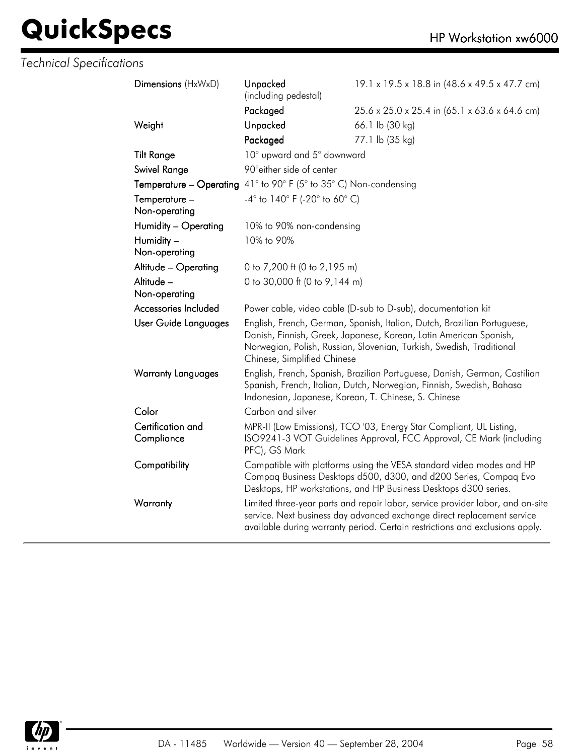*Technical Specifications*

| | | |
|---|---|---|
| **Dimensions** (HxWxD) | **Unpacked** (including pedestal) | 19.1 x 19.5 x 18.8 in (48.6 x 49.5 x 47.7 cm) |
| | **Packaged** | 25.6 x 25.0 x 25.4 in (65.1 x 63.6 x 64.6 cm) |
| **Weight** | **Unpacked** | 66.1 lb (30 kg) |
| | **Packaged** | 77.1 lb (35 kg) |
| **Tilt Range** | 10° upward and 5° downward | |
| **Swivel Range** | 90°either side of center | |
| **Temperature – Operating** | 41° to 90° F (5° to 35° C) Non-condensing | |
| **Temperature – Non-operating** | -4° to 140° F (-20° to 60° C) | |
| **Humidity – Operating** | 10% to 90% non-condensing | |
| **Humidity – Non-operating** | 10% to 90% | |
| **Altitude – Operating** | 0 to 7,200 ft (0 to 2,195 m) | |
| **Altitude – Non-operating** | 0 to 30,000 ft (0 to 9,144 m) | |
| **Accessories Included** | Power cable, video cable (D-sub to D-sub), documentation kit | |
| **User Guide Languages** | English, French, German, Spanish, Italian, Dutch, Brazilian Portuguese, Danish, Finnish, Greek, Japanese, Korean, Latin American Spanish, Norwegian, Polish, Russian, Slovenian, Turkish, Swedish, Traditional Chinese, Simplified Chinese | |
| **Warranty Languages** | English, French, Spanish, Brazilian Portuguese, Danish, German, Castilian Spanish, French, Italian, Dutch, Norwegian, Finnish, Swedish, Bahasa Indonesian, Japanese, Korean, T. Chinese, S. Chinese | |
| **Color** | Carbon and silver | |
| **Certification and Compliance** | MPR-II (Low Emissions), TCO '03, Energy Star Compliant, UL Listing, ISO9241-3 VOT Guidelines Approval, FCC Approval, CE Mark (including PFC), GS Mark | |
| **Compatibility** | Compatible with platforms using the VESA standard video modes and HP Compaq Business Desktops d500, d300, and d200 Series, Compaq Evo Desktops, HP workstations, and HP Business Desktops d300 series. | |
| **Warranty** | Limited three-year parts and repair labor, service provider labor, and on-site service. Next business day advanced exchange direct replacement service available during warranty period. Certain restrictions and exclusions apply. | |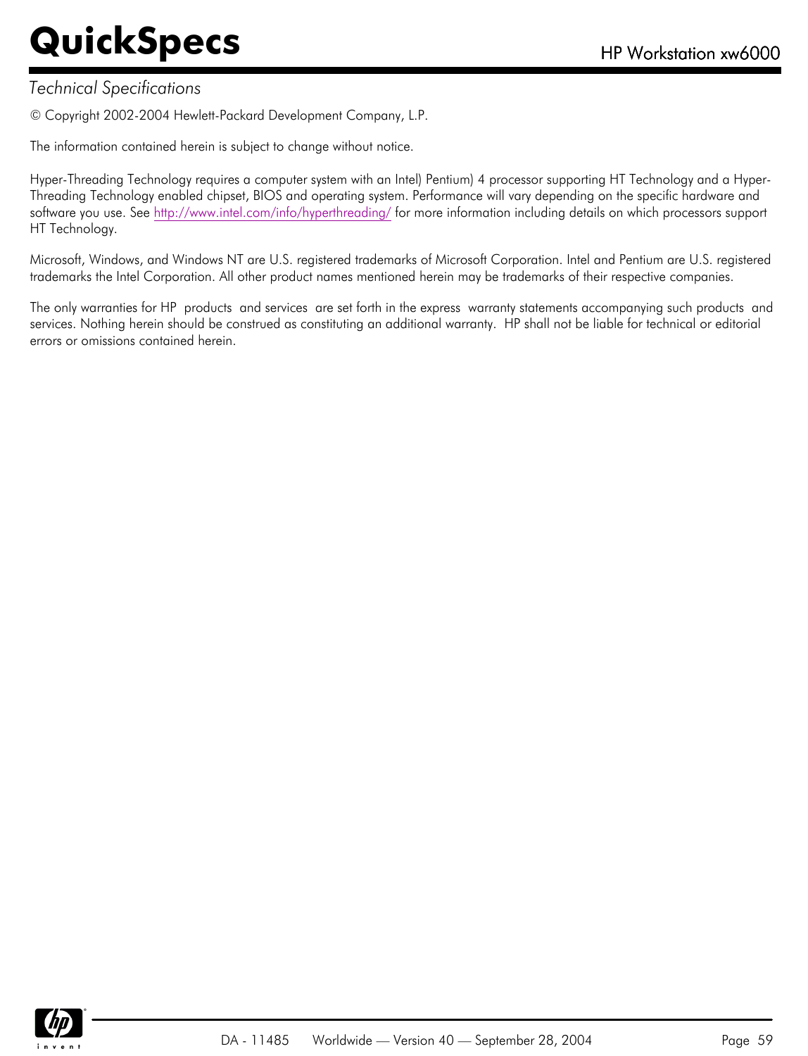*Technical Specifications*

© Copyright 2002-2004 Hewlett-Packard Development Company, L.P.

The information contained herein is subject to change without notice.

Hyper-Threading Technology requires a computer system with an Intel) Pentium) 4 processor supporting HT Technology and a Hyper-Threading Technology enabled chipset, BIOS and operating system. Performance will vary depending on the specific hardware and software you use. See http://www.intel.com/info/hyperthreading/ for more information including details on which processors support HT Technology.

Microsoft, Windows, and Windows NT are U.S. registered trademarks of Microsoft Corporation. Intel and Pentium are U.S. registered trademarks the Intel Corporation. All other product names mentioned herein may be trademarks of their respective companies.

The only warranties for HP products and services are set forth in the express warranty statements accompanying such products and services. Nothing herein should be construed as constituting an additional warranty. HP shall not be liable for technical or editorial errors or omissions contained herein.